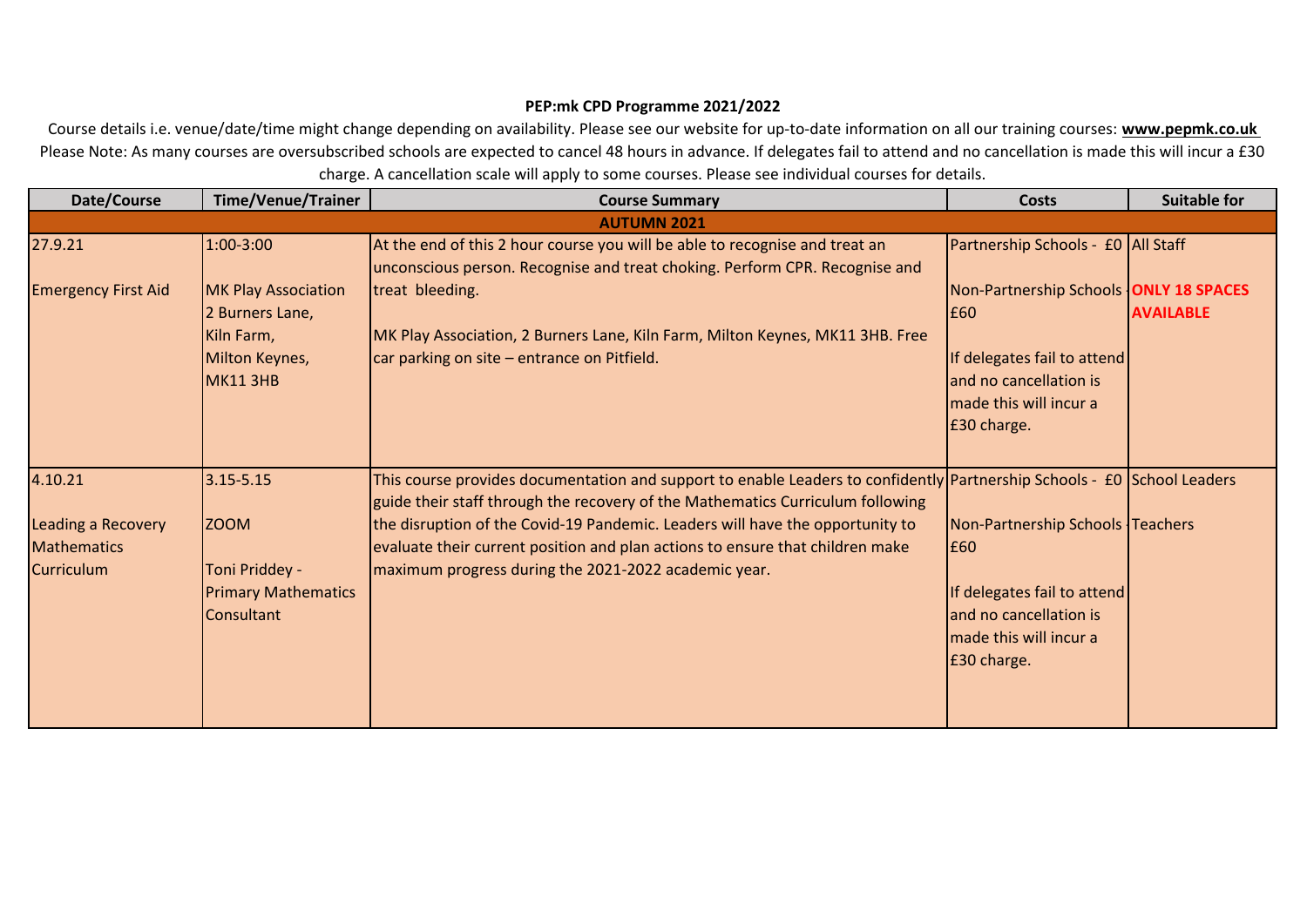**PEP:mk CPD Programme 2021/2022**

Course details i.e. venue/date/time might change depending on availability. Please see our website for up-to-date information on all our training courses: **www.pepmk.co.uk**
Please Note: As many courses are oversubscribed schools are expected to cancel 48 hours in advance. If delegates fail to attend and no cancellation is made this will incur a £30 charge. A cancellation scale will apply to some courses. Please see individual courses for details.

| Date/Course | Time/Venue/Trainer | Course Summary | Costs | Suitable for |
|---|---|---|---|---|
| **AUTUMN 2021** | | | | |
| 27.9.21<br><br>Emergency First Aid | 1:00-3:00<br><br>MK Play Association<br>2 Burners Lane,<br>Kiln Farm,<br>Milton Keynes,<br>MK11 3HB | At the end of this 2 hour course you will be able to recognise and treat an unconscious person. Recognise and treat choking. Perform CPR. Recognise and treat bleeding.<br><br>MK Play Association, 2 Burners Lane, Kiln Farm, Milton Keynes, MK11 3HB. Free car parking on site – entrance on Pitfield. | Partnership Schools - £0<br><br>Non-Partnership Schools - £60<br><br>If delegates fail to attend and no cancellation is made this will incur a £30 charge. | All Staff<br><br>**ONLY 18 SPACES AVAILABLE** |
| 4.10.21<br><br>Leading a Recovery Mathematics Curriculum | 3.15-5.15<br><br>ZOOM<br><br>Toni Priddey - Primary Mathematics Consultant | This course provides documentation and support to enable Leaders to confidently guide their staff through the recovery of the Mathematics Curriculum following the disruption of the Covid-19 Pandemic. Leaders will have the opportunity to evaluate their current position and plan actions to ensure that children make maximum progress during the 2021-2022 academic year. | Partnership Schools - £0<br><br>Non-Partnership Schools - £60<br><br>If delegates fail to attend and no cancellation is made this will incur a £30 charge. | School Leaders<br><br>Teachers |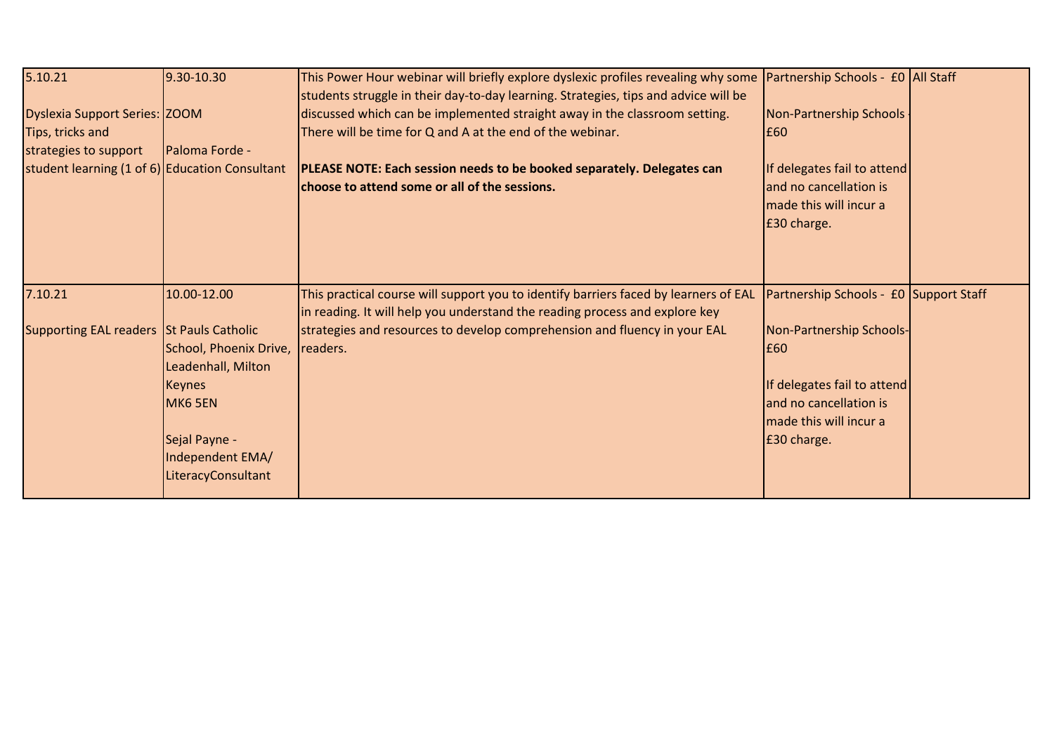| | | | | |
|---|---|---|---|---|
| 5.10.21<br><br>Dyslexia Support Series: Tips, tricks and strategies to support student learning (1 of 6) | 9.30-10.30<br><br>ZOOM<br><br>Paloma Forde - Education Consultant | This Power Hour webinar will briefly explore dyslexic profiles revealing why some students struggle in their day-to-day learning. Strategies, tips and advice will be discussed which can be implemented straight away in the classroom setting. There will be time for Q and A at the end of the webinar.<br><br>**PLEASE NOTE: Each session needs to be booked separately. Delegates can choose to attend some or all of the sessions.** | Partnership Schools - £0<br><br>Non-Partnership Schools - £60<br><br>If delegates fail to attend and no cancellation is made this will incur a £30 charge. | All Staff |
| 7.10.21<br><br>Supporting EAL readers | 10.00-12.00<br><br>St Pauls Catholic School, Phoenix Drive, Leadenhall, Milton Keynes<br>MK6 5EN<br><br>Sejal Payne - Independent EMA/ LiteracyConsultant | This practical course will support you to identify barriers faced by learners of EAL in reading. It will help you understand the reading process and explore key strategies and resources to develop comprehension and fluency in your EAL readers. | Partnership Schools - £0<br><br>Non-Partnership Schools- £60<br><br>If delegates fail to attend and no cancellation is made this will incur a £30 charge. | Support Staff |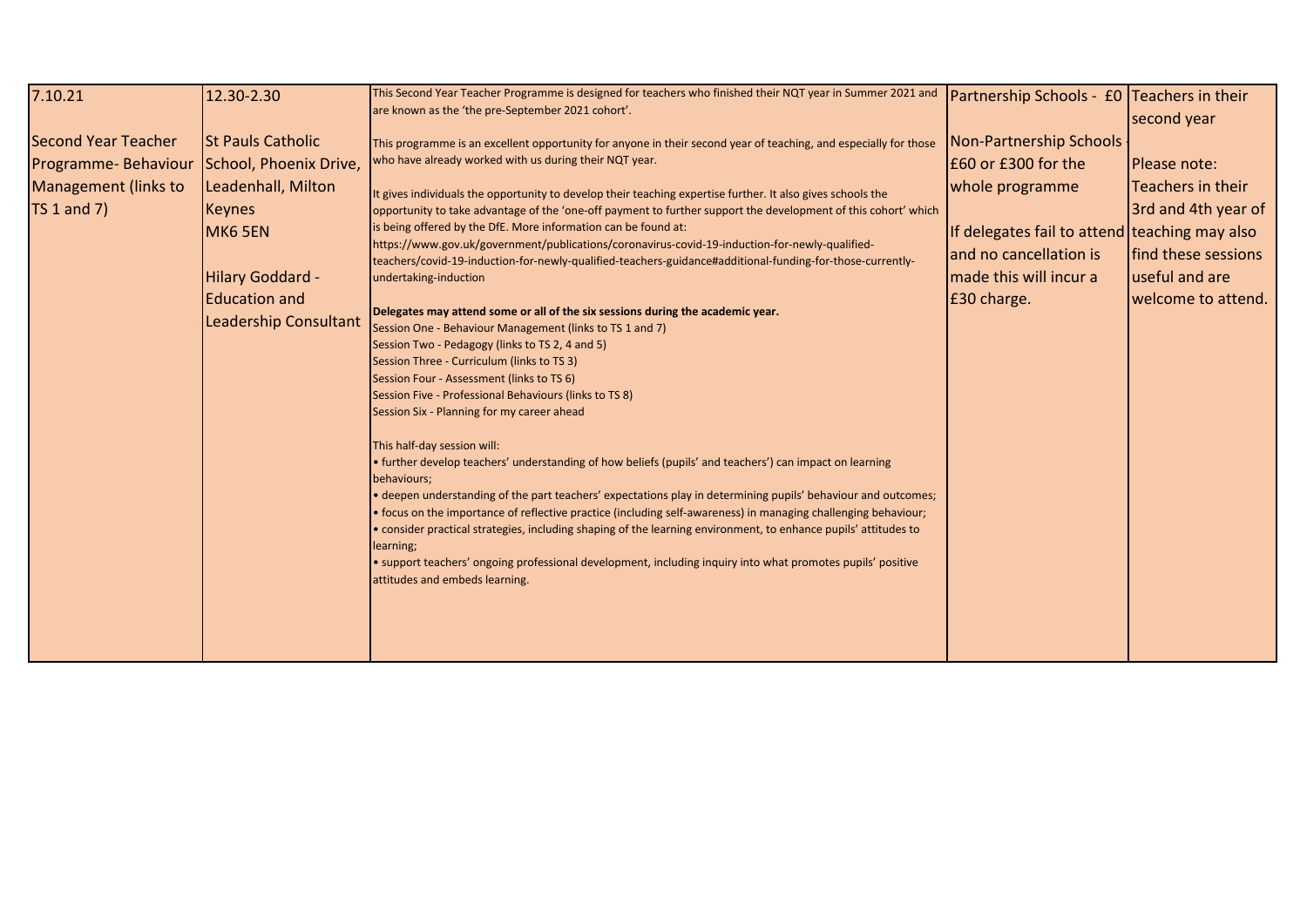| | | | | |
|---|---|---|---|---|
| 7.10.21<br><br>Second Year Teacher Programme- Behaviour Management (links to TS 1 and 7) | 12.30-2.30<br><br>St Pauls Catholic School, Phoenix Drive, Leadenhall, Milton Keynes<br>MK6 5EN<br><br>Hilary Goddard - Education and Leadership Consultant | This Second Year Teacher Programme is designed for teachers who finished their NQT year in Summer 2021 and are known as the 'the pre-September 2021 cohort'.<br><br>This programme is an excellent opportunity for anyone in their second year of teaching, and especially for those who have already worked with us during their NQT year.<br><br>It gives individuals the opportunity to develop their teaching expertise further. It also gives schools the opportunity to take advantage of the 'one-off payment to further support the development of this cohort' which is being offered by the DfE. More information can be found at: https://www.gov.uk/government/publications/coronavirus-covid-19-induction-for-newly-qualified-teachers/covid-19-induction-for-newly-qualified-teachers-guidance#additional-funding-for-those-currently-undertaking-induction<br><br>**Delegates may attend some or all of the six sessions during the academic year.**<br>Session One - Behaviour Management (links to TS 1 and 7)<br>Session Two - Pedagogy (links to TS 2, 4 and 5)<br>Session Three - Curriculum (links to TS 3)<br>Session Four - Assessment (links to TS 6)<br>Session Five - Professional Behaviours (links to TS 8)<br>Session Six - Planning for my career ahead<br><br>This half-day session will:<br>• further develop teachers' understanding of how beliefs (pupils' and teachers') can impact on learning behaviours;<br>• deepen understanding of the part teachers' expectations play in determining pupils' behaviour and outcomes;<br>• focus on the importance of reflective practice (including self-awareness) in managing challenging behaviour;<br>• consider practical strategies, including shaping of the learning environment, to enhance pupils' attitudes to learning;<br>• support teachers' ongoing professional development, including inquiry into what promotes pupils' positive attitudes and embeds learning. | Partnership Schools - £0<br><br>Non-Partnership Schools - £60 or £300 for the whole programme<br><br>If delegates fail to attend and no cancellation is made this will incur a £30 charge. | Teachers in their second year<br><br>Please note: Teachers in their 3rd and 4th year of teaching may also find these sessions useful and are welcome to attend. |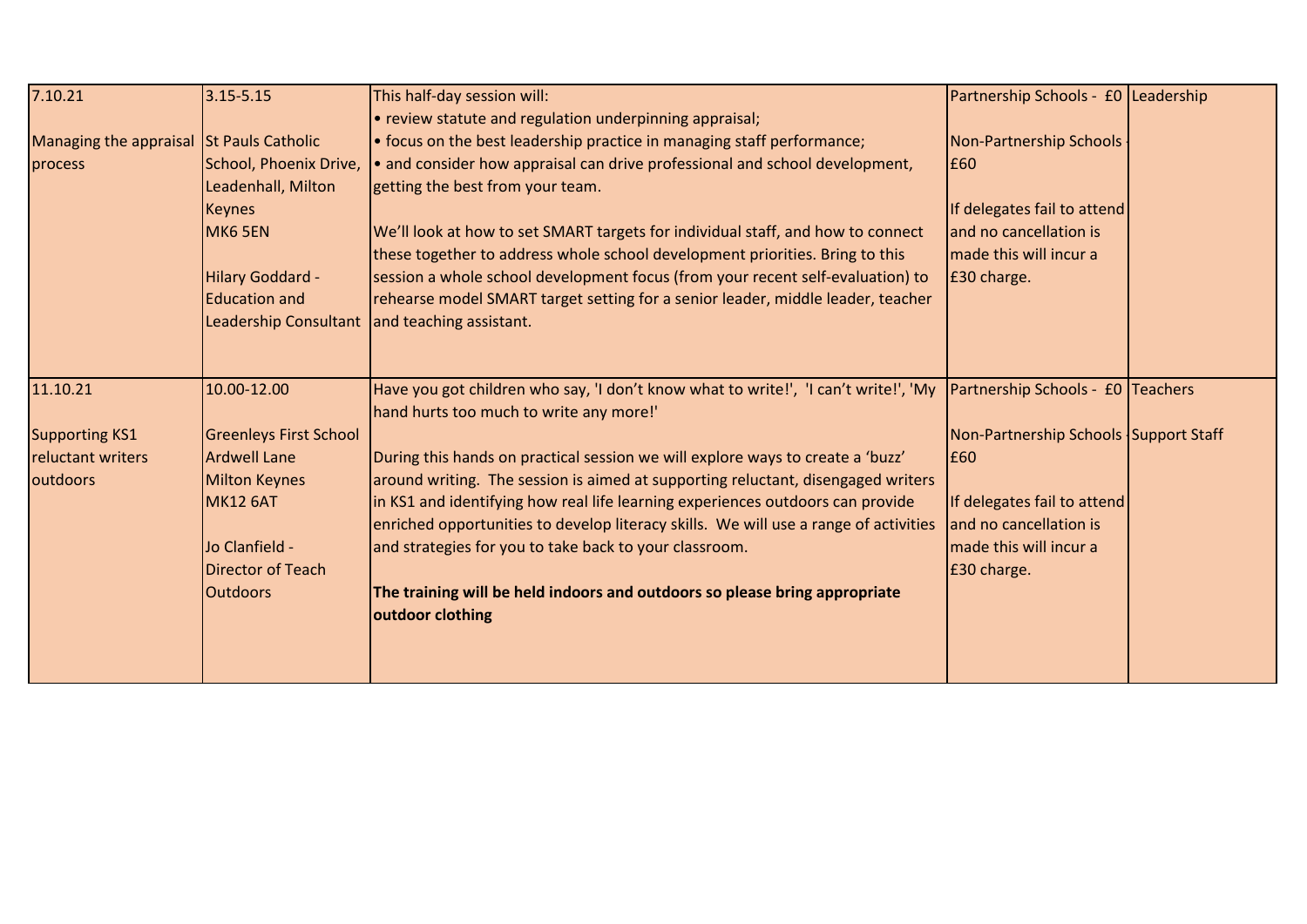| | | | | |
|---|---|---|---|---|
| 7.10.21<br><br>Managing the appraisal process | 3.15-5.15<br><br>St Pauls Catholic School, Phoenix Drive, Leadenhall, Milton Keynes<br>MK6 5EN<br><br>Hilary Goddard - Education and Leadership Consultant | This half-day session will:<br>• review statute and regulation underpinning appraisal;<br>• focus on the best leadership practice in managing staff performance;<br>• and consider how appraisal can drive professional and school development, getting the best from your team.<br><br>We'll look at how to set SMART targets for individual staff, and how to connect these together to address whole school development priorities. Bring to this session a whole school development focus (from your recent self-evaluation) to rehearse model SMART target setting for a senior leader, middle leader, teacher and teaching assistant. | Partnership Schools - £0<br><br>Non-Partnership Schools - £60<br><br>If delegates fail to attend and no cancellation is made this will incur a £30 charge. | Leadership |
| 11.10.21<br><br>Supporting KS1 reluctant writers outdoors | 10.00-12.00<br><br>Greenleys First School<br>Ardwell Lane<br>Milton Keynes<br>MK12 6AT<br><br>Jo Clanfield - Director of Teach Outdoors | Have you got children who say, 'I don't know what to write!', 'I can't write!', 'My hand hurts too much to write any more!'<br><br>During this hands on practical session we will explore ways to create a 'buzz' around writing. The session is aimed at supporting reluctant, disengaged writers in KS1 and identifying how real life learning experiences outdoors can provide enriched opportunities to develop literacy skills. We will use a range of activities and strategies for you to take back to your classroom.<br><br>**The training will be held indoors and outdoors so please bring appropriate outdoor clothing** | Partnership Schools - £0<br><br>Non-Partnership Schools - £60<br><br>If delegates fail to attend and no cancellation is made this will incur a £30 charge. | Teachers<br><br>Support Staff |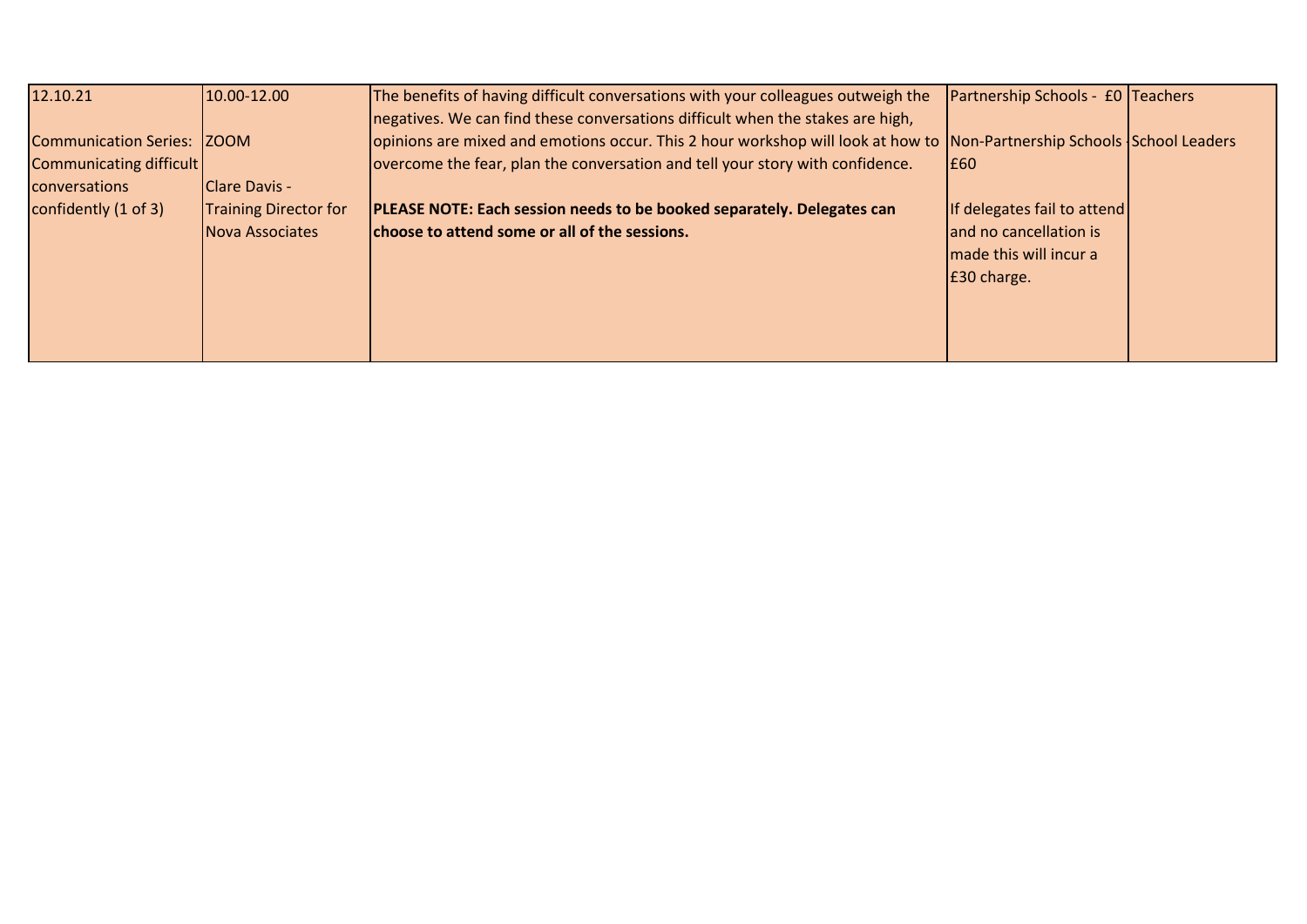| | | | | |
|---|---|---|---|---|
| 12.10.21<br><br>Communication Series: Communicating difficult conversations confidently (1 of 3) | 10.00-12.00<br><br>ZOOM<br><br>Clare Davis - Training Director for Nova Associates | The benefits of having difficult conversations with your colleagues outweigh the negatives. We can find these conversations difficult when the stakes are high, opinions are mixed and emotions occur. This 2 hour workshop will look at how to overcome the fear, plan the conversation and tell your story with confidence.<br><br>**PLEASE NOTE: Each session needs to be booked separately. Delegates can choose to attend some or all of the sessions.** | Partnership Schools - £0<br><br>Non-Partnership Schools - £60<br><br>If delegates fail to attend and no cancellation is made this will incur a £30 charge. | Teachers<br><br>School Leaders |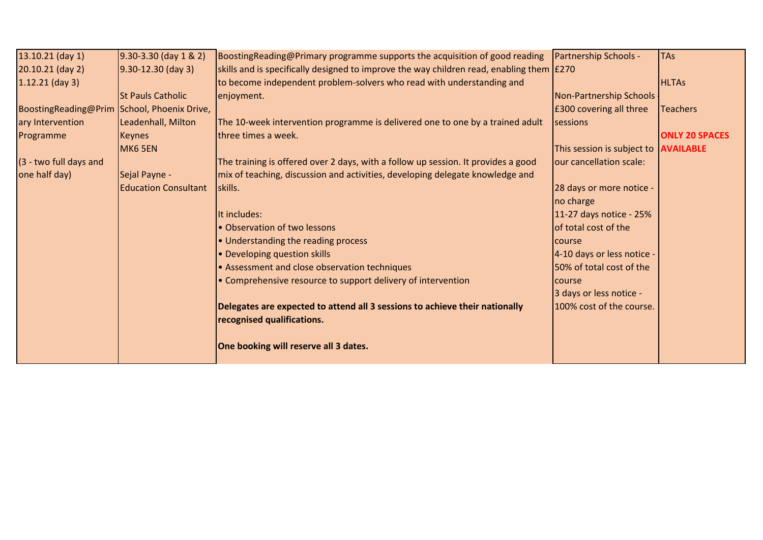| | | | | |
|---|---|---|---|---|
| 13.10.21 (day 1)<br>20.10.21 (day 2)<br>1.12.21 (day 3)<br><br>BoostingReading@Primary Intervention Programme<br><br>(3 - two full days and one half day) | 9.30-3.30 (day 1 & 2)<br>9.30-12.30 (day 3)<br><br>St Pauls Catholic School, Phoenix Drive, Leadenhall, Milton Keynes<br>MK6 5EN<br><br>Sejal Payne - Education Consultant | BoostingReading@Primary programme supports the acquisition of good reading skills and is specifically designed to improve the way children read, enabling them to become independent problem-solvers who read with understanding and enjoyment.<br><br>The 10-week intervention programme is delivered one to one by a trained adult three times a week.<br><br>The training is offered over 2 days, with a follow up session. It provides a good mix of teaching, discussion and activities, developing delegate knowledge and skills.<br><br>It includes:<br>• Observation of two lessons<br>• Understanding the reading process<br>• Developing question skills<br>• Assessment and close observation techniques<br>• Comprehensive resource to support delivery of intervention<br><br>**Delegates are expected to attend all 3 sessions to achieve their nationally recognised qualifications.**<br><br>**One booking will reserve all 3 dates.** | Partnership Schools - £270<br><br>Non-Partnership Schools - £300 covering all three sessions<br><br>This session is subject to our cancellation scale:<br><br>28 days or more notice - no charge<br>11-27 days notice - 25% of total cost of the course<br>4-10 days or less notice - 50% of total cost of the course<br>3 days or less notice - 100% cost of the course. | TAs<br><br>HLTAs<br><br>Teachers<br><br>**ONLY 20 SPACES AVAILABLE** |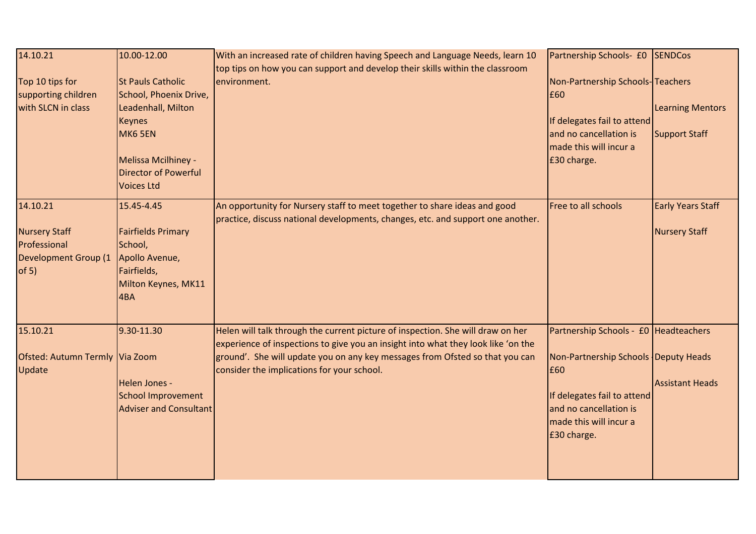| | | | | |
|---|---|---|---|---|
| 14.10.21<br><br>Top 10 tips for supporting children with SLCN in class | 10.00-12.00<br><br>St Pauls Catholic School, Phoenix Drive, Leadenhall, Milton Keynes<br>MK6 5EN<br><br>Melissa Mcilhiney - Director of Powerful Voices Ltd | With an increased rate of children having Speech and Language Needs, learn 10 top tips on how you can support and develop their skills within the classroom environment. | Partnership Schools- £0<br><br>Non-Partnership Schools- £60<br><br>If delegates fail to attend and no cancellation is made this will incur a £30 charge. | SENDCos<br><br>Teachers<br><br>Learning Mentors<br><br>Support Staff |
| 14.10.21<br><br>Nursery Staff Professional Development Group (1 of 5) | 15.45-4.45<br><br>Fairfields Primary School,<br>Apollo Avenue,<br>Fairfields,<br>Milton Keynes, MK11 4BA | An opportunity for Nursery staff to meet together to share ideas and good practice, discuss national developments, changes, etc. and support one another. | Free to all schools | Early Years Staff<br><br>Nursery Staff |
| 15.10.21<br><br>Ofsted: Autumn Termly Update | 9.30-11.30<br><br>Via Zoom<br><br>Helen Jones - School Improvement Adviser and Consultant | Helen will talk through the current picture of inspection. She will draw on her experience of inspections to give you an insight into what they look like 'on the ground'. She will update you on any key messages from Ofsted so that you can consider the implications for your school. | Partnership Schools - £0<br><br>Non-Partnership Schools - £60<br><br>If delegates fail to attend and no cancellation is made this will incur a £30 charge. | Headteachers<br><br>Deputy Heads<br><br>Assistant Heads |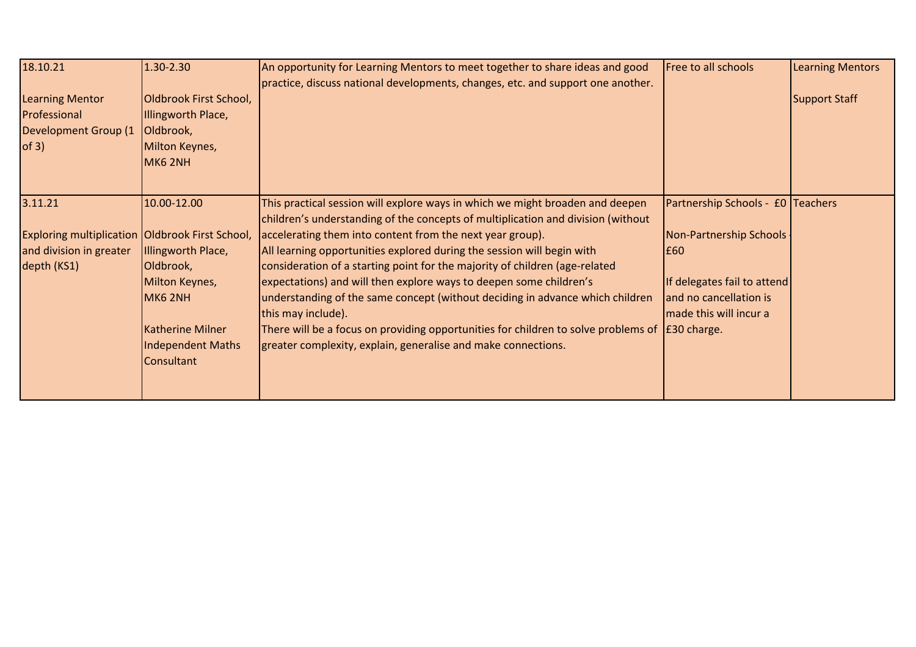| | | | | |
|---|---|---|---|---|
| 18.10.21<br><br>Learning Mentor Professional Development Group (1 of 3) | 1.30-2.30<br><br>Oldbrook First School, Illingworth Place, Oldbrook, Milton Keynes, MK6 2NH | An opportunity for Learning Mentors to meet together to share ideas and good practice, discuss national developments, changes, etc. and support one another. | Free to all schools | Learning Mentors<br><br>Support Staff |
| 3.11.21<br><br>Exploring multiplication and division in greater depth (KS1) | 10.00-12.00<br><br>Oldbrook First School, Illingworth Place, Oldbrook, Milton Keynes, MK6 2NH<br><br>Katherine Milner Independent Maths Consultant | This practical session will explore ways in which we might broaden and deepen children's understanding of the concepts of multiplication and division (without accelerating them into content from the next year group).<br>All learning opportunities explored during the session will begin with consideration of a starting point for the majority of children (age-related expectations) and will then explore ways to deepen some children's understanding of the same concept (without deciding in advance which children this may include).<br>There will be a focus on providing opportunities for children to solve problems of greater complexity, explain, generalise and make connections. | Partnership Schools - £0<br><br>Non-Partnership Schools - £60<br><br>If delegates fail to attend and no cancellation is made this will incur a £30 charge. | Teachers |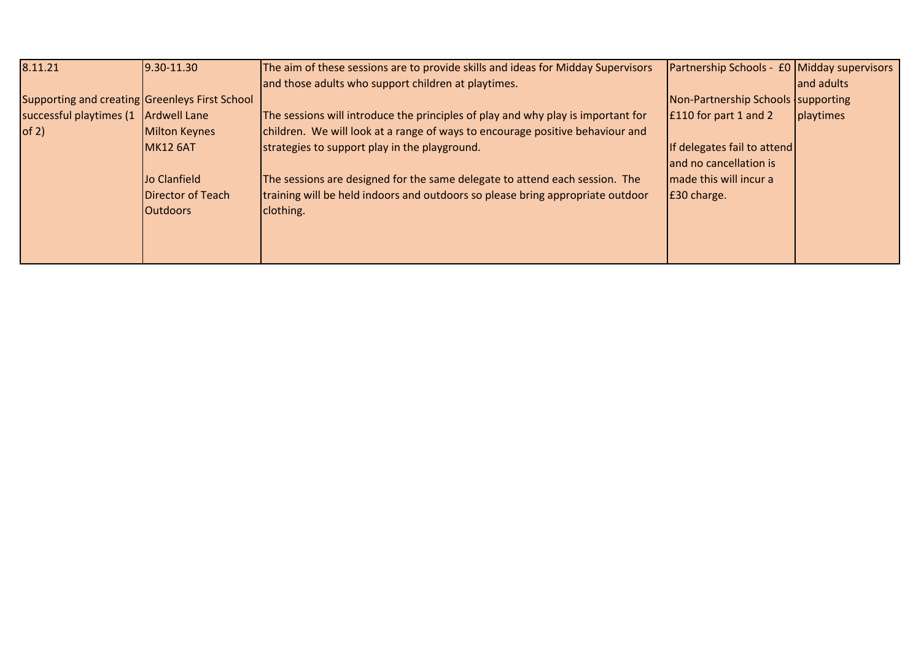| 8.11.21<br><br>Supporting and creating successful playtimes (1 of 2) | 9.30-11.30<br><br>Greenleys First School<br>Ardwell Lane<br>Milton Keynes<br>MK12 6AT<br><br>Jo Clanfield<br>Director of Teach Outdoors | The aim of these sessions are to provide skills and ideas for Midday Supervisors and those adults who support children at playtimes.<br><br>The sessions will introduce the principles of play and why play is important for children. We will look at a range of ways to encourage positive behaviour and strategies to support play in the playground.<br><br>The sessions are designed for the same delegate to attend each session. The training will be held indoors and outdoors so please bring appropriate outdoor clothing. | Partnership Schools - £0<br><br>Non-Partnership Schools - £110 for part 1 and 2<br><br>If delegates fail to attend and no cancellation is made this will incur a £30 charge. | Midday supervisors and adults supporting playtimes |
|---|---|---|---|---|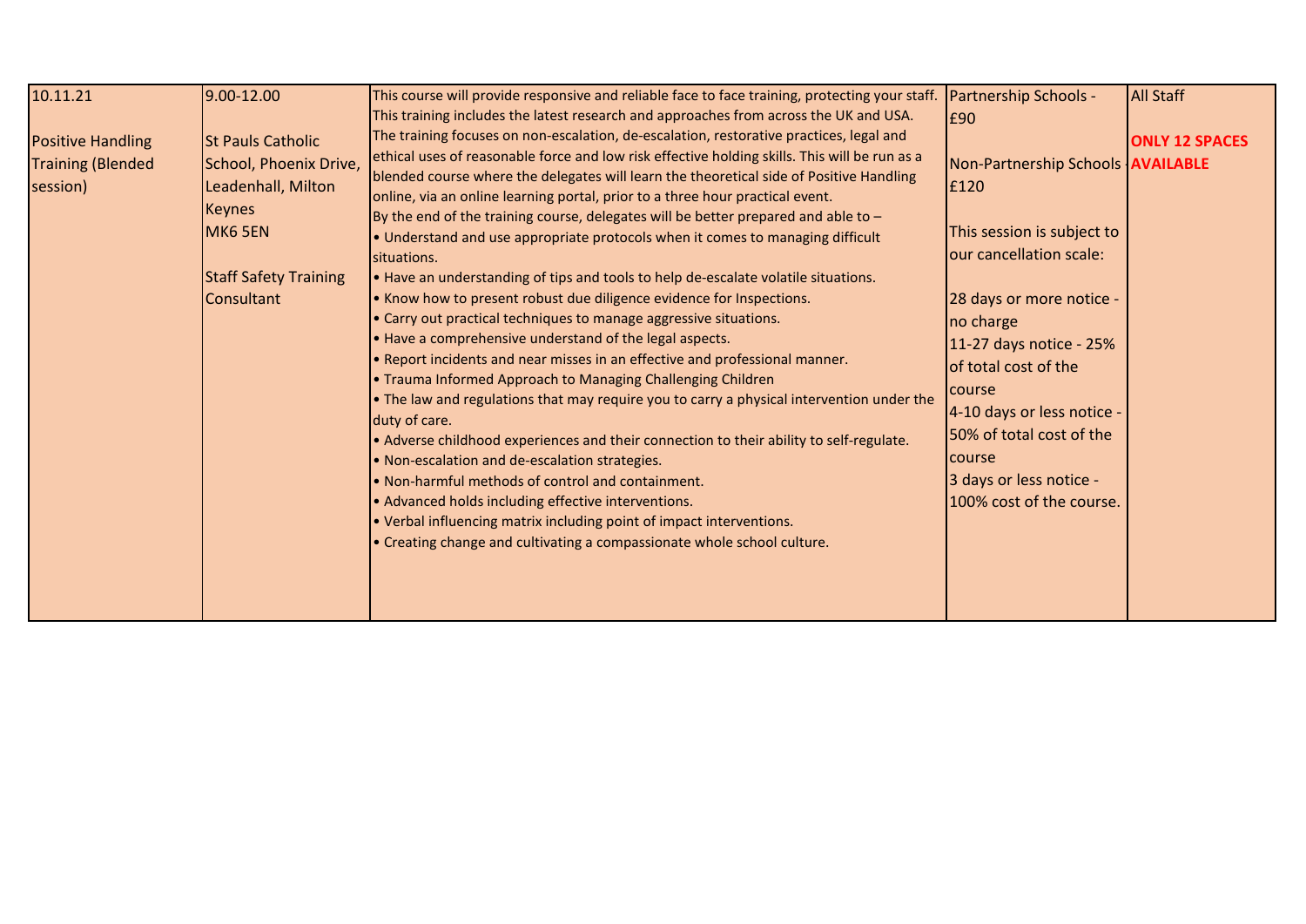| | | | | |
|---|---|---|---|---|
| 10.11.21<br><br>Positive Handling Training (Blended session) | 9.00-12.00<br><br>St Pauls Catholic School, Phoenix Drive, Leadenhall, Milton Keynes<br>MK6 5EN<br><br>Staff Safety Training Consultant | This course will provide responsive and reliable face to face training, protecting your staff. This training includes the latest research and approaches from across the UK and USA. The training focuses on non-escalation, de-escalation, restorative practices, legal and ethical uses of reasonable force and low risk effective holding skills. This will be run as a blended course where the delegates will learn the theoretical side of Positive Handling online, via an online learning portal, prior to a three hour practical event.<br>By the end of the training course, delegates will be better prepared and able to –<br>• Understand and use appropriate protocols when it comes to managing difficult situations.<br>• Have an understanding of tips and tools to help de-escalate volatile situations.<br>• Know how to present robust due diligence evidence for Inspections.<br>• Carry out practical techniques to manage aggressive situations.<br>• Have a comprehensive understand of the legal aspects.<br>• Report incidents and near misses in an effective and professional manner.<br>• Trauma Informed Approach to Managing Challenging Children<br>• The law and regulations that may require you to carry a physical intervention under the duty of care.<br>• Adverse childhood experiences and their connection to their ability to self-regulate.<br>• Non-escalation and de-escalation strategies.<br>• Non-harmful methods of control and containment.<br>• Advanced holds including effective interventions.<br>• Verbal influencing matrix including point of impact interventions.<br>• Creating change and cultivating a compassionate whole school culture. | Partnership Schools - £90<br><br>Non-Partnership Schools - £120<br><br>This session is subject to our cancellation scale:<br><br>28 days or more notice - no charge<br>11-27 days notice - 25% of total cost of the course<br>4-10 days or less notice - 50% of total cost of the course<br>3 days or less notice - 100% cost of the course. | All Staff<br><br>**ONLY 12 SPACES AVAILABLE** |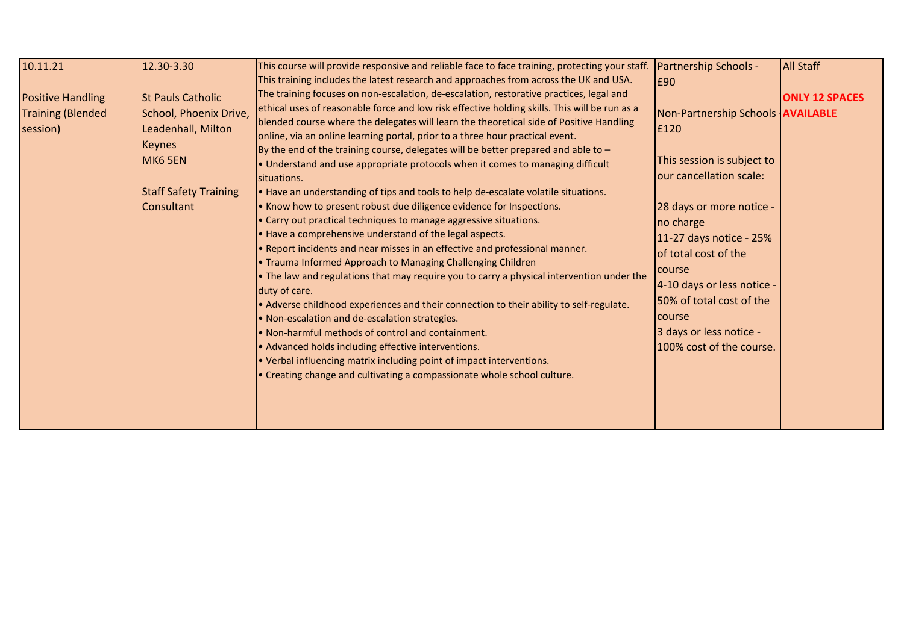| 10.11.21<br><br>Positive Handling Training (Blended session) | 12.30-3.30<br><br>St Pauls Catholic School, Phoenix Drive, Leadenhall, Milton Keynes<br>MK6 5EN<br><br>Staff Safety Training Consultant | This course will provide responsive and reliable face to face training, protecting your staff. This training includes the latest research and approaches from across the UK and USA. The training focuses on non-escalation, de-escalation, restorative practices, legal and ethical uses of reasonable force and low risk effective holding skills. This will be run as a blended course where the delegates will learn the theoretical side of Positive Handling online, via an online learning portal, prior to a three hour practical event.<br>By the end of the training course, delegates will be better prepared and able to –<br>• Understand and use appropriate protocols when it comes to managing difficult situations.<br>• Have an understanding of tips and tools to help de-escalate volatile situations.<br>• Know how to present robust due diligence evidence for Inspections.<br>• Carry out practical techniques to manage aggressive situations.<br>• Have a comprehensive understand of the legal aspects.<br>• Report incidents and near misses in an effective and professional manner.<br>• Trauma Informed Approach to Managing Challenging Children<br>• The law and regulations that may require you to carry a physical intervention under the duty of care.<br>• Adverse childhood experiences and their connection to their ability to self-regulate.<br>• Non-escalation and de-escalation strategies.<br>• Non-harmful methods of control and containment.<br>• Advanced holds including effective interventions.<br>• Verbal influencing matrix including point of impact interventions.<br>• Creating change and cultivating a compassionate whole school culture. | Partnership Schools - £90<br><br>Non-Partnership Schools - £120<br><br>This session is subject to our cancellation scale:<br><br>28 days or more notice - no charge<br>11-27 days notice - 25% of total cost of the course<br>4-10 days or less notice - 50% of total cost of the course<br>3 days or less notice - 100% cost of the course. | All Staff<br><br>**ONLY 12 SPACES AVAILABLE** |
|---|---|---|---|---|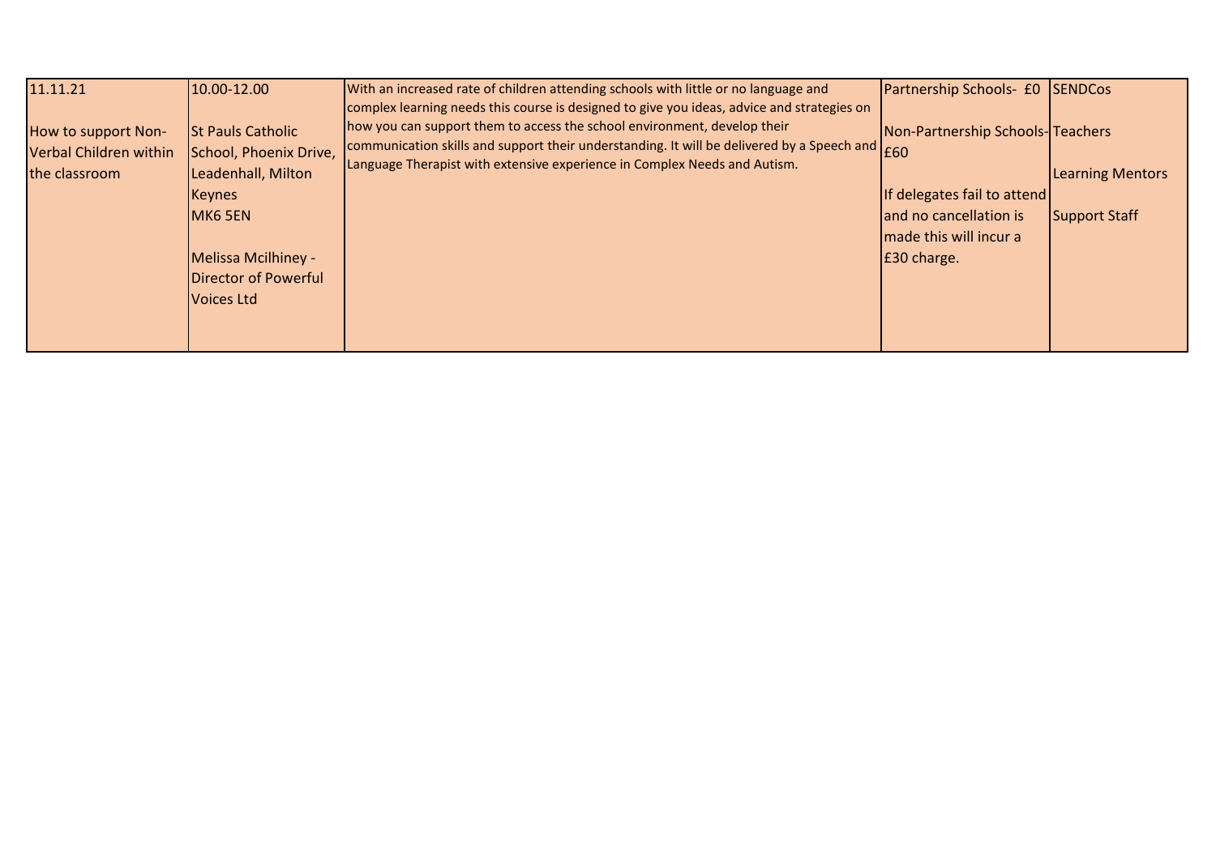| 11.11.21<br><br>How to support Non-Verbal Children within the classroom | 10.00-12.00<br><br>St Pauls Catholic School, Phoenix Drive, Leadenhall, Milton Keynes<br>MK6 5EN<br><br>Melissa Mcilhiney - Director of Powerful Voices Ltd | With an increased rate of children attending schools with little or no language and complex learning needs this course is designed to give you ideas, advice and strategies on how you can support them to access the school environment, develop their communication skills and support their understanding. It will be delivered by a Speech and Language Therapist with extensive experience in Complex Needs and Autism. | Partnership Schools- £0<br><br>Non-Partnership Schools- £60<br><br>If delegates fail to attend and no cancellation is made this will incur a £30 charge. | SENDCos<br><br>Teachers<br><br>Learning Mentors<br><br>Support Staff |
|---|---|---|---|---|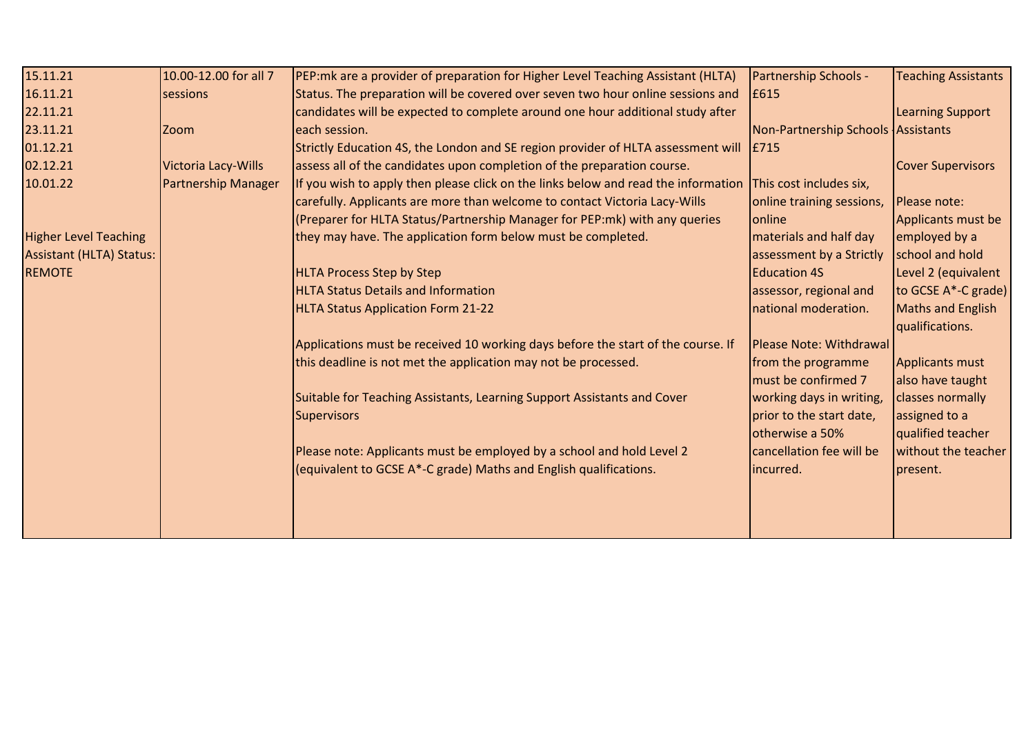| | | | | |
|---|---|---|---|---|
| 15.11.21<br>16.11.21<br>22.11.21<br>23.11.21<br>01.12.21<br>02.12.21<br>10.01.22<br><br>Higher Level Teaching Assistant (HLTA) Status: REMOTE | 10.00-12.00 for all 7 sessions<br><br>Zoom<br><br>Victoria Lacy-Wills Partnership Manager | PEP:mk are a provider of preparation for Higher Level Teaching Assistant (HLTA) Status. The preparation will be covered over seven two hour online sessions and candidates will be expected to complete around one hour additional study after each session.<br>Strictly Education 4S, the London and SE region provider of HLTA assessment will assess all of the candidates upon completion of the preparation course.<br>If you wish to apply then please click on the links below and read the information carefully. Applicants are more than welcome to contact Victoria Lacy-Wills (Preparer for HLTA Status/Partnership Manager for PEP:mk) with any queries they may have. The application form below must be completed.<br><br>HLTA Process Step by Step<br>HLTA Status Details and Information<br>HLTA Status Application Form 21-22<br><br>Applications must be received 10 working days before the start of the course. If this deadline is not met the application may not be processed.<br><br>Suitable for Teaching Assistants, Learning Support Assistants and Cover Supervisors<br><br>Please note: Applicants must be employed by a school and hold Level 2 (equivalent to GCSE A*-C grade) Maths and English qualifications. | Partnership Schools - £615<br><br>Non-Partnership Schools - £715<br><br>This cost includes six, online training sessions, online materials and half day assessment by a Strictly Education 4S assessor, regional and national moderation.<br><br>Please Note: Withdrawal from the programme must be confirmed 7 working days in writing, prior to the start date, otherwise a 50% cancellation fee will be incurred. | Teaching Assistants<br><br>Learning Support Assistants<br><br>Cover Supervisors<br><br>Please note: Applicants must be employed by a school and hold Level 2 (equivalent to GCSE A*-C grade) Maths and English qualifications.<br><br>Applicants must also have taught classes normally assigned to a qualified teacher without the teacher present. |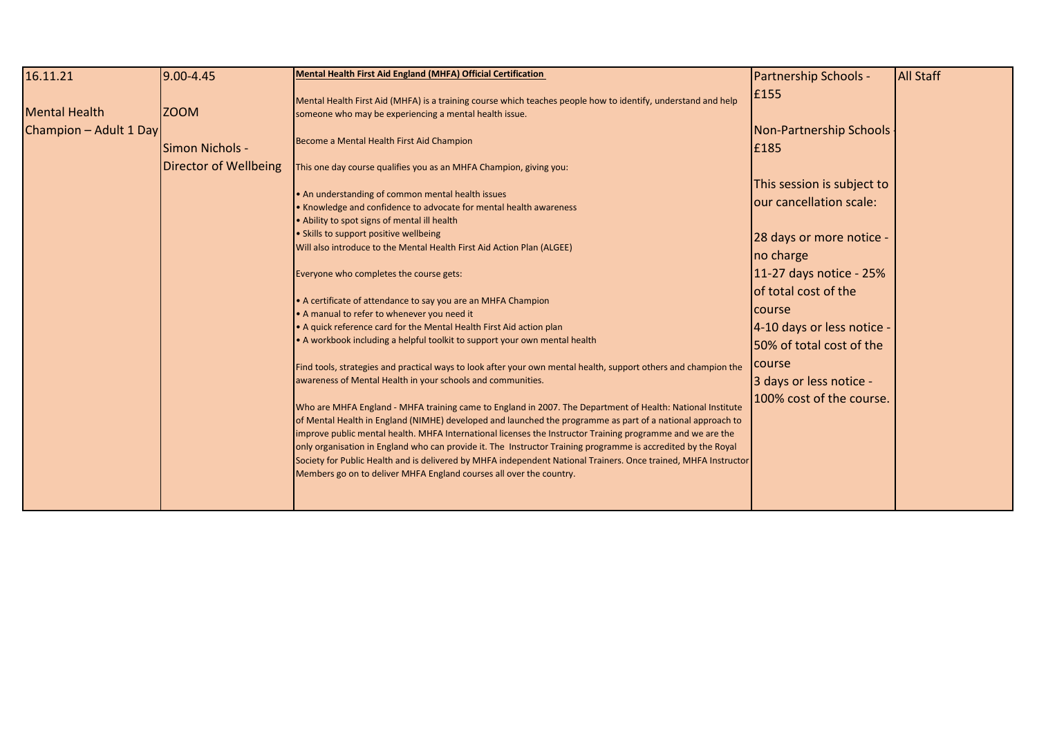| 16.11.21<br><br>Mental Health Champion – Adult 1 Day | 9.00-4.45<br><br>ZOOM<br><br>Simon Nichols - Director of Wellbeing | **Mental Health First Aid England (MHFA) Official Certification**<br><br>Mental Health First Aid (MHFA) is a training course which teaches people how to identify, understand and help someone who may be experiencing a mental health issue.<br><br>Become a Mental Health First Aid Champion<br><br>This one day course qualifies you as an MHFA Champion, giving you:<br><br>• An understanding of common mental health issues<br>• Knowledge and confidence to advocate for mental health awareness<br>• Ability to spot signs of mental ill health<br>• Skills to support positive wellbeing<br>Will also introduce to the Mental Health First Aid Action Plan (ALGEE)<br><br>Everyone who completes the course gets:<br><br>• A certificate of attendance to say you are an MHFA Champion<br>• A manual to refer to whenever you need it<br>• A quick reference card for the Mental Health First Aid action plan<br>• A workbook including a helpful toolkit to support your own mental health<br><br>Find tools, strategies and practical ways to look after your own mental health, support others and champion the awareness of Mental Health in your schools and communities.<br><br>Who are MHFA England - MHFA training came to England in 2007. The Department of Health: National Institute of Mental Health in England (NIMHE) developed and launched the programme as part of a national approach to improve public mental health. MHFA International licenses the Instructor Training programme and we are the only organisation in England who can provide it. The Instructor Training programme is accredited by the Royal Society for Public Health and is delivered by MHFA independent National Trainers. Once trained, MHFA Instructor Members go on to deliver MHFA England courses all over the country. | Partnership Schools - £155<br><br>Non-Partnership Schools - £185<br><br>This session is subject to our cancellation scale:<br><br>28 days or more notice - no charge<br>11-27 days notice - 25% of total cost of the course<br>4-10 days or less notice - 50% of total cost of the course<br>3 days or less notice - 100% cost of the course. | All Staff |
|---|---|---|---|---|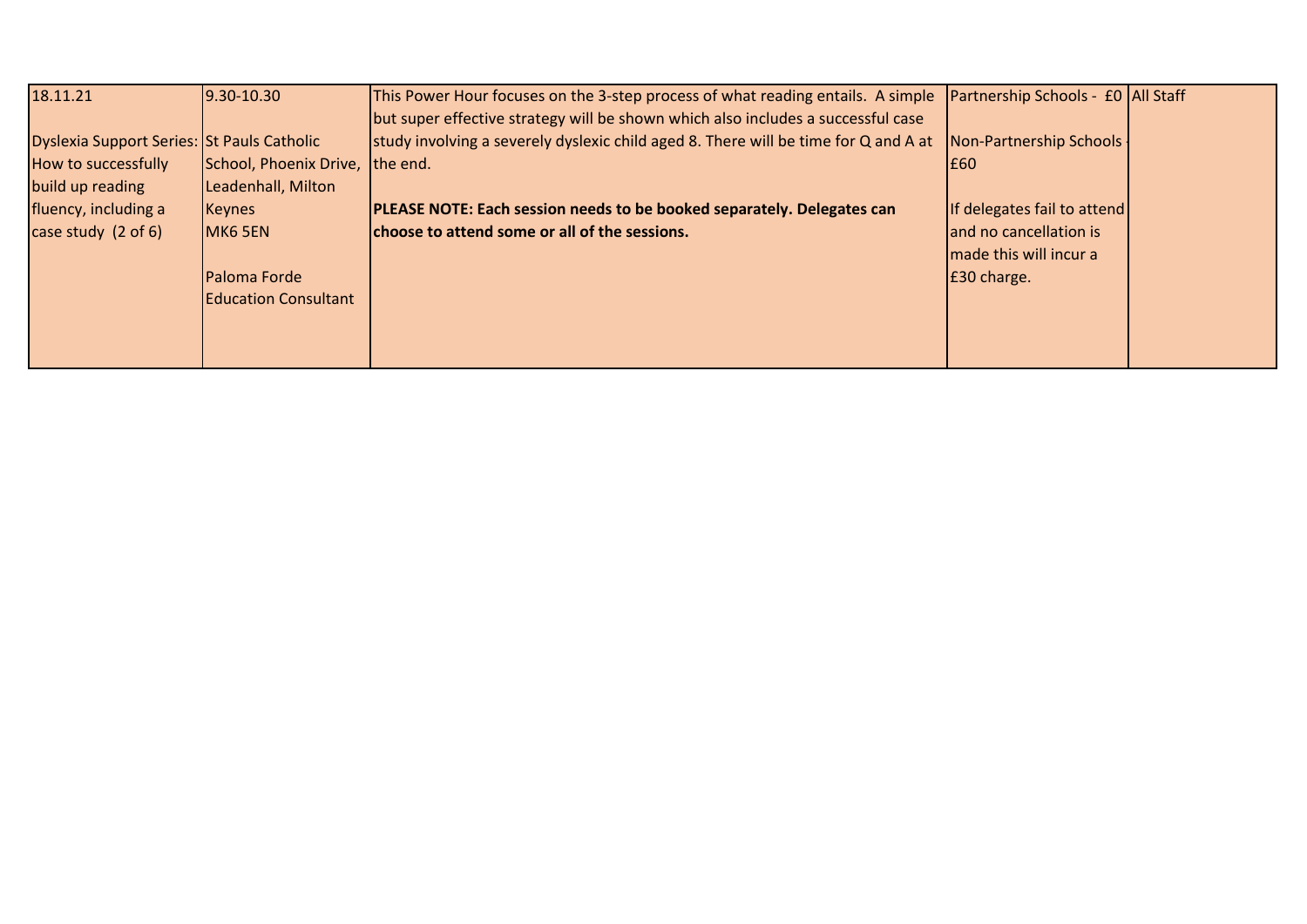| | | | | |
|---|---|---|---|---|
| 18.11.21<br><br>Dyslexia Support Series: How to successfully build up reading fluency, including a case study (2 of 6) | 9.30-10.30<br><br>St Pauls Catholic School, Phoenix Drive, Leadenhall, Milton Keynes MK6 5EN<br><br>Paloma Forde Education Consultant | This Power Hour focuses on the 3-step process of what reading entails. A simple but super effective strategy will be shown which also includes a successful case study involving a severely dyslexic child aged 8. There will be time for Q and A at the end.<br><br>**PLEASE NOTE: Each session needs to be booked separately. Delegates can choose to attend some or all of the sessions.** | Partnership Schools - £0<br><br>Non-Partnership Schools - £60<br><br>If delegates fail to attend and no cancellation is made this will incur a £30 charge. | All Staff |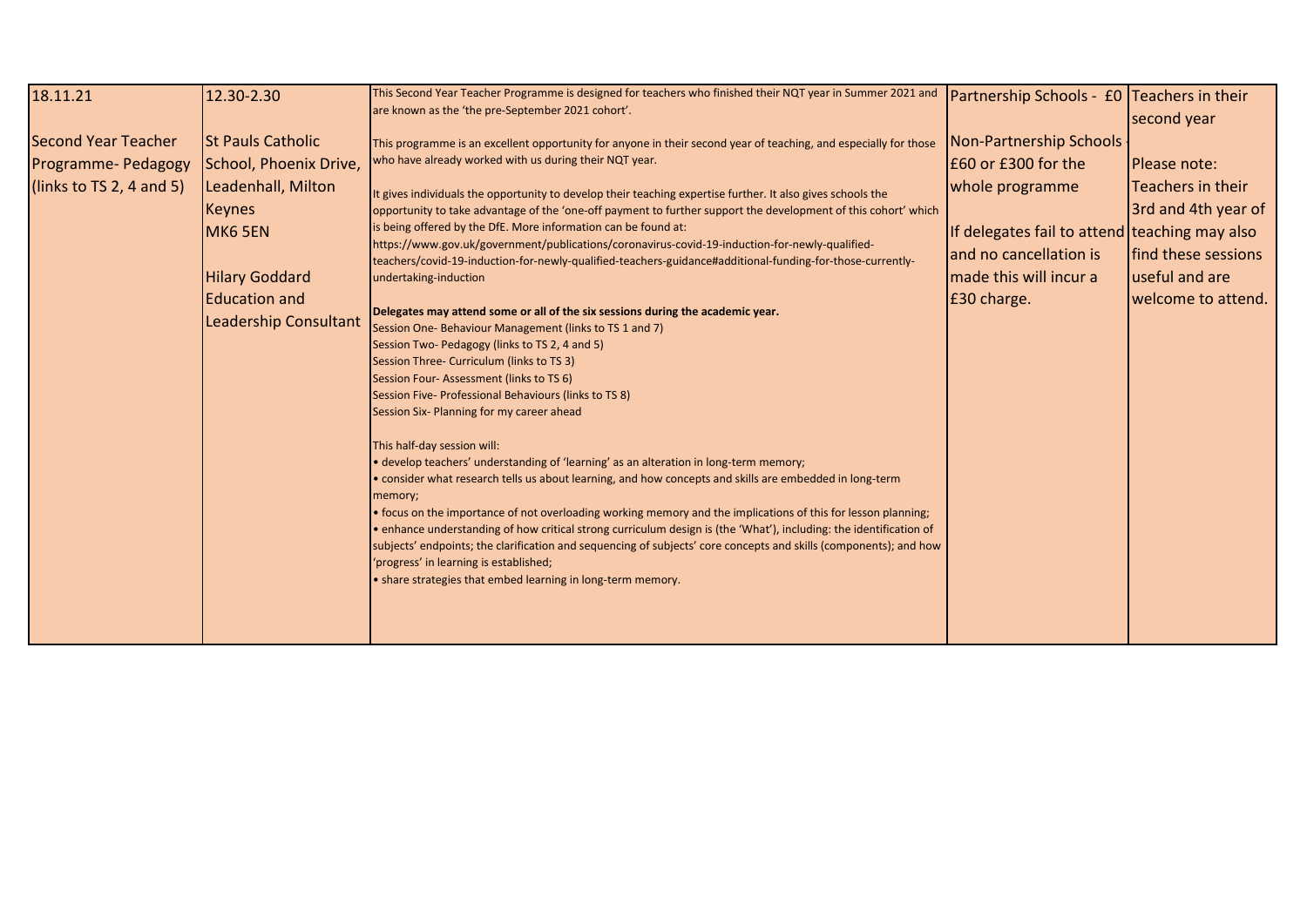| 18.11.21<br><br>Second Year Teacher Programme- Pedagogy (links to TS 2, 4 and 5) | 12.30-2.30<br><br>St Pauls Catholic School, Phoenix Drive, Leadenhall, Milton Keynes<br>MK6 5EN<br><br>Hilary Goddard<br>Education and Leadership Consultant | This Second Year Teacher Programme is designed for teachers who finished their NQT year in Summer 2021 and are known as the 'the pre-September 2021 cohort'.<br><br>This programme is an excellent opportunity for anyone in their second year of teaching, and especially for those who have already worked with us during their NQT year.<br><br>It gives individuals the opportunity to develop their teaching expertise further. It also gives schools the opportunity to take advantage of the 'one-off payment to further support the development of this cohort' which is being offered by the DfE. More information can be found at:<br>https://www.gov.uk/government/publications/coronavirus-covid-19-induction-for-newly-qualified-teachers/covid-19-induction-for-newly-qualified-teachers-guidance#additional-funding-for-those-currently-undertaking-induction<br><br>**Delegates may attend some or all of the six sessions during the academic year.**<br>Session One- Behaviour Management (links to TS 1 and 7)<br>Session Two- Pedagogy (links to TS 2, 4 and 5)<br>Session Three- Curriculum (links to TS 3)<br>Session Four- Assessment (links to TS 6)<br>Session Five- Professional Behaviours (links to TS 8)<br>Session Six- Planning for my career ahead<br><br>This half-day session will:<br>• develop teachers' understanding of 'learning' as an alteration in long-term memory;<br>• consider what research tells us about learning, and how concepts and skills are embedded in long-term memory;<br>• focus on the importance of not overloading working memory and the implications of this for lesson planning;<br>• enhance understanding of how critical strong curriculum design is (the 'What'), including: the identification of subjects' endpoints; the clarification and sequencing of subjects' core concepts and skills (components); and how 'progress' in learning is established;<br>• share strategies that embed learning in long-term memory. | Partnership Schools - £0<br><br>Non-Partnership Schools - £60 or £300 for the whole programme<br><br>If delegates fail to attend and no cancellation is made this will incur a £30 charge. | Teachers in their second year<br><br>Please note:<br>Teachers in their 3rd and 4th year of teaching may also find these sessions useful and are welcome to attend. |
|---|---|---|---|---|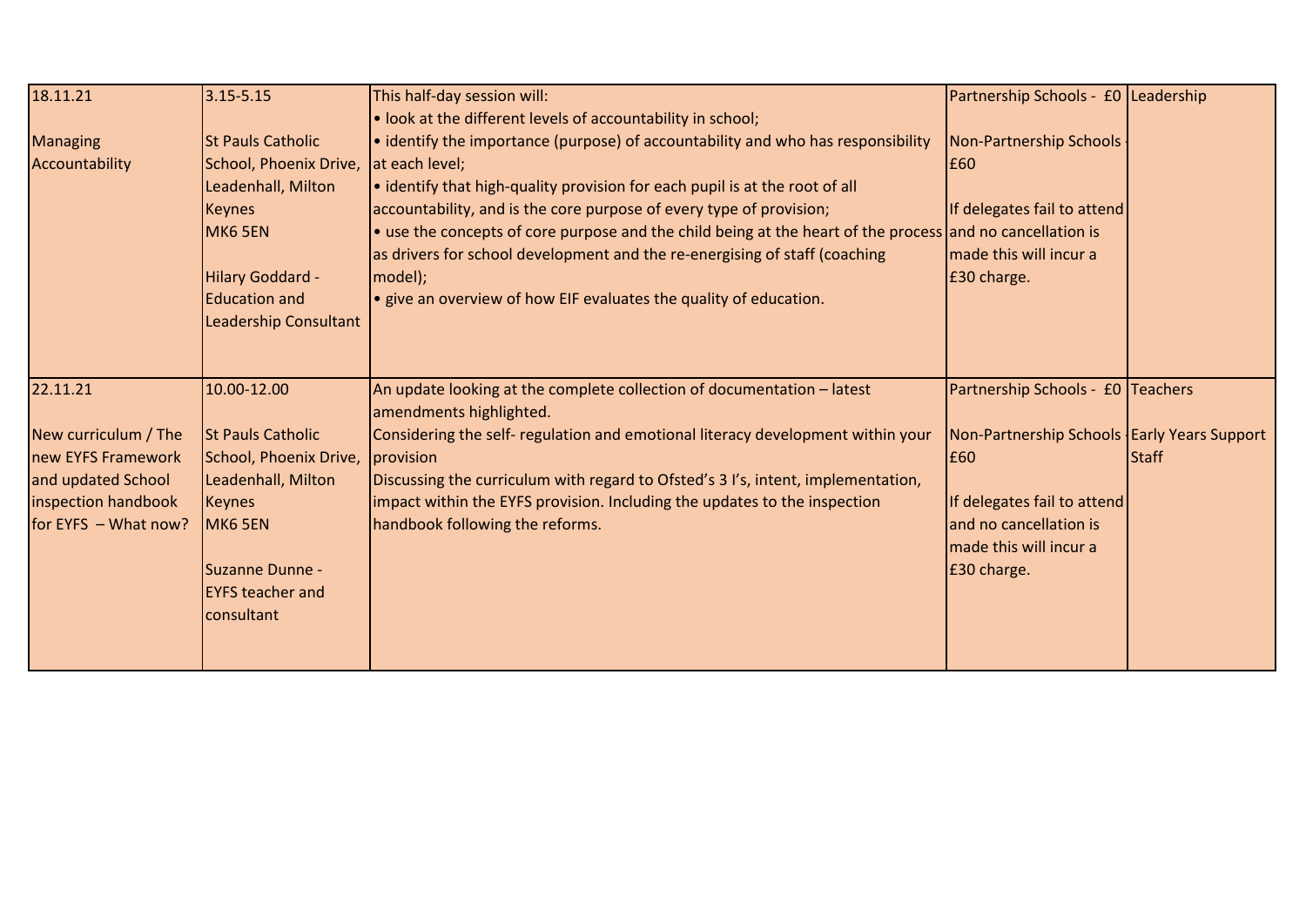| | | | | |
|---|---|---|---|---|
| 18.11.21<br><br>Managing Accountability | 3.15-5.15<br><br>St Pauls Catholic School, Phoenix Drive, Leadenhall, Milton Keynes<br>MK6 5EN<br><br>Hilary Goddard - Education and Leadership Consultant | This half-day session will:<br>• look at the different levels of accountability in school;<br>• identify the importance (purpose) of accountability and who has responsibility at each level;<br>• identify that high-quality provision for each pupil is at the root of all accountability, and is the core purpose of every type of provision;<br>• use the concepts of core purpose and the child being at the heart of the process as drivers for school development and the re-energising of staff (coaching model);<br>• give an overview of how EIF evaluates the quality of education. | Partnership Schools - £0<br><br>Non-Partnership Schools - £60<br><br>If delegates fail to attend and no cancellation is made this will incur a £30 charge. | Leadership |
| 22.11.21<br><br>New curriculum / The new EYFS Framework and updated School inspection handbook for EYFS – What now? | 10.00-12.00<br><br>St Pauls Catholic School, Phoenix Drive, Leadenhall, Milton Keynes<br>MK6 5EN<br><br>Suzanne Dunne - EYFS teacher and consultant | An update looking at the complete collection of documentation – latest amendments highlighted.<br>Considering the self- regulation and emotional literacy development within your provision<br>Discussing the curriculum with regard to Ofsted's 3 I's, intent, implementation, impact within the EYFS provision. Including the updates to the inspection handbook following the reforms. | Partnership Schools - £0<br><br>Non-Partnership Schools - £60<br><br>If delegates fail to attend and no cancellation is made this will incur a £30 charge. | Teachers<br><br>Early Years Support Staff |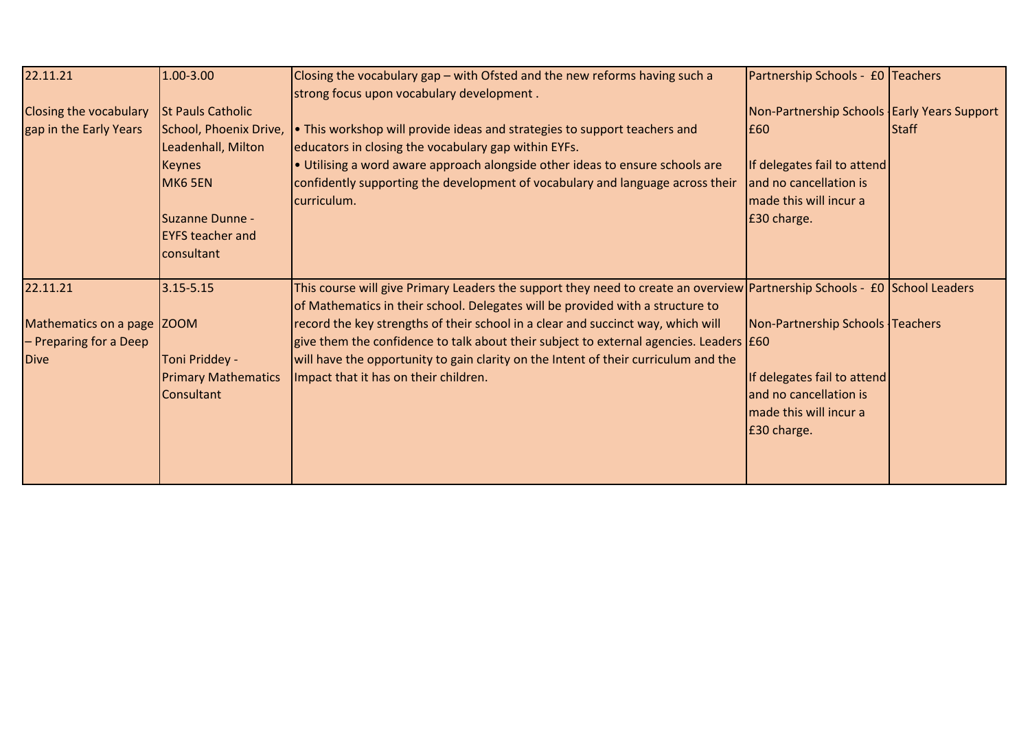| | | | | |
|---|---|---|---|---|
| 22.11.21<br><br>Closing the vocabulary gap in the Early Years | 1.00-3.00<br><br>St Pauls Catholic School, Phoenix Drive, Leadenhall, Milton Keynes<br>MK6 5EN<br><br>Suzanne Dunne - EYFS teacher and consultant | Closing the vocabulary gap – with Ofsted and the new reforms having such a strong focus upon vocabulary development .<br><br>• This workshop will provide ideas and strategies to support teachers and educators in closing the vocabulary gap within EYFs.<br>• Utilising a word aware approach alongside other ideas to ensure schools are confidently supporting the development of vocabulary and language across their curriculum. | Partnership Schools - £0<br><br>Non-Partnership Schools - £60<br><br>If delegates fail to attend and no cancellation is made this will incur a £30 charge. | Teachers<br><br>Early Years Support Staff |
| 22.11.21<br><br>Mathematics on a page – Preparing for a Deep Dive | 3.15-5.15<br><br>ZOOM<br><br>Toni Priddey - Primary Mathematics Consultant | This course will give Primary Leaders the support they need to create an overview of Mathematics in their school. Delegates will be provided with a structure to record the key strengths of their school in a clear and succinct way, which will give them the confidence to talk about their subject to external agencies. Leaders will have the opportunity to gain clarity on the Intent of their curriculum and the Impact that it has on their children. | Partnership Schools - £0<br><br>Non-Partnership Schools - £60<br><br>If delegates fail to attend and no cancellation is made this will incur a £30 charge. | School Leaders<br><br>Teachers |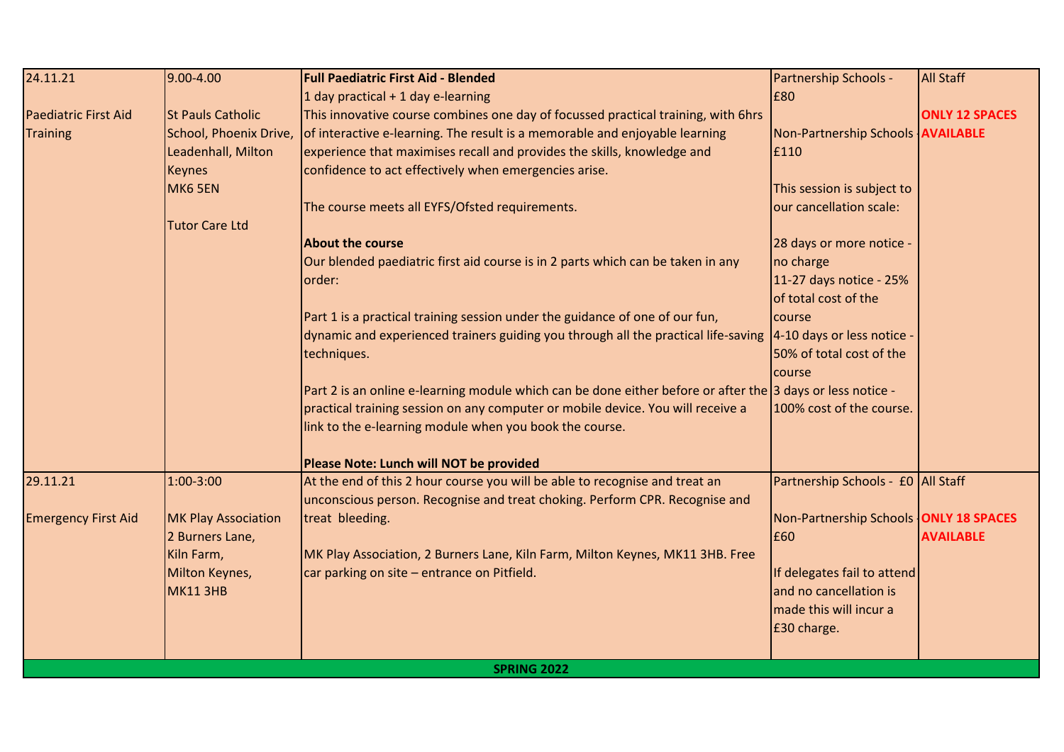| | | | | |
|---|---|---|---|---|
| 24.11.21<br><br>Paediatric First Aid Training | 9.00-4.00<br><br>St Pauls Catholic School, Phoenix Drive, Leadenhall, Milton Keynes<br>MK6 5EN<br><br>Tutor Care Ltd | **Full Paediatric First Aid - Blended**<br>1 day practical + 1 day e-learning<br>This innovative course combines one day of focussed practical training, with 6hrs of interactive e-learning. The result is a memorable and enjoyable learning experience that maximises recall and provides the skills, knowledge and confidence to act effectively when emergencies arise.<br><br>The course meets all EYFS/Ofsted requirements.<br><br>**About the course**<br>Our blended paediatric first aid course is in 2 parts which can be taken in any order:<br><br>Part 1 is a practical training session under the guidance of one of our fun, dynamic and experienced trainers guiding you through all the practical life-saving techniques.<br><br>Part 2 is an online e-learning module which can be done either before or after the practical training session on any computer or mobile device. You will receive a link to the e-learning module when you book the course.<br><br>**Please Note: Lunch will NOT be provided** | Partnership Schools - £80<br><br>Non-Partnership Schools - £110<br><br>This session is subject to our cancellation scale:<br><br>28 days or more notice - no charge<br>11-27 days notice - 25% of total cost of the course<br>4-10 days or less notice - 50% of total cost of the course<br>3 days or less notice - 100% cost of the course. | All Staff<br><br>**ONLY 12 SPACES AVAILABLE** |
| 29.11.21<br><br>Emergency First Aid | 1:00-3:00<br><br>MK Play Association<br>2 Burners Lane,<br>Kiln Farm,<br>Milton Keynes,<br>MK11 3HB | At the end of this 2 hour course you will be able to recognise and treat an unconscious person. Recognise and treat choking. Perform CPR. Recognise and treat bleeding.<br><br>MK Play Association, 2 Burners Lane, Kiln Farm, Milton Keynes, MK11 3HB. Free car parking on site – entrance on Pitfield. | Partnership Schools - £0<br><br>Non-Partnership Schools - £60<br><br>If delegates fail to attend and no cancellation is made this will incur a £30 charge. | All Staff<br><br>**ONLY 18 SPACES AVAILABLE** |
| **SPRING 2022** | | | | |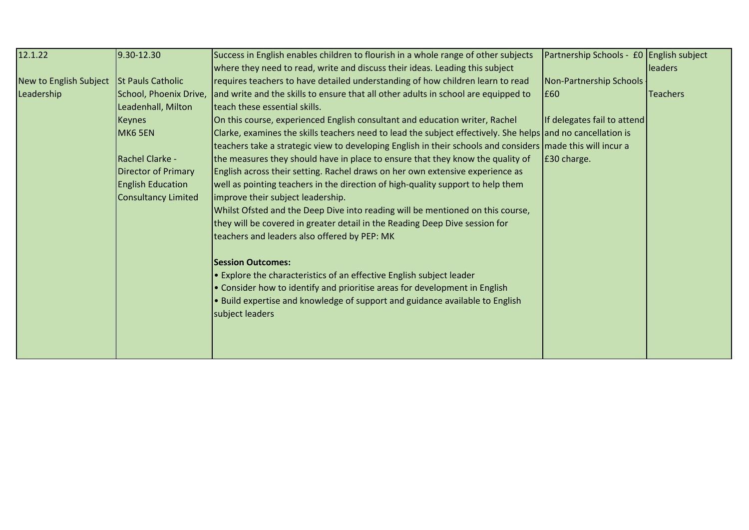| | | | | |
|---|---|---|---|---|
| 12.1.22<br><br>New to English Subject Leadership | 9.30-12.30<br><br>St Pauls Catholic School, Phoenix Drive, Leadenhall, Milton Keynes<br>MK6 5EN<br><br>Rachel Clarke - Director of Primary English Education Consultancy Limited | Success in English enables children to flourish in a whole range of other subjects where they need to read, write and discuss their ideas. Leading this subject requires teachers to have detailed understanding of how children learn to read and write and the skills to ensure that all other adults in school are equipped to teach these essential skills.<br>On this course, experienced English consultant and education writer, Rachel Clarke, examines the skills teachers need to lead the subject effectively. She helps teachers take a strategic view to developing English in their schools and considers the measures they should have in place to ensure that they know the quality of English across their setting. Rachel draws on her own extensive experience as well as pointing teachers in the direction of high-quality support to help them improve their subject leadership.<br>Whilst Ofsted and the Deep Dive into reading will be mentioned on this course, they will be covered in greater detail in the Reading Deep Dive session for teachers and leaders also offered by PEP: MK<br><br>**Session Outcomes:**<br>• Explore the characteristics of an effective English subject leader<br>• Consider how to identify and prioritise areas for development in English<br>• Build expertise and knowledge of support and guidance available to English subject leaders | Partnership Schools - £0<br><br>Non-Partnership Schools - £60<br><br>If delegates fail to attend and no cancellation is made this will incur a £30 charge. | English subject leaders<br><br>Teachers |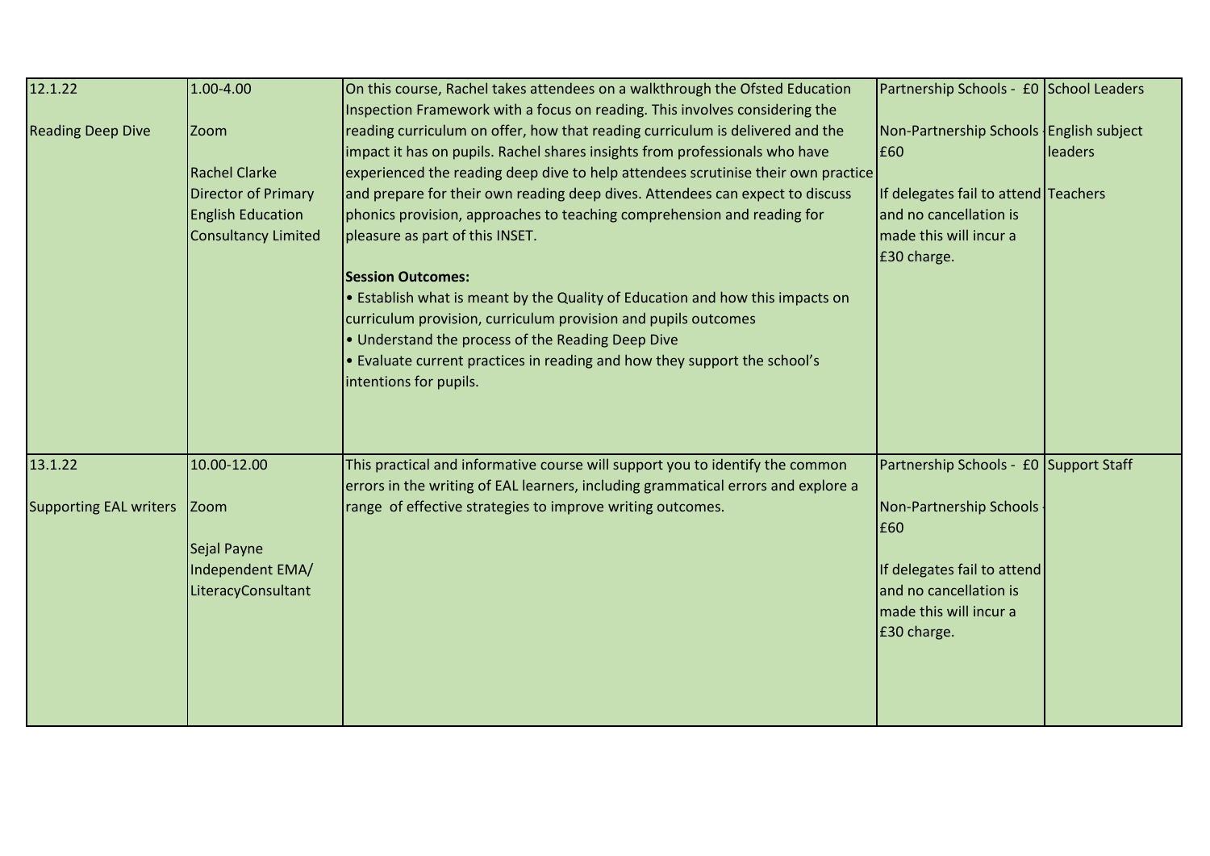| | | | | |
|---|---|---|---|---|
| 12.1.22<br><br>Reading Deep Dive | 1.00-4.00<br><br>Zoom<br><br>Rachel Clarke<br>Director of Primary English Education Consultancy Limited | On this course, Rachel takes attendees on a walkthrough the Ofsted Education Inspection Framework with a focus on reading. This involves considering the reading curriculum on offer, how that reading curriculum is delivered and the impact it has on pupils. Rachel shares insights from professionals who have experienced the reading deep dive to help attendees scrutinise their own practice and prepare for their own reading deep dives. Attendees can expect to discuss phonics provision, approaches to teaching comprehension and reading for pleasure as part of this INSET.<br><br>**Session Outcomes:**<br>• Establish what is meant by the Quality of Education and how this impacts on curriculum provision, curriculum provision and pupils outcomes<br>• Understand the process of the Reading Deep Dive<br>• Evaluate current practices in reading and how they support the school's intentions for pupils. | Partnership Schools - £0<br><br>Non-Partnership Schools - £60<br><br>If delegates fail to attend and no cancellation is made this will incur a £30 charge. | School Leaders<br><br>English subject leaders<br><br>Teachers |
| 13.1.22<br><br>Supporting EAL writers | 10.00-12.00<br><br>Zoom<br><br>Sejal Payne<br>Independent EMA/ LiteracyConsultant | This practical and informative course will support you to identify the common errors in the writing of EAL learners, including grammatical errors and explore a range of effective strategies to improve writing outcomes. | Partnership Schools - £0<br><br>Non-Partnership Schools - £60<br><br>If delegates fail to attend and no cancellation is made this will incur a £30 charge. | Support Staff |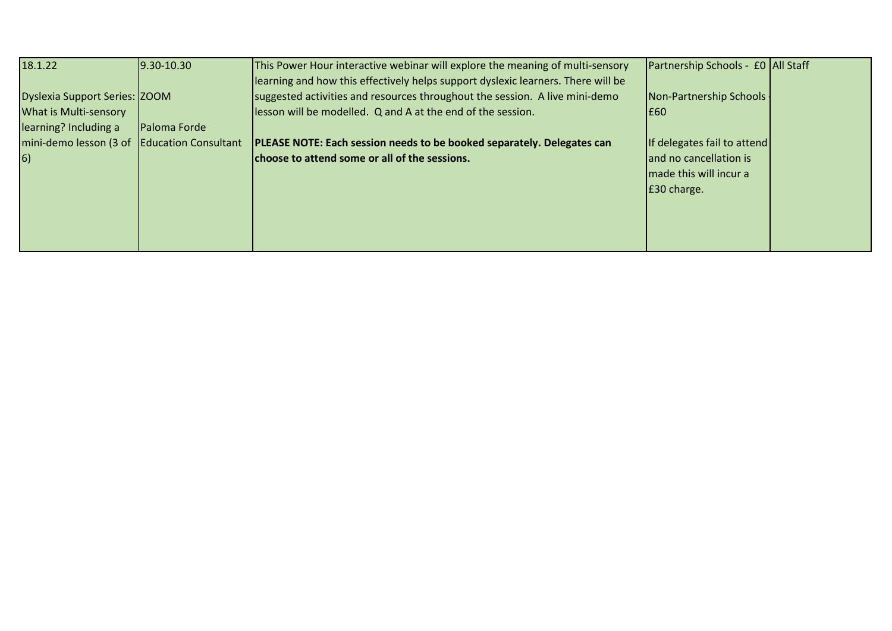| 18.1.22<br><br>Dyslexia Support Series: What is Multi-sensory learning? Including a mini-demo lesson (3 of 6) | 9.30-10.30<br><br>ZOOM<br><br>Paloma Forde<br>Education Consultant | This Power Hour interactive webinar will explore the meaning of multi-sensory learning and how this effectively helps support dyslexic learners. There will be suggested activities and resources throughout the session. A live mini-demo lesson will be modelled. Q and A at the end of the session.<br><br>**PLEASE NOTE: Each session needs to be booked separately. Delegates can choose to attend some or all of the sessions.** | Partnership Schools - £0<br><br>Non-Partnership Schools - £60<br><br>If delegates fail to attend and no cancellation is made this will incur a £30 charge. | All Staff |
|---|---|---|---|---|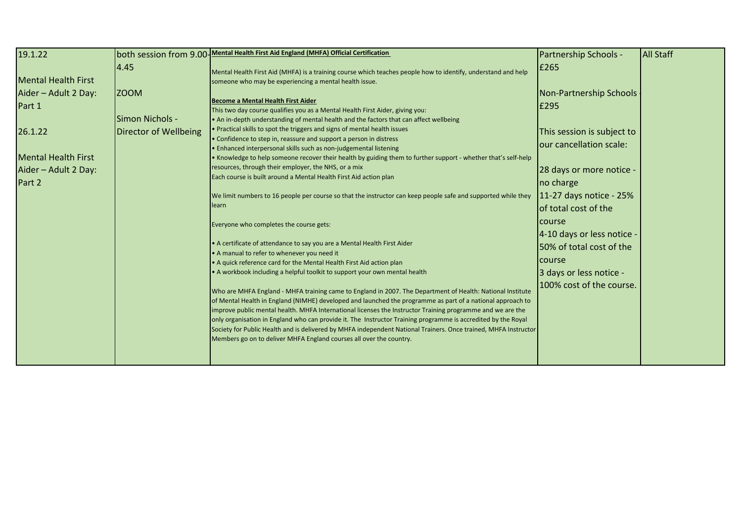| 19.1.22<br><br>Mental Health First Aider – Adult 2 Day: Part 1<br><br>26.1.22<br><br>Mental Health First Aider – Adult 2 Day: Part 2 | both session from 9.00-4.45<br><br>ZOOM<br><br>Simon Nichols - Director of Wellbeing | **Mental Health First Aid England (MHFA) Official Certification**<br><br>Mental Health First Aid (MHFA) is a training course which teaches people how to identify, understand and help someone who may be experiencing a mental health issue.<br><br>**Become a Mental Health First Aider**<br>This two day course qualifies you as a Mental Health First Aider, giving you:<br>• An in-depth understanding of mental health and the factors that can affect wellbeing<br>• Practical skills to spot the triggers and signs of mental health issues<br>• Confidence to step in, reassure and support a person in distress<br>• Enhanced interpersonal skills such as non-judgemental listening<br>• Knowledge to help someone recover their health by guiding them to further support - whether that's self-help resources, through their employer, the NHS, or a mix<br>Each course is built around a Mental Health First Aid action plan<br><br>We limit numbers to 16 people per course so that the instructor can keep people safe and supported while they learn<br><br>Everyone who completes the course gets:<br><br>• A certificate of attendance to say you are a Mental Health First Aider<br>• A manual to refer to whenever you need it<br>• A quick reference card for the Mental Health First Aid action plan<br>• A workbook including a helpful toolkit to support your own mental health<br><br>Who are MHFA England - MHFA training came to England in 2007. The Department of Health: National Institute of Mental Health in England (NIMHE) developed and launched the programme as part of a national approach to improve public mental health. MHFA International licenses the Instructor Training programme and we are the only organisation in England who can provide it. The Instructor Training programme is accredited by the Royal Society for Public Health and is delivered by MHFA independent National Trainers. Once trained, MHFA Instructor Members go on to deliver MHFA England courses all over the country. | Partnership Schools - £265<br><br>Non-Partnership Schools - £295<br><br>This session is subject to our cancellation scale:<br><br>28 days or more notice - no charge<br>11-27 days notice - 25% of total cost of the course<br>4-10 days or less notice - 50% of total cost of the course<br>3 days or less notice - 100% cost of the course. | All Staff |
|---|---|---|---|---|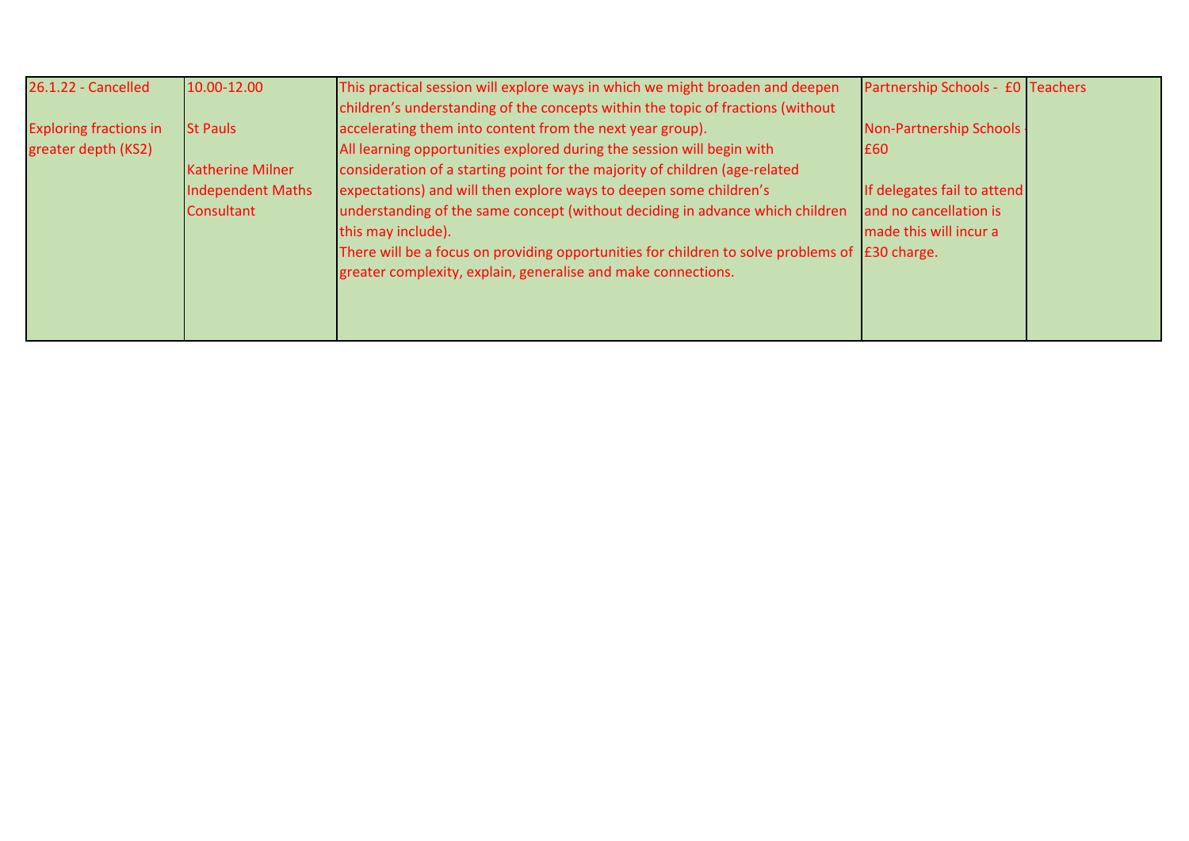| | | | | |
|---|---|---|---|---|
| 26.1.22 - Cancelled<br><br>Exploring fractions in greater depth (KS2) | 10.00-12.00<br><br>St Pauls<br><br>Katherine Milner<br>Independent Maths Consultant | This practical session will explore ways in which we might broaden and deepen children's understanding of the concepts within the topic of fractions (without accelerating them into content from the next year group).<br>All learning opportunities explored during the session will begin with consideration of a starting point for the majority of children (age-related expectations) and will then explore ways to deepen some children's understanding of the same concept (without deciding in advance which children this may include).<br>There will be a focus on providing opportunities for children to solve problems of greater complexity, explain, generalise and make connections. | Partnership Schools - £0<br><br>Non-Partnership Schools - £60<br><br>If delegates fail to attend and no cancellation is made this will incur a £30 charge. | Teachers |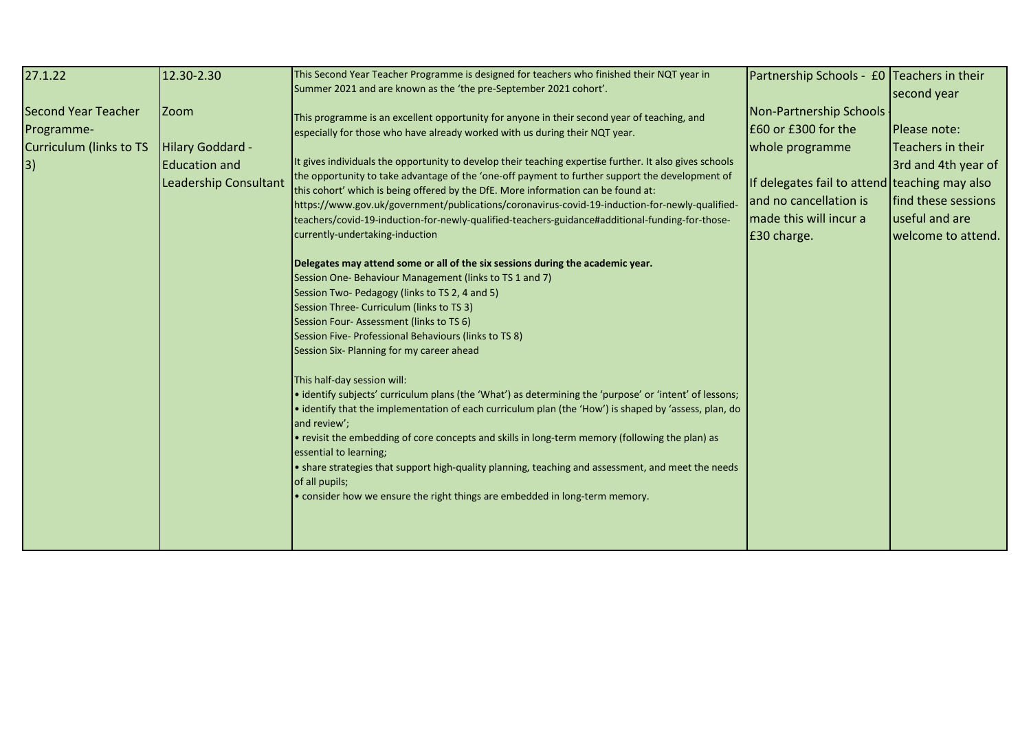| 27.1.22<br><br>Second Year Teacher Programme- Curriculum (links to TS 3) | 12.30-2.30<br><br>Zoom<br><br>Hilary Goddard - Education and Leadership Consultant | This Second Year Teacher Programme is designed for teachers who finished their NQT year in Summer 2021 and are known as the 'the pre-September 2021 cohort'.<br><br>This programme is an excellent opportunity for anyone in their second year of teaching, and especially for those who have already worked with us during their NQT year.<br><br>It gives individuals the opportunity to develop their teaching expertise further. It also gives schools the opportunity to take advantage of the 'one-off payment to further support the development of this cohort' which is being offered by the DfE. More information can be found at: https://www.gov.uk/government/publications/coronavirus-covid-19-induction-for-newly-qualified-teachers/covid-19-induction-for-newly-qualified-teachers-guidance#additional-funding-for-those-currently-undertaking-induction<br><br>**Delegates may attend some or all of the six sessions during the academic year.**<br>Session One- Behaviour Management (links to TS 1 and 7)<br>Session Two- Pedagogy (links to TS 2, 4 and 5)<br>Session Three- Curriculum (links to TS 3)<br>Session Four- Assessment (links to TS 6)<br>Session Five- Professional Behaviours (links to TS 8)<br>Session Six- Planning for my career ahead<br><br>This half-day session will:<br>• identify subjects' curriculum plans (the 'What') as determining the 'purpose' or 'intent' of lessons;<br>• identify that the implementation of each curriculum plan (the 'How') is shaped by 'assess, plan, do and review';<br>• revisit the embedding of core concepts and skills in long-term memory (following the plan) as essential to learning;<br>• share strategies that support high-quality planning, teaching and assessment, and meet the needs of all pupils;<br>• consider how we ensure the right things are embedded in long-term memory. | Partnership Schools - £0<br><br>Non-Partnership Schools - £60 or £300 for the whole programme<br><br>If delegates fail to attend and no cancellation is made this will incur a £30 charge. | Teachers in their second year<br><br>Please note: Teachers in their 3rd and 4th year of teaching may also find these sessions useful and are welcome to attend. |
|---|---|---|---|---|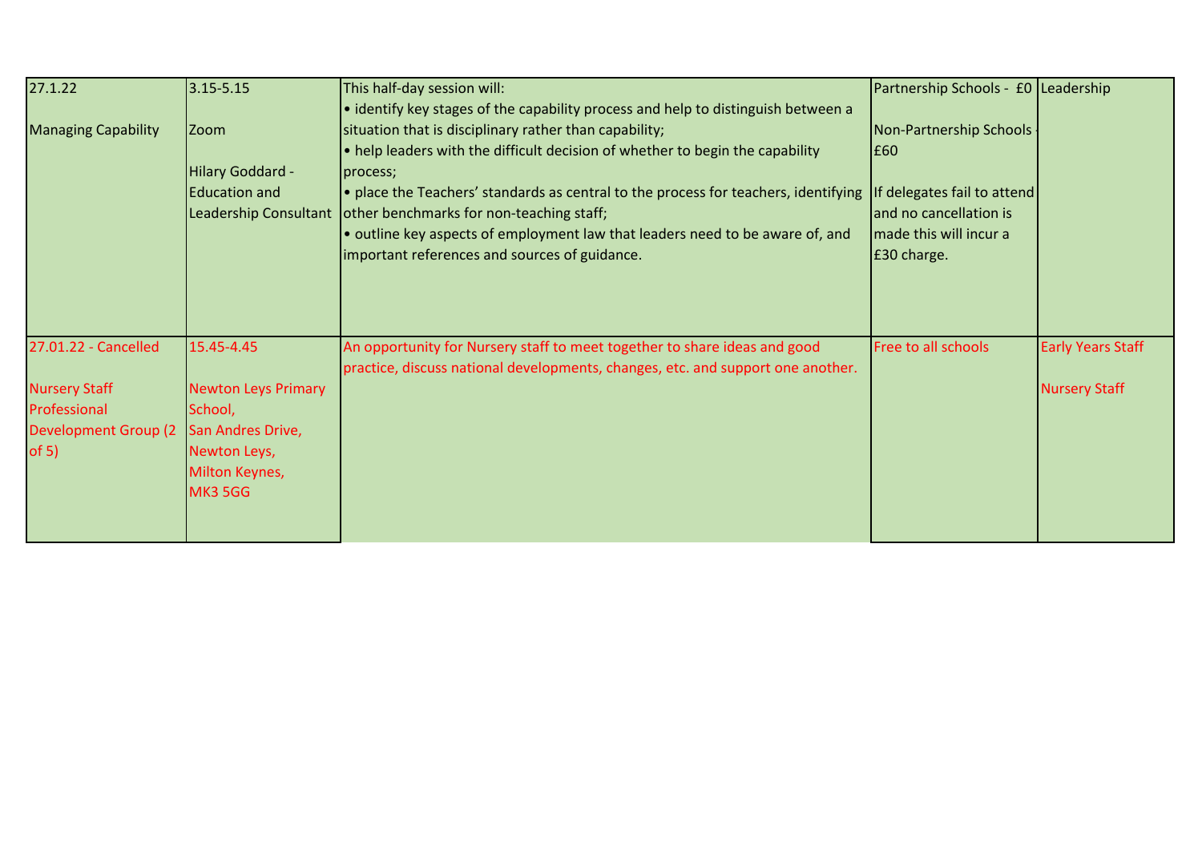| | | | | |
|---|---|---|---|---|
| 27.1.22<br><br>Managing Capability | 3.15-5.15<br><br>Zoom<br><br>Hilary Goddard - Education and Leadership Consultant | This half-day session will:<br>• identify key stages of the capability process and help to distinguish between a situation that is disciplinary rather than capability;<br>• help leaders with the difficult decision of whether to begin the capability process;<br>• place the Teachers' standards as central to the process for teachers, identifying other benchmarks for non-teaching staff;<br>• outline key aspects of employment law that leaders need to be aware of, and important references and sources of guidance. | Partnership Schools - £0<br><br>Non-Partnership Schools - £60<br><br>If delegates fail to attend and no cancellation is made this will incur a £30 charge. | Leadership |
| 27.01.22 - Cancelled<br><br>Nursery Staff Professional Development Group (2 of 5) | 15.45-4.45<br><br>Newton Leys Primary School,<br>San Andres Drive,<br>Newton Leys,<br>Milton Keynes,<br>MK3 5GG | An opportunity for Nursery staff to meet together to share ideas and good practice, discuss national developments, changes, etc. and support one another. | Free to all schools | Early Years Staff<br><br>Nursery Staff |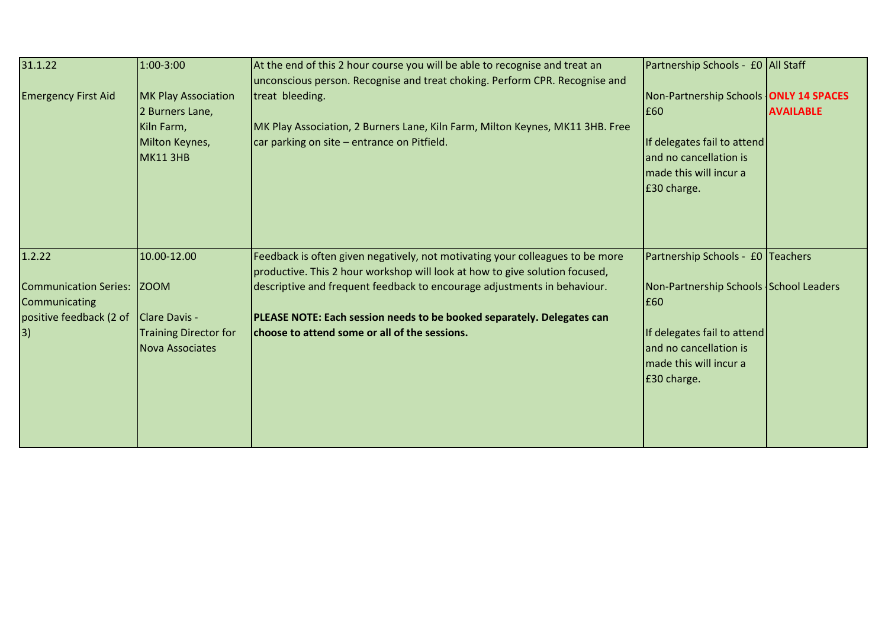| 31.1.22<br><br>Emergency First Aid | 1:00-3:00<br><br>MK Play Association<br>2 Burners Lane,<br>Kiln Farm,<br>Milton Keynes,<br>MK11 3HB | At the end of this 2 hour course you will be able to recognise and treat an unconscious person. Recognise and treat choking. Perform CPR. Recognise and treat bleeding.<br><br>MK Play Association, 2 Burners Lane, Kiln Farm, Milton Keynes, MK11 3HB. Free car parking on site – entrance on Pitfield. | Partnership Schools - £0<br><br>Non-Partnership Schools - £60<br><br>If delegates fail to attend and no cancellation is made this will incur a £30 charge. | All Staff<br><br>**ONLY 14 SPACES AVAILABLE** |
|---|---|---|---|---|
| 1.2.22<br><br>Communication Series: Communicating positive feedback (2 of 3) | 10.00-12.00<br><br>ZOOM<br><br>Clare Davis - Training Director for Nova Associates | Feedback is often given negatively, not motivating your colleagues to be more productive. This 2 hour workshop will look at how to give solution focused, descriptive and frequent feedback to encourage adjustments in behaviour.<br><br>**PLEASE NOTE: Each session needs to be booked separately. Delegates can choose to attend some or all of the sessions.** | Partnership Schools - £0<br><br>Non-Partnership Schools - £60<br><br>If delegates fail to attend and no cancellation is made this will incur a £30 charge. | Teachers<br><br>School Leaders |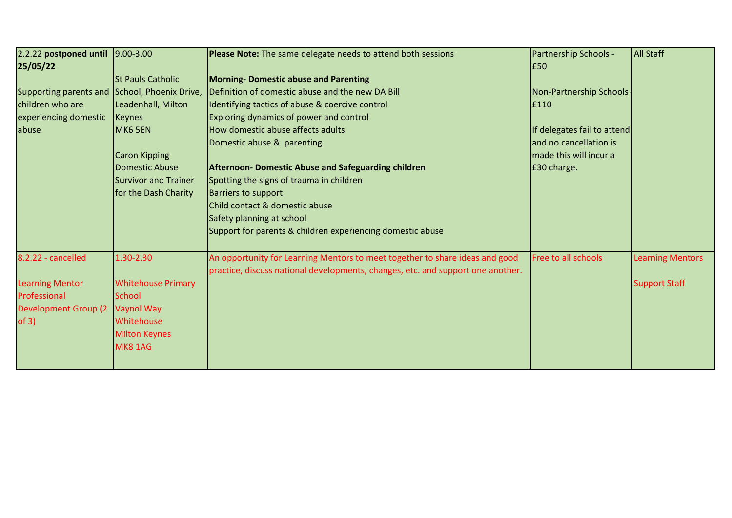| | | | | |
|---|---|---|---|---|
| 2.2.22 **postponed until 25/05/22**<br><br>Supporting parents and children who are experiencing domestic abuse | 9.00-3.00<br><br>St Pauls Catholic School, Phoenix Drive, Leadenhall, Milton Keynes<br>MK6 5EN<br><br>Caron Kipping<br>Domestic Abuse Survivor and Trainer for the Dash Charity | **Please Note:** The same delegate needs to attend both sessions<br><br>**Morning- Domestic abuse and Parenting**<br>Definition of domestic abuse and the new DA Bill<br>Identifying tactics of abuse & coercive control<br>Exploring dynamics of power and control<br>How domestic abuse affects adults<br>Domestic abuse & parenting<br><br>**Afternoon- Domestic Abuse and Safeguarding children**<br>Spotting the signs of trauma in children<br>Barriers to support<br>Child contact & domestic abuse<br>Safety planning at school<br>Support for parents & children experiencing domestic abuse | Partnership Schools - £50<br><br>Non-Partnership Schools - £110<br><br>If delegates fail to attend and no cancellation is made this will incur a £30 charge. | All Staff |
| 8.2.22 - cancelled<br><br>Learning Mentor Professional Development Group (2 of 3) | 1.30-2.30<br><br>Whitehouse Primary School<br>Vaynol Way<br>Whitehouse<br>Milton Keynes<br>MK8 1AG | An opportunity for Learning Mentors to meet together to share ideas and good practice, discuss national developments, changes, etc. and support one another. | Free to all schools | Learning Mentors<br><br>Support Staff |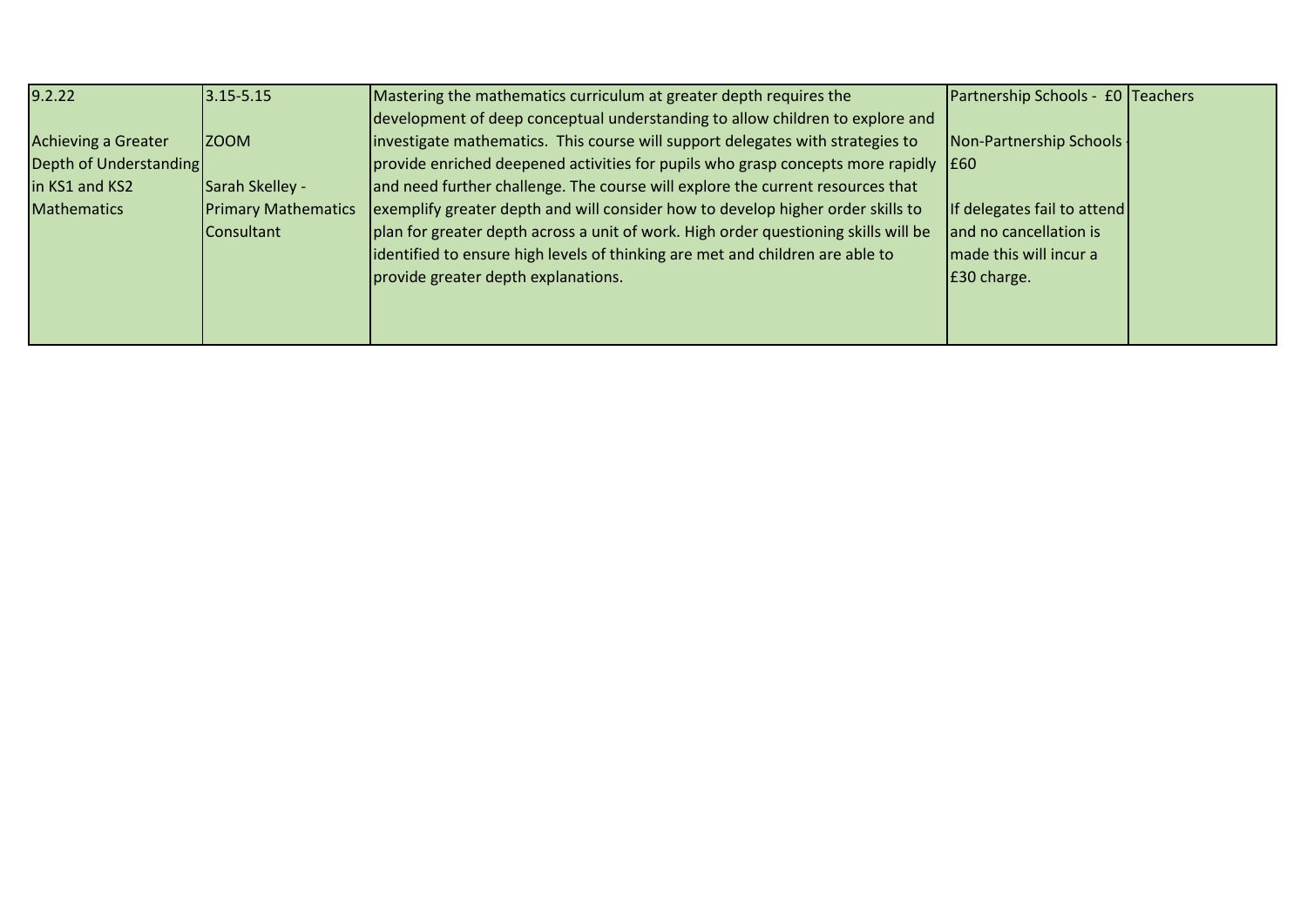| | | | | |
|---|---|---|---|---|
| 9.2.22<br><br>Achieving a Greater Depth of Understanding in KS1 and KS2 Mathematics | 3.15-5.15<br><br>ZOOM<br><br>Sarah Skelley - Primary Mathematics Consultant | Mastering the mathematics curriculum at greater depth requires the development of deep conceptual understanding to allow children to explore and investigate mathematics. This course will support delegates with strategies to provide enriched deepened activities for pupils who grasp concepts more rapidly and need further challenge. The course will explore the current resources that exemplify greater depth and will consider how to develop higher order skills to plan for greater depth across a unit of work. High order questioning skills will be identified to ensure high levels of thinking are met and children are able to provide greater depth explanations. | Partnership Schools - £0<br><br>Non-Partnership Schools - £60<br><br>If delegates fail to attend and no cancellation is made this will incur a £30 charge. | Teachers |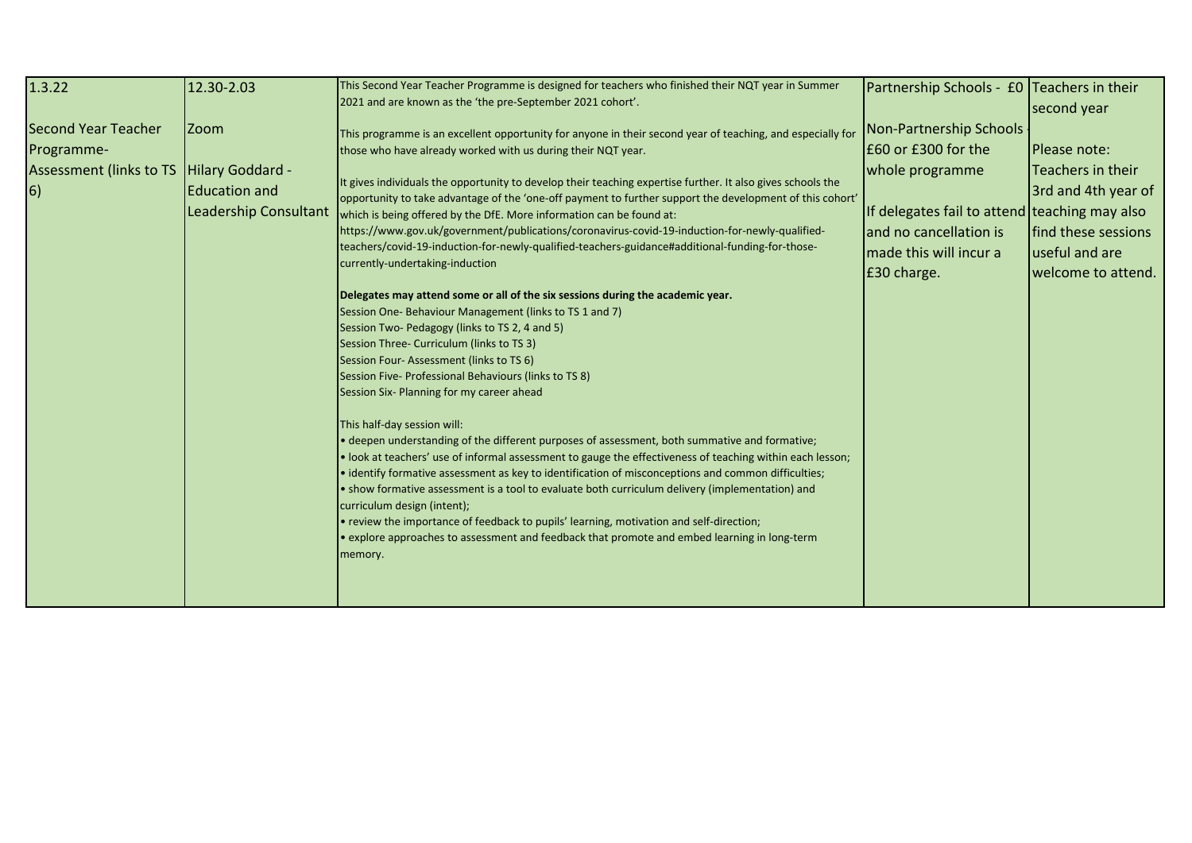| | | | | |
|---|---|---|---|---|
| 1.3.22<br><br>Second Year Teacher Programme- Assessment (links to TS 6) | 12.30-2.03<br><br>Zoom<br><br>Hilary Goddard - Education and Leadership Consultant | This Second Year Teacher Programme is designed for teachers who finished their NQT year in Summer 2021 and are known as the 'the pre-September 2021 cohort'.<br><br>This programme is an excellent opportunity for anyone in their second year of teaching, and especially for those who have already worked with us during their NQT year.<br><br>It gives individuals the opportunity to develop their teaching expertise further. It also gives schools the opportunity to take advantage of the 'one-off payment to further support the development of this cohort' which is being offered by the DfE. More information can be found at: https://www.gov.uk/government/publications/coronavirus-covid-19-induction-for-newly-qualified-teachers/covid-19-induction-for-newly-qualified-teachers-guidance#additional-funding-for-those-currently-undertaking-induction<br><br>**Delegates may attend some or all of the six sessions during the academic year.**<br>Session One- Behaviour Management (links to TS 1 and 7)<br>Session Two- Pedagogy (links to TS 2, 4 and 5)<br>Session Three- Curriculum (links to TS 3)<br>Session Four- Assessment (links to TS 6)<br>Session Five- Professional Behaviours (links to TS 8)<br>Session Six- Planning for my career ahead<br><br>This half-day session will:<br>• deepen understanding of the different purposes of assessment, both summative and formative;<br>• look at teachers' use of informal assessment to gauge the effectiveness of teaching within each lesson;<br>• identify formative assessment as key to identification of misconceptions and common difficulties;<br>• show formative assessment is a tool to evaluate both curriculum delivery (implementation) and curriculum design (intent);<br>• review the importance of feedback to pupils' learning, motivation and self-direction;<br>• explore approaches to assessment and feedback that promote and embed learning in long-term memory. | Partnership Schools - £0<br><br>Non-Partnership Schools - £60 or £300 for the whole programme<br><br>If delegates fail to attend and no cancellation is made this will incur a £30 charge. | Teachers in their second year<br><br>Please note: Teachers in their 3rd and 4th year of teaching may also find these sessions useful and are welcome to attend. |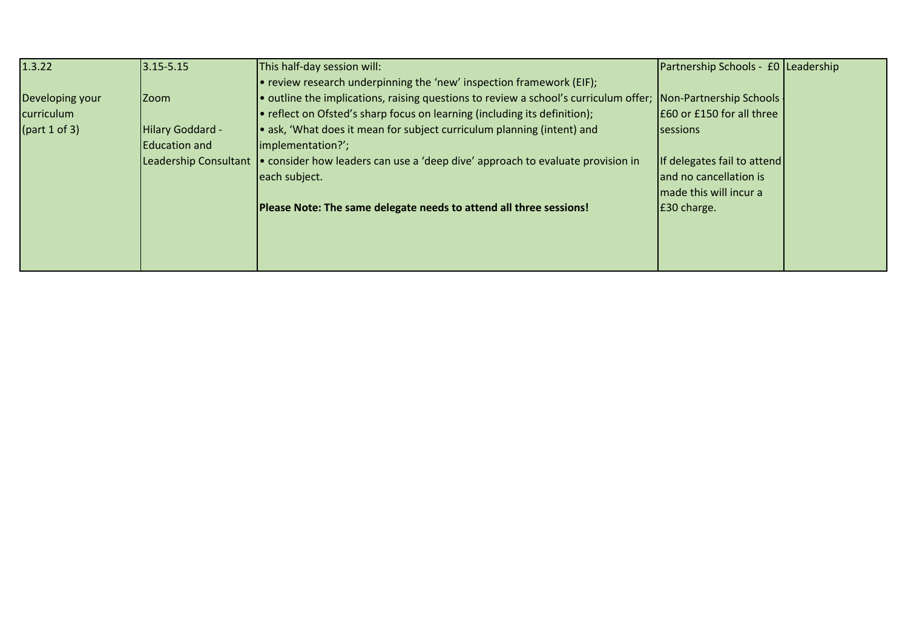| | | | | |
|---|---|---|---|---|
| 1.3.22<br><br>Developing your curriculum<br>(part 1 of 3) | 3.15-5.15<br><br>Zoom<br><br>Hilary Goddard - Education and Leadership Consultant | This half-day session will:<br>• review research underpinning the 'new' inspection framework (EIF);<br>• outline the implications, raising questions to review a school's curriculum offer;<br>• reflect on Ofsted's sharp focus on learning (including its definition);<br>• ask, 'What does it mean for subject curriculum planning (intent) and implementation?';<br>• consider how leaders can use a 'deep dive' approach to evaluate provision in each subject.<br><br>**Please Note: The same delegate needs to attend all three sessions!** | Partnership Schools - £0<br><br>Non-Partnership Schools - £60 or £150 for all three sessions<br><br>If delegates fail to attend and no cancellation is made this will incur a £30 charge. | Leadership |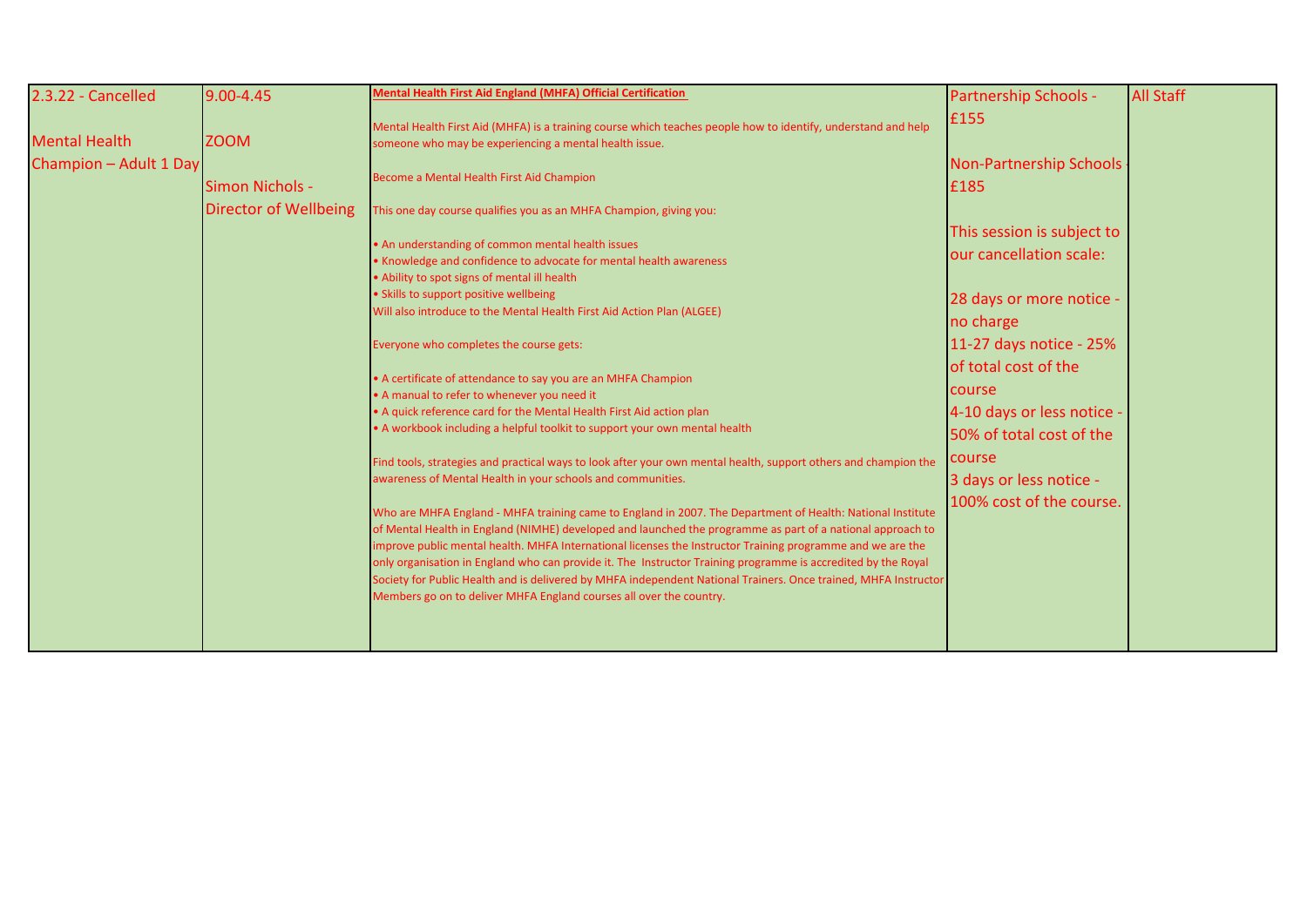| | | | | |
|---|---|---|---|---|
| 2.3.22 - Cancelled<br><br>Mental Health Champion – Adult 1 Day | 9.00-4.45<br><br>ZOOM<br><br>Simon Nichols - Director of Wellbeing | **Mental Health First Aid England (MHFA) Official Certification**<br><br>Mental Health First Aid (MHFA) is a training course which teaches people how to identify, understand and help someone who may be experiencing a mental health issue.<br><br>Become a Mental Health First Aid Champion<br><br>This one day course qualifies you as an MHFA Champion, giving you:<br><br>• An understanding of common mental health issues<br>• Knowledge and confidence to advocate for mental health awareness<br>• Ability to spot signs of mental ill health<br>• Skills to support positive wellbeing<br>Will also introduce to the Mental Health First Aid Action Plan (ALGEE)<br><br>Everyone who completes the course gets:<br><br>• A certificate of attendance to say you are an MHFA Champion<br>• A manual to refer to whenever you need it<br>• A quick reference card for the Mental Health First Aid action plan<br>• A workbook including a helpful toolkit to support your own mental health<br><br>Find tools, strategies and practical ways to look after your own mental health, support others and champion the awareness of Mental Health in your schools and communities.<br><br>Who are MHFA England - MHFA training came to England in 2007. The Department of Health: National Institute of Mental Health in England (NIMHE) developed and launched the programme as part of a national approach to improve public mental health. MHFA International licenses the Instructor Training programme and we are the only organisation in England who can provide it. The Instructor Training programme is accredited by the Royal Society for Public Health and is delivered by MHFA independent National Trainers. Once trained, MHFA Instructor Members go on to deliver MHFA England courses all over the country. | Partnership Schools - £155<br><br>Non-Partnership Schools - £185<br><br>This session is subject to our cancellation scale:<br><br>28 days or more notice - no charge<br>11-27 days notice - 25% of total cost of the course<br>4-10 days or less notice - 50% of total cost of the course<br>3 days or less notice - 100% cost of the course. | All Staff |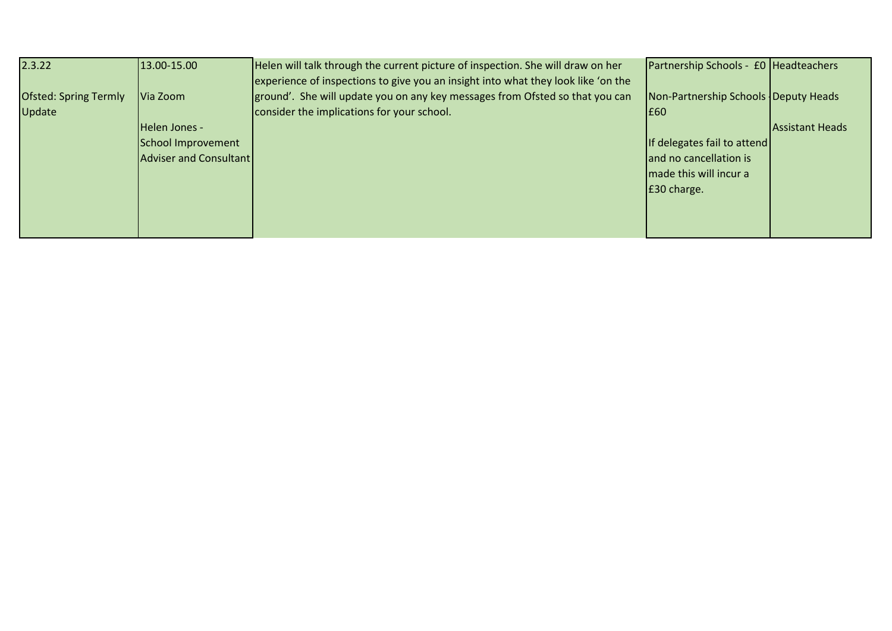| | | | | |
|---|---|---|---|---|
| 2.3.22<br><br>Ofsted: Spring Termly Update | 13.00-15.00<br><br>Via Zoom<br><br>Helen Jones - School Improvement Adviser and Consultant | Helen will talk through the current picture of inspection. She will draw on her experience of inspections to give you an insight into what they look like 'on the ground'. She will update you on any key messages from Ofsted so that you can consider the implications for your school. | Partnership Schools - £0<br><br>Non-Partnership Schools - £60<br><br>If delegates fail to attend and no cancellation is made this will incur a £30 charge. | Headteachers<br><br>Deputy Heads<br><br>Assistant Heads |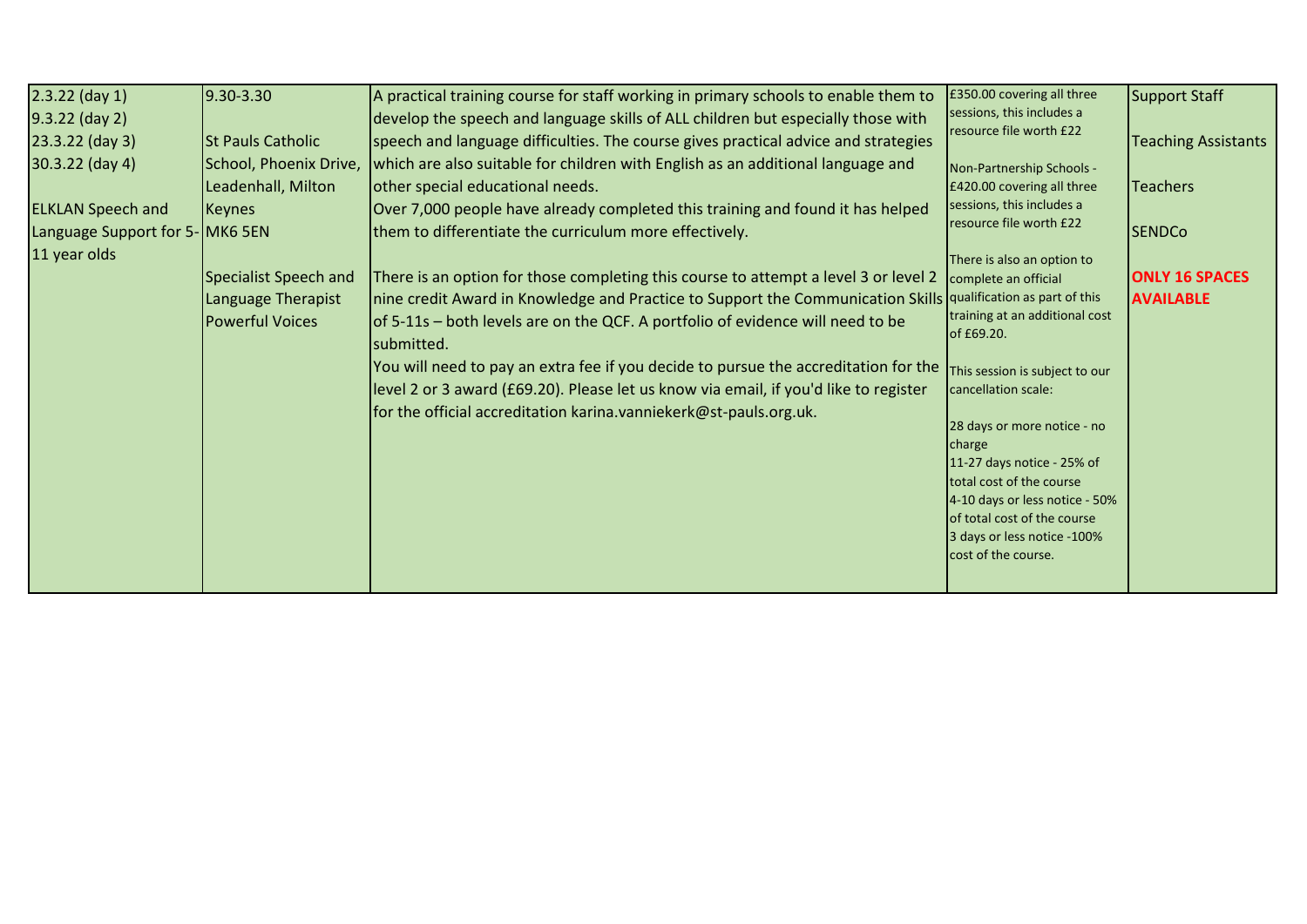| | | | | |
|---|---|---|---|---|
| 2.3.22 (day 1)<br>9.3.22 (day 2)<br>23.3.22 (day 3)<br>30.3.22 (day 4)<br><br>ELKLAN Speech and Language Support for 5-11 year olds | 9.30-3.30<br><br>St Pauls Catholic School, Phoenix Drive, Leadenhall, Milton Keynes<br>MK6 5EN<br><br>Specialist Speech and Language Therapist<br>Powerful Voices | A practical training course for staff working in primary schools to enable them to develop the speech and language skills of ALL children but especially those with speech and language difficulties. The course gives practical advice and strategies which are also suitable for children with English as an additional language and other special educational needs.<br>Over 7,000 people have already completed this training and found it has helped them to differentiate the curriculum more effectively.<br><br>There is an option for those completing this course to attempt a level 3 or level 2 nine credit Award in Knowledge and Practice to Support the Communication Skills of 5-11s – both levels are on the QCF. A portfolio of evidence will need to be submitted.<br>You will need to pay an extra fee if you decide to pursue the accreditation for the level 2 or 3 award (£69.20). Please let us know via email, if you'd like to register for the official accreditation karina.vanniekerk@st-pauls.org.uk. | £350.00 covering all three sessions, this includes a resource file worth £22<br><br>Non-Partnership Schools - £420.00 covering all three sessions, this includes a resource file worth £22<br><br>There is also an option to complete an official qualification as part of this training at an additional cost of £69.20.<br><br>This session is subject to our cancellation scale:<br><br>28 days or more notice - no charge<br>11-27 days notice - 25% of total cost of the course<br>4-10 days or less notice - 50% of total cost of the course<br>3 days or less notice -100% cost of the course. | Support Staff<br><br>Teaching Assistants<br><br>Teachers<br><br>SENDCo<br><br>**ONLY 16 SPACES AVAILABLE** |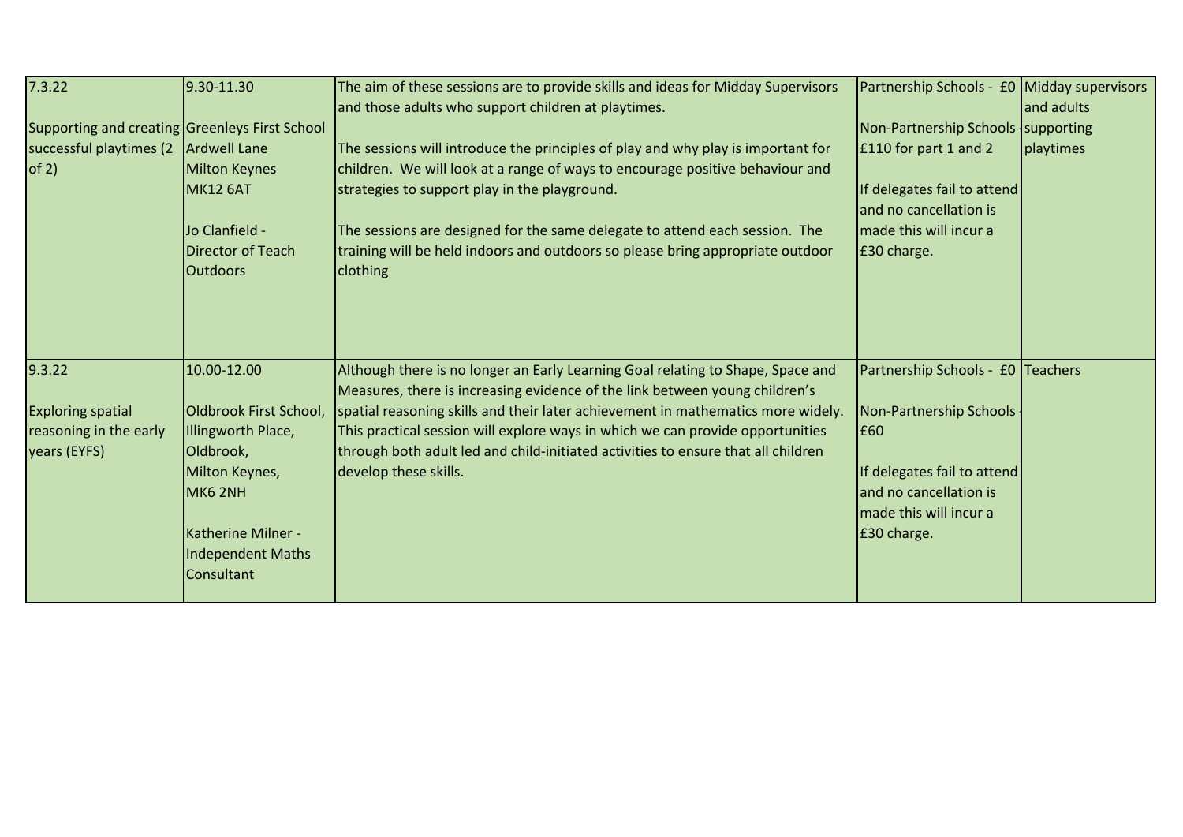| 7.3.22<br><br>Supporting and creating successful playtimes (2 of 2) | 9.30-11.30<br><br>Greenleys First School<br>Ardwell Lane<br>Milton Keynes<br>MK12 6AT<br><br>Jo Clanfield - Director of Teach Outdoors | The aim of these sessions are to provide skills and ideas for Midday Supervisors and those adults who support children at playtimes.<br><br>The sessions will introduce the principles of play and why play is important for children. We will look at a range of ways to encourage positive behaviour and strategies to support play in the playground.<br><br>The sessions are designed for the same delegate to attend each session. The training will be held indoors and outdoors so please bring appropriate outdoor clothing | Partnership Schools - £0<br><br>Non-Partnership Schools - £110 for part 1 and 2<br><br>If delegates fail to attend and no cancellation is made this will incur a £30 charge. | Midday supervisors and adults supporting playtimes |
|---|---|---|---|---|
| 9.3.22<br><br>Exploring spatial reasoning in the early years (EYFS) | 10.00-12.00<br><br>Oldbrook First School, Illingworth Place, Oldbrook, Milton Keynes, MK6 2NH<br><br>Katherine Milner - Independent Maths Consultant | Although there is no longer an Early Learning Goal relating to Shape, Space and Measures, there is increasing evidence of the link between young children's spatial reasoning skills and their later achievement in mathematics more widely. This practical session will explore ways in which we can provide opportunities through both adult led and child-initiated activities to ensure that all children develop these skills. | Partnership Schools - £0<br><br>Non-Partnership Schools - £60<br><br>If delegates fail to attend and no cancellation is made this will incur a £30 charge. | Teachers |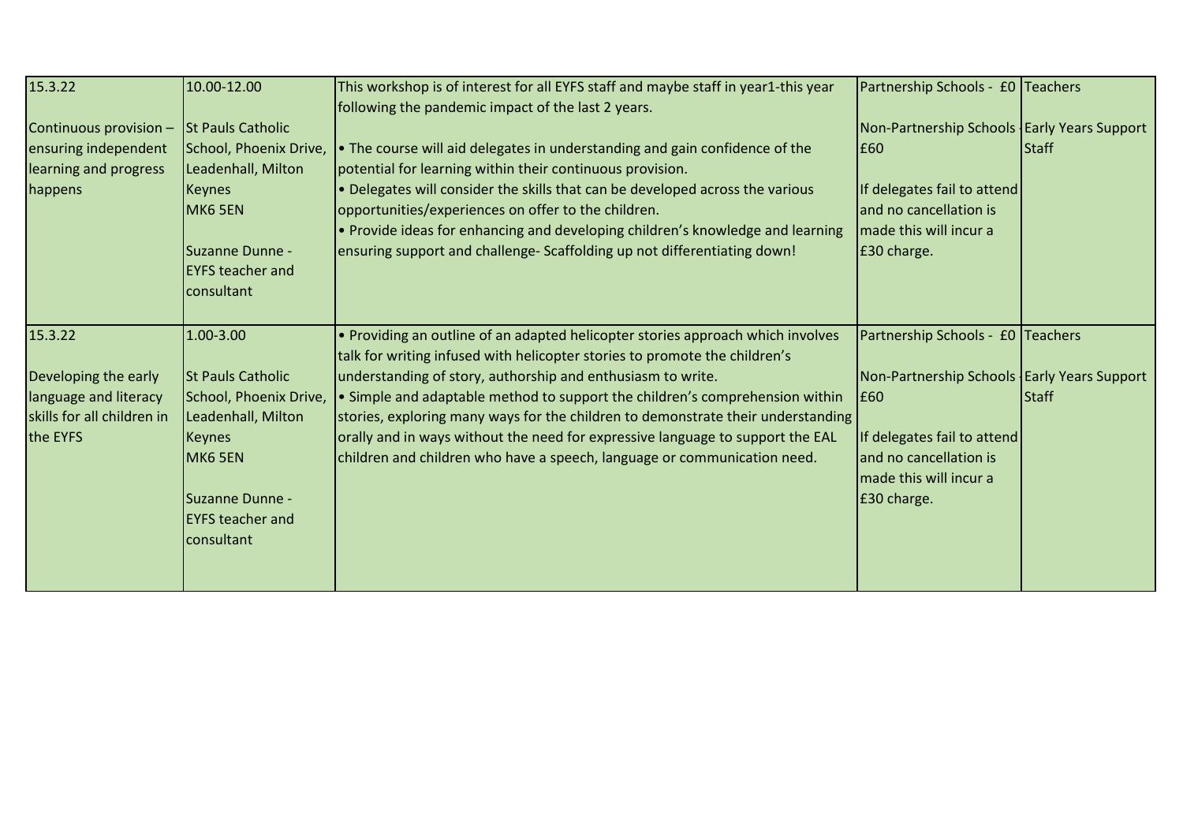| | | | | |
|---|---|---|---|---|
| 15.3.22<br><br>Continuous provision – ensuring independent learning and progress happens | 10.00-12.00<br><br>St Pauls Catholic School, Phoenix Drive, Leadenhall, Milton Keynes<br>MK6 5EN<br><br>Suzanne Dunne - EYFS teacher and consultant | This workshop is of interest for all EYFS staff and maybe staff in year1-this year following the pandemic impact of the last 2 years.<br><br>• The course will aid delegates in understanding and gain confidence of the potential for learning within their continuous provision.<br>• Delegates will consider the skills that can be developed across the various opportunities/experiences on offer to the children.<br>• Provide ideas for enhancing and developing children's knowledge and learning ensuring support and challenge- Scaffolding up not differentiating down! | Partnership Schools - £0<br><br>Non-Partnership Schools - £60<br><br>If delegates fail to attend and no cancellation is made this will incur a £30 charge. | Teachers<br><br>Early Years Support Staff |
| 15.3.22<br><br>Developing the early language and literacy skills for all children in the EYFS | 1.00-3.00<br><br>St Pauls Catholic School, Phoenix Drive, Leadenhall, Milton Keynes<br>MK6 5EN<br><br>Suzanne Dunne - EYFS teacher and consultant | • Providing an outline of an adapted helicopter stories approach which involves talk for writing infused with helicopter stories to promote the children's understanding of story, authorship and enthusiasm to write.<br>• Simple and adaptable method to support the children's comprehension within stories, exploring many ways for the children to demonstrate their understanding orally and in ways without the need for expressive language to support the EAL children and children who have a speech, language or communication need. | Partnership Schools - £0<br><br>Non-Partnership Schools - £60<br><br>If delegates fail to attend and no cancellation is made this will incur a £30 charge. | Teachers<br><br>Early Years Support Staff |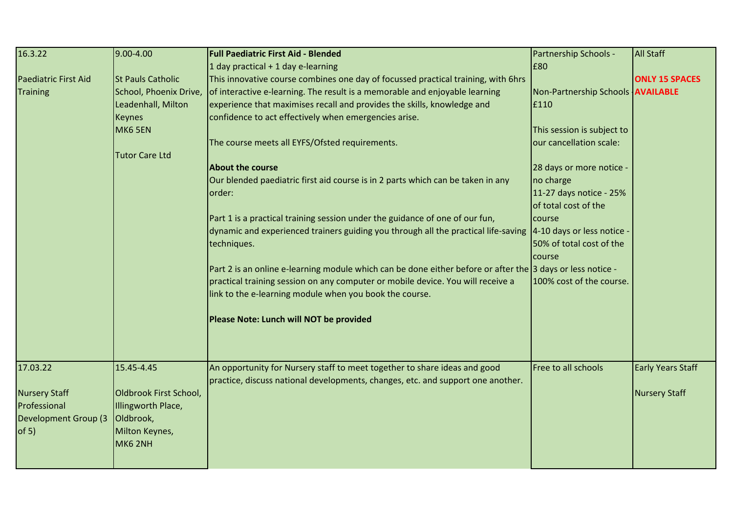| | | | | |
|---|---|---|---|---|
| 16.3.22<br><br>Paediatric First Aid Training | 9.00-4.00<br><br>St Pauls Catholic School, Phoenix Drive, Leadenhall, Milton Keynes<br>MK6 5EN<br><br>Tutor Care Ltd | **Full Paediatric First Aid - Blended**<br>1 day practical + 1 day e-learning<br>This innovative course combines one day of focussed practical training, with 6hrs of interactive e-learning. The result is a memorable and enjoyable learning experience that maximises recall and provides the skills, knowledge and confidence to act effectively when emergencies arise.<br><br>The course meets all EYFS/Ofsted requirements.<br><br>**About the course**<br>Our blended paediatric first aid course is in 2 parts which can be taken in any order:<br><br>Part 1 is a practical training session under the guidance of one of our fun, dynamic and experienced trainers guiding you through all the practical life-saving techniques.<br><br>Part 2 is an online e-learning module which can be done either before or after the practical training session on any computer or mobile device. You will receive a link to the e-learning module when you book the course.<br><br>**Please Note: Lunch will NOT be provided** | Partnership Schools - £80<br><br>Non-Partnership Schools - £110<br><br>This session is subject to our cancellation scale:<br><br>28 days or more notice - no charge<br>11-27 days notice - 25% of total cost of the course<br>4-10 days or less notice - 50% of total cost of the course<br>3 days or less notice - 100% cost of the course. | All Staff<br><br>**ONLY 15 SPACES AVAILABLE** |
| 17.03.22<br><br>Nursery Staff Professional Development Group (3 of 5) | 15.45-4.45<br><br>Oldbrook First School, Illingworth Place, Oldbrook, Milton Keynes, MK6 2NH | An opportunity for Nursery staff to meet together to share ideas and good practice, discuss national developments, changes, etc. and support one another. | Free to all schools | Early Years Staff<br><br>Nursery Staff |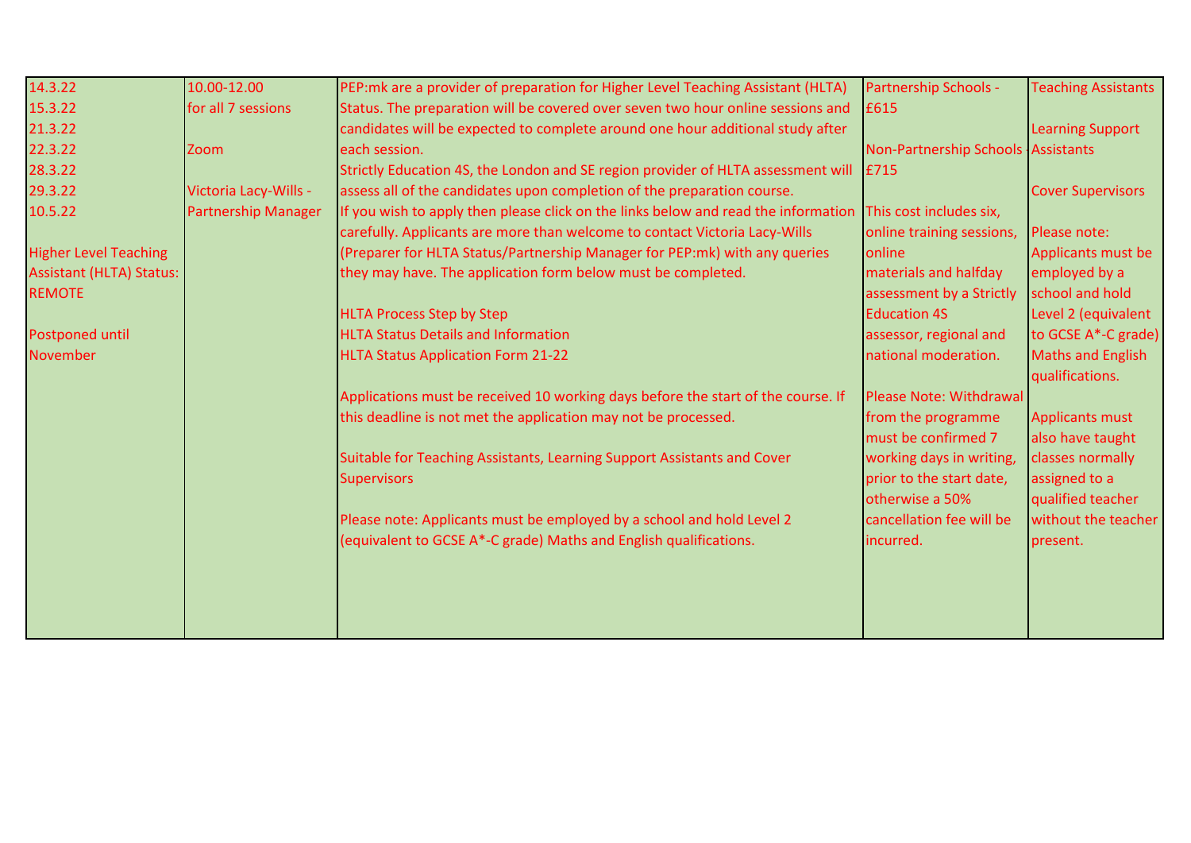| | | | | |
|---|---|---|---|---|
| 14.3.22<br>15.3.22<br>21.3.22<br>22.3.22<br>28.3.22<br>29.3.22<br>10.5.22<br><br>Higher Level Teaching Assistant (HLTA) Status: REMOTE<br><br>Postponed until November | 10.00-12.00 for all 7 sessions<br><br>Zoom<br><br>Victoria Lacy-Wills - Partnership Manager | PEP:mk are a provider of preparation for Higher Level Teaching Assistant (HLTA) Status. The preparation will be covered over seven two hour online sessions and candidates will be expected to complete around one hour additional study after each session.<br>Strictly Education 4S, the London and SE region provider of HLTA assessment will assess all of the candidates upon completion of the preparation course.<br>If you wish to apply then please click on the links below and read the information carefully. Applicants are more than welcome to contact Victoria Lacy-Wills (Preparer for HLTA Status/Partnership Manager for PEP:mk) with any queries they may have. The application form below must be completed.<br><br>HLTA Process Step by Step<br>HLTA Status Details and Information<br>HLTA Status Application Form 21-22<br><br>Applications must be received 10 working days before the start of the course. If this deadline is not met the application may not be processed.<br><br>Suitable for Teaching Assistants, Learning Support Assistants and Cover Supervisors<br><br>Please note: Applicants must be employed by a school and hold Level 2 (equivalent to GCSE A*-C grade) Maths and English qualifications. | Partnership Schools - £615<br><br>Non-Partnership Schools - £715<br><br>This cost includes six, online training sessions, online materials and halfday assessment by a Strictly Education 4S assessor, regional and national moderation.<br><br>Please Note: Withdrawal from the programme must be confirmed 7 working days in writing, prior to the start date, otherwise a 50% cancellation fee will be incurred. | Teaching Assistants<br><br>Learning Support Assistants<br><br>Cover Supervisors<br><br>Please note: Applicants must be employed by a school and hold Level 2 (equivalent to GCSE A*-C grade) Maths and English qualifications.<br><br>Applicants must also have taught classes normally assigned to a qualified teacher without the teacher present. |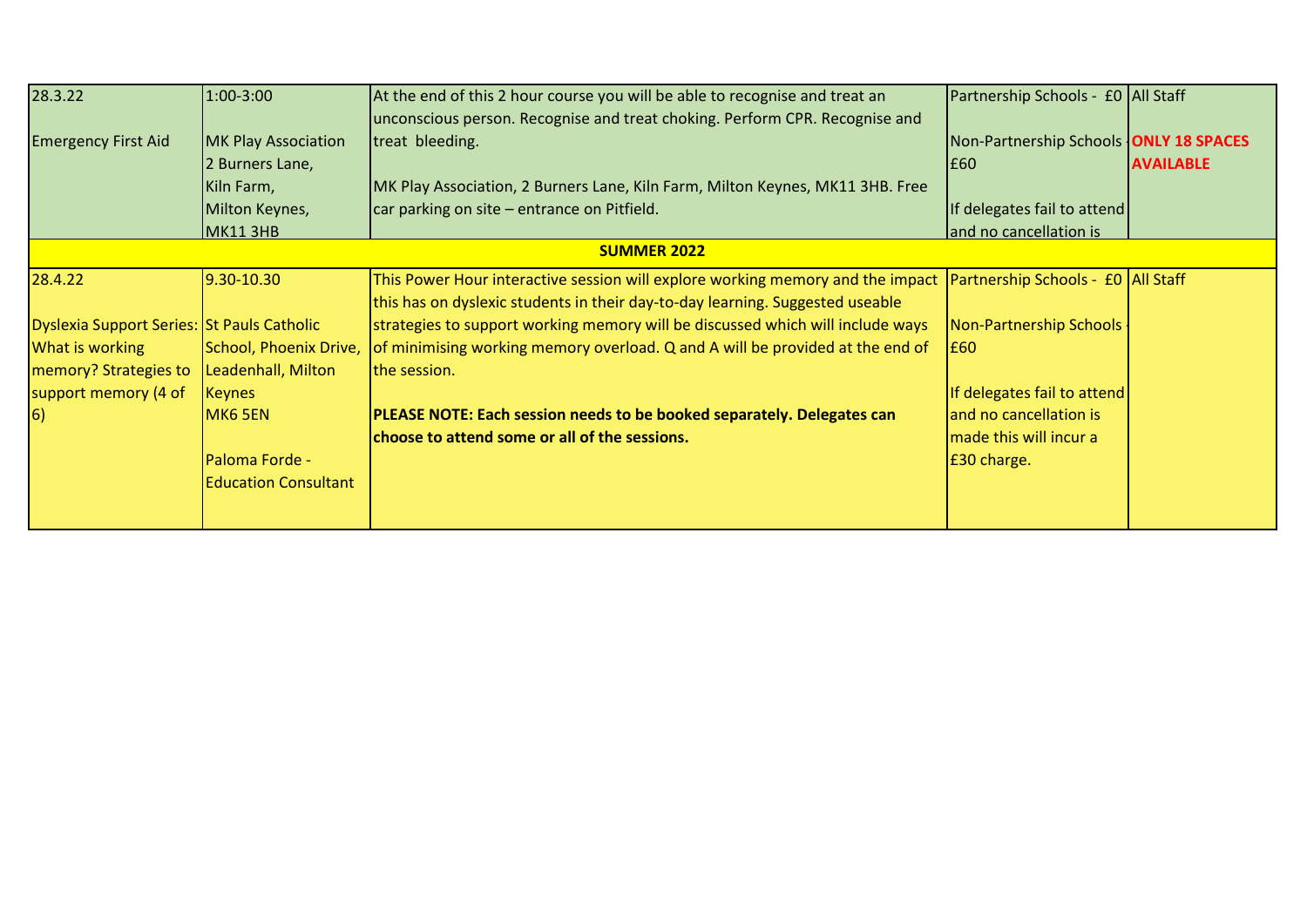| | | | | |
|---|---|---|---|---|
| 28.3.22<br><br>Emergency First Aid | 1:00-3:00<br><br>MK Play Association<br>2 Burners Lane,<br>Kiln Farm,<br>Milton Keynes,<br>MK11 3HB | At the end of this 2 hour course you will be able to recognise and treat an unconscious person. Recognise and treat choking. Perform CPR. Recognise and treat bleeding.<br><br>MK Play Association, 2 Burners Lane, Kiln Farm, Milton Keynes, MK11 3HB. Free car parking on site – entrance on Pitfield. | Partnership Schools - £0<br><br>Non-Partnership Schools - £60<br><br>If delegates fail to attend and no cancellation is | All Staff<br><br>**ONLY 18 SPACES AVAILABLE** |
| | | **SUMMER 2022** | | |
| 28.4.22<br><br>Dyslexia Support Series: What is working memory? Strategies to support memory (4 of 6) | 9.30-10.30<br><br>St Pauls Catholic School, Phoenix Drive, Leadenhall, Milton Keynes<br>MK6 5EN<br><br>Paloma Forde - Education Consultant | This Power Hour interactive session will explore working memory and the impact this has on dyslexic students in their day-to-day learning. Suggested useable strategies to support working memory will be discussed which will include ways of minimising working memory overload. Q and A will be provided at the end of the session.<br><br>**PLEASE NOTE: Each session needs to be booked separately. Delegates can choose to attend some or all of the sessions.** | Partnership Schools - £0<br><br>Non-Partnership Schools - £60<br><br>If delegates fail to attend and no cancellation is made this will incur a £30 charge. | All Staff |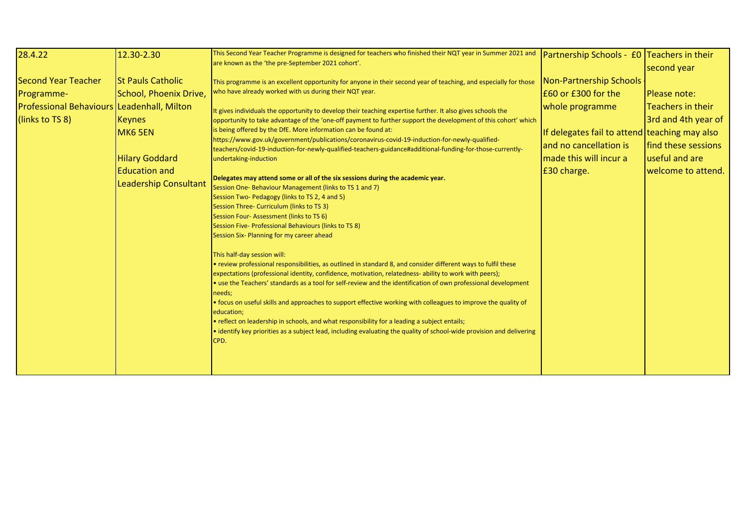| 28.4.22<br><br>Second Year Teacher Programme- Professional Behaviours (links to TS 8) | 12.30-2.30<br><br>St Pauls Catholic School, Phoenix Drive, Leadenhall, Milton Keynes<br>MK6 5EN<br><br>Hilary Goddard<br>Education and Leadership Consultant | This Second Year Teacher Programme is designed for teachers who finished their NQT year in Summer 2021 and are known as the 'the pre-September 2021 cohort'.<br><br>This programme is an excellent opportunity for anyone in their second year of teaching, and especially for those who have already worked with us during their NQT year.<br><br>It gives individuals the opportunity to develop their teaching expertise further. It also gives schools the opportunity to take advantage of the 'one-off payment to further support the development of this cohort' which is being offered by the DfE. More information can be found at: https://www.gov.uk/government/publications/coronavirus-covid-19-induction-for-newly-qualified-teachers/covid-19-induction-for-newly-qualified-teachers-guidance#additional-funding-for-those-currently-undertaking-induction<br><br>**Delegates may attend some or all of the six sessions during the academic year.**<br>Session One- Behaviour Management (links to TS 1 and 7)<br>Session Two- Pedagogy (links to TS 2, 4 and 5)<br>Session Three- Curriculum (links to TS 3)<br>Session Four- Assessment (links to TS 6)<br>Session Five- Professional Behaviours (links to TS 8)<br>Session Six- Planning for my career ahead<br><br>This half-day session will:<br>• review professional responsibilities, as outlined in standard 8, and consider different ways to fulfil these expectations (professional identity, confidence, motivation, relatedness- ability to work with peers);<br>• use the Teachers' standards as a tool for self-review and the identification of own professional development needs;<br>• focus on useful skills and approaches to support effective working with colleagues to improve the quality of education;<br>• reflect on leadership in schools, and what responsibility for a leading a subject entails;<br>• identify key priorities as a subject lead, including evaluating the quality of school-wide provision and delivering CPD. | Partnership Schools - £0<br><br>Non-Partnership Schools - £60 or £300 for the whole programme<br><br>If delegates fail to attend and no cancellation is made this will incur a £30 charge. | Teachers in their second year<br><br>Please note:<br>Teachers in their 3rd and 4th year of teaching may also find these sessions useful and are welcome to attend. |
|---|---|---|---|---|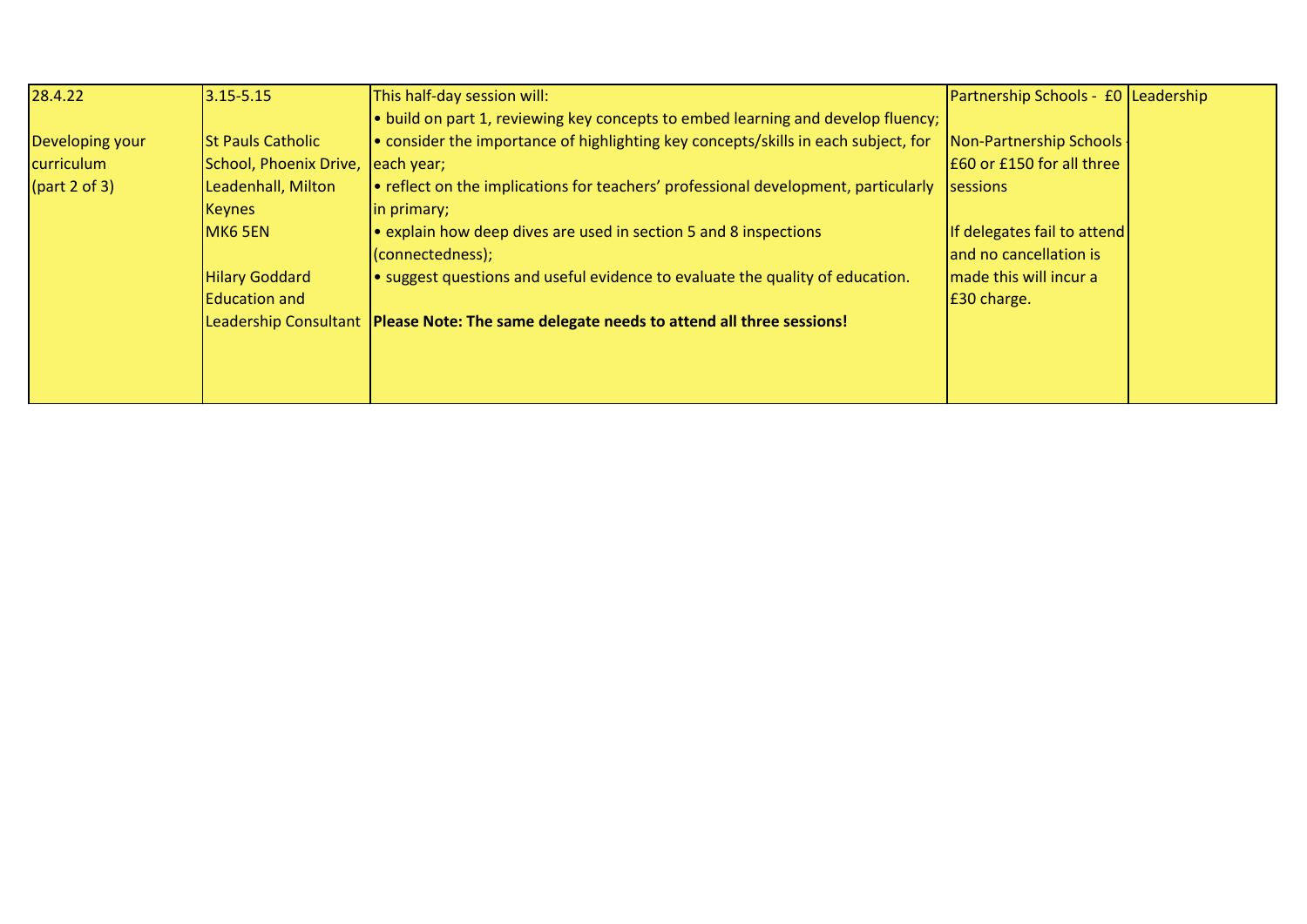| 28.4.22<br><br>Developing your curriculum<br>(part 2 of 3) | 3.15-5.15<br><br>St Pauls Catholic School, Phoenix Drive, Leadenhall, Milton Keynes<br>MK6 5EN<br><br>Hilary Goddard<br>Education and Leadership Consultant | This half-day session will:<br>• build on part 1, reviewing key concepts to embed learning and develop fluency;<br>• consider the importance of highlighting key concepts/skills in each subject, for each year;<br>• reflect on the implications for teachers' professional development, particularly in primary;<br>• explain how deep dives are used in section 5 and 8 inspections (connectedness);<br>• suggest questions and useful evidence to evaluate the quality of education.<br><br>**Please Note: The same delegate needs to attend all three sessions!** | Partnership Schools - £0<br><br>Non-Partnership Schools - £60 or £150 for all three sessions<br><br>If delegates fail to attend and no cancellation is made this will incur a £30 charge. | Leadership |
|---|---|---|---|---|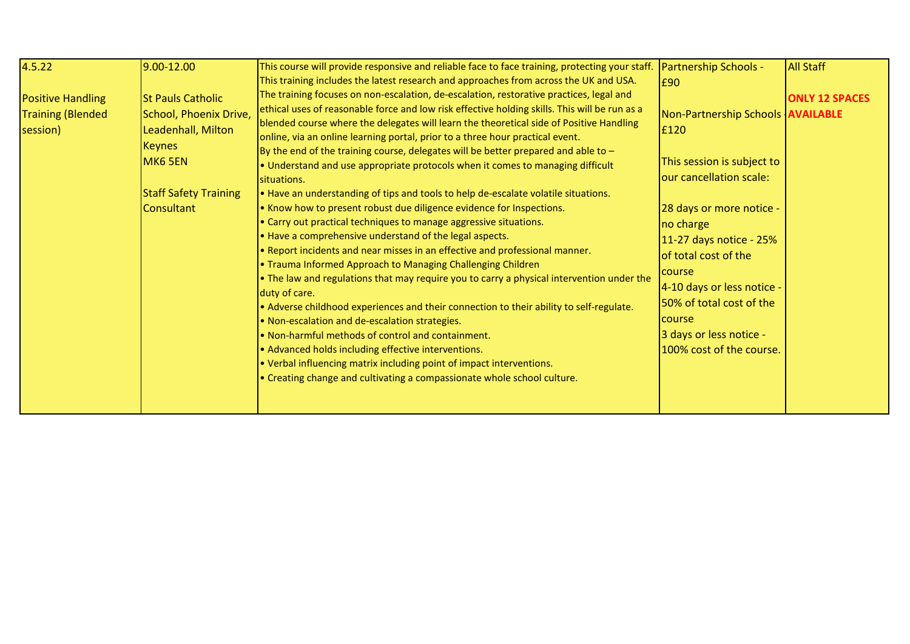| | | | | |
|---|---|---|---|---|
| 4.5.22<br><br>Positive Handling Training (Blended session) | 9.00-12.00<br><br>St Pauls Catholic School, Phoenix Drive, Leadenhall, Milton Keynes<br>MK6 5EN<br><br>Staff Safety Training Consultant | This course will provide responsive and reliable face to face training, protecting your staff. This training includes the latest research and approaches from across the UK and USA. The training focuses on non-escalation, de-escalation, restorative practices, legal and ethical uses of reasonable force and low risk effective holding skills. This will be run as a blended course where the delegates will learn the theoretical side of Positive Handling online, via an online learning portal, prior to a three hour practical event.<br>By the end of the training course, delegates will be better prepared and able to –<br>• Understand and use appropriate protocols when it comes to managing difficult situations.<br>• Have an understanding of tips and tools to help de-escalate volatile situations.<br>• Know how to present robust due diligence evidence for Inspections.<br>• Carry out practical techniques to manage aggressive situations.<br>• Have a comprehensive understand of the legal aspects.<br>• Report incidents and near misses in an effective and professional manner.<br>• Trauma Informed Approach to Managing Challenging Children<br>• The law and regulations that may require you to carry a physical intervention under the duty of care.<br>• Adverse childhood experiences and their connection to their ability to self-regulate.<br>• Non-escalation and de-escalation strategies.<br>• Non-harmful methods of control and containment.<br>• Advanced holds including effective interventions.<br>• Verbal influencing matrix including point of impact interventions.<br>• Creating change and cultivating a compassionate whole school culture. | Partnership Schools - £90<br><br>Non-Partnership Schools - £120<br><br>This session is subject to our cancellation scale:<br><br>28 days or more notice - no charge<br>11-27 days notice - 25% of total cost of the course<br>4-10 days or less notice - 50% of total cost of the course<br>3 days or less notice - 100% cost of the course. | All Staff<br><br>**ONLY 12 SPACES AVAILABLE** |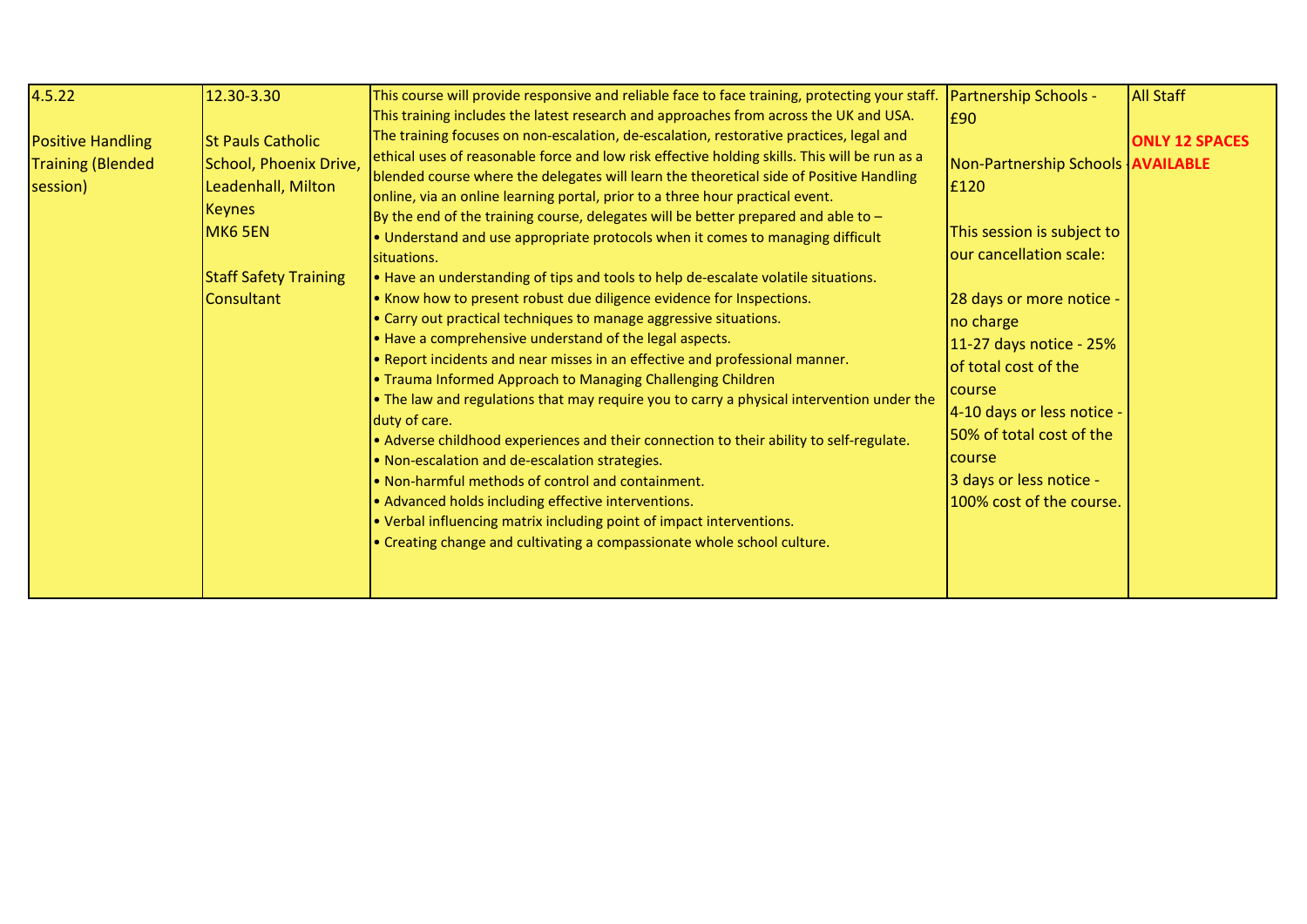| 4.5.22<br><br>Positive Handling Training (Blended session) | 12.30-3.30<br><br>St Pauls Catholic School, Phoenix Drive, Leadenhall, Milton Keynes<br>MK6 5EN<br><br>Staff Safety Training Consultant | This course will provide responsive and reliable face to face training, protecting your staff. This training includes the latest research and approaches from across the UK and USA. The training focuses on non-escalation, de-escalation, restorative practices, legal and ethical uses of reasonable force and low risk effective holding skills. This will be run as a blended course where the delegates will learn the theoretical side of Positive Handling online, via an online learning portal, prior to a three hour practical event.<br>By the end of the training course, delegates will be better prepared and able to –<br>• Understand and use appropriate protocols when it comes to managing difficult situations.<br>• Have an understanding of tips and tools to help de-escalate volatile situations.<br>• Know how to present robust due diligence evidence for Inspections.<br>• Carry out practical techniques to manage aggressive situations.<br>• Have a comprehensive understand of the legal aspects.<br>• Report incidents and near misses in an effective and professional manner.<br>• Trauma Informed Approach to Managing Challenging Children<br>• The law and regulations that may require you to carry a physical intervention under the duty of care.<br>• Adverse childhood experiences and their connection to their ability to self-regulate.<br>• Non-escalation and de-escalation strategies.<br>• Non-harmful methods of control and containment.<br>• Advanced holds including effective interventions.<br>• Verbal influencing matrix including point of impact interventions.<br>• Creating change and cultivating a compassionate whole school culture. | Partnership Schools - £90<br><br>Non-Partnership Schools - £120<br><br>This session is subject to our cancellation scale:<br><br>28 days or more notice - no charge<br>11-27 days notice - 25% of total cost of the course<br>4-10 days or less notice - 50% of total cost of the course<br>3 days or less notice - 100% cost of the course. | All Staff<br><br>**ONLY 12 SPACES AVAILABLE** |
|---|---|---|---|---|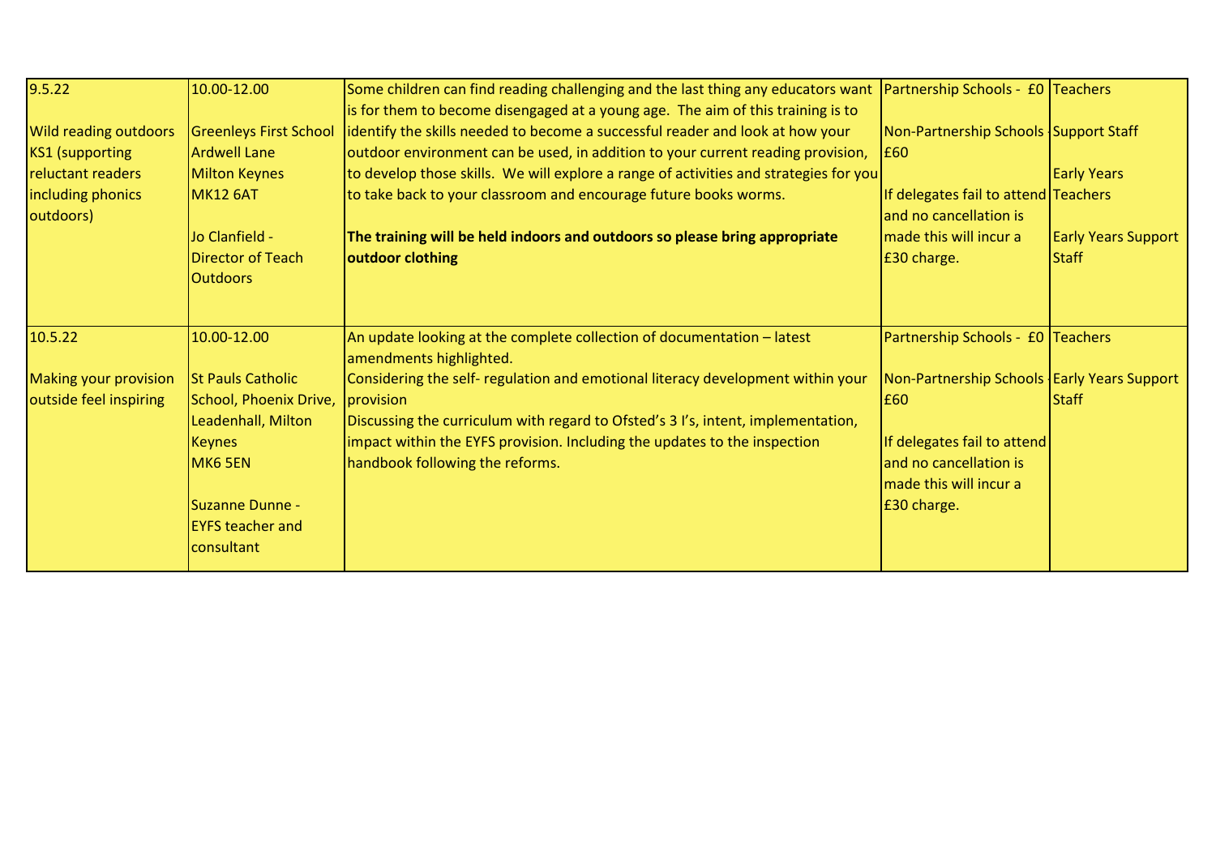| 9.5.22<br><br>Wild reading outdoors KS1 (supporting reluctant readers including phonics outdoors) | 10.00-12.00<br><br>Greenleys First School<br>Ardwell Lane<br>Milton Keynes<br>MK12 6AT<br><br>Jo Clanfield - Director of Teach Outdoors | Some children can find reading challenging and the last thing any educators want is for them to become disengaged at a young age. The aim of this training is to identify the skills needed to become a successful reader and look at how your outdoor environment can be used, in addition to your current reading provision, to develop those skills. We will explore a range of activities and strategies for you to take back to your classroom and encourage future books worms.<br><br>**The training will be held indoors and outdoors so please bring appropriate outdoor clothing** | Partnership Schools - £0<br><br>Non-Partnership Schools - £60<br><br>If delegates fail to attend and no cancellation is made this will incur a £30 charge. | Teachers<br><br>Support Staff<br><br>Early Years Teachers<br><br>Early Years Support Staff |
|---|---|---|---|---|
| 10.5.22<br><br>Making your provision outside feel inspiring | 10.00-12.00<br><br>St Pauls Catholic School, Phoenix Drive, Leadenhall, Milton Keynes<br>MK6 5EN<br><br>Suzanne Dunne - EYFS teacher and consultant | An update looking at the complete collection of documentation – latest amendments highlighted.<br>Considering the self- regulation and emotional literacy development within your provision<br>Discussing the curriculum with regard to Ofsted's 3 I's, intent, implementation, impact within the EYFS provision. Including the updates to the inspection handbook following the reforms. | Partnership Schools - £0<br><br>Non-Partnership Schools - £60<br><br>If delegates fail to attend and no cancellation is made this will incur a £30 charge. | Teachers<br><br>Early Years Support Staff |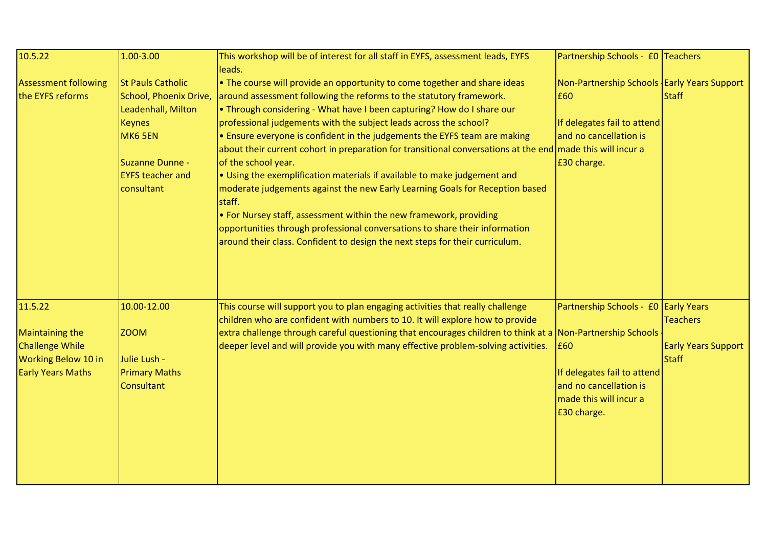| | | | | |
|---|---|---|---|---|
| 10.5.22<br><br>Assessment following the EYFS reforms | 1.00-3.00<br><br>St Pauls Catholic School, Phoenix Drive, Leadenhall, Milton Keynes<br>MK6 5EN<br><br>Suzanne Dunne - EYFS teacher and consultant | This workshop will be of interest for all staff in EYFS, assessment leads, EYFS leads.<br>• The course will provide an opportunity to come together and share ideas around assessment following the reforms to the statutory framework.<br>• Through considering - What have I been capturing? How do I share our professional judgements with the subject leads across the school?<br>• Ensure everyone is confident in the judgements the EYFS team are making about their current cohort in preparation for transitional conversations at the end of the school year.<br>• Using the exemplification materials if available to make judgement and moderate judgements against the new Early Learning Goals for Reception based staff.<br>• For Nursey staff, assessment within the new framework, providing opportunities through professional conversations to share their information around their class. Confident to design the next steps for their curriculum. | Partnership Schools - £0<br><br>Non-Partnership Schools - £60<br><br>If delegates fail to attend and no cancellation is made this will incur a £30 charge. | Teachers<br><br>Early Years Support Staff |
| 11.5.22<br><br>Maintaining the Challenge While Working Below 10 in Early Years Maths | 10.00-12.00<br><br>ZOOM<br><br>Julie Lush - Primary Maths Consultant | This course will support you to plan engaging activities that really challenge children who are confident with numbers to 10. It will explore how to provide extra challenge through careful questioning that encourages children to think at a deeper level and will provide you with many effective problem-solving activities. | Partnership Schools - £0<br><br>Non-Partnership Schools - £60<br><br>If delegates fail to attend and no cancellation is made this will incur a £30 charge. | Early Years Teachers<br><br>Early Years Support Staff |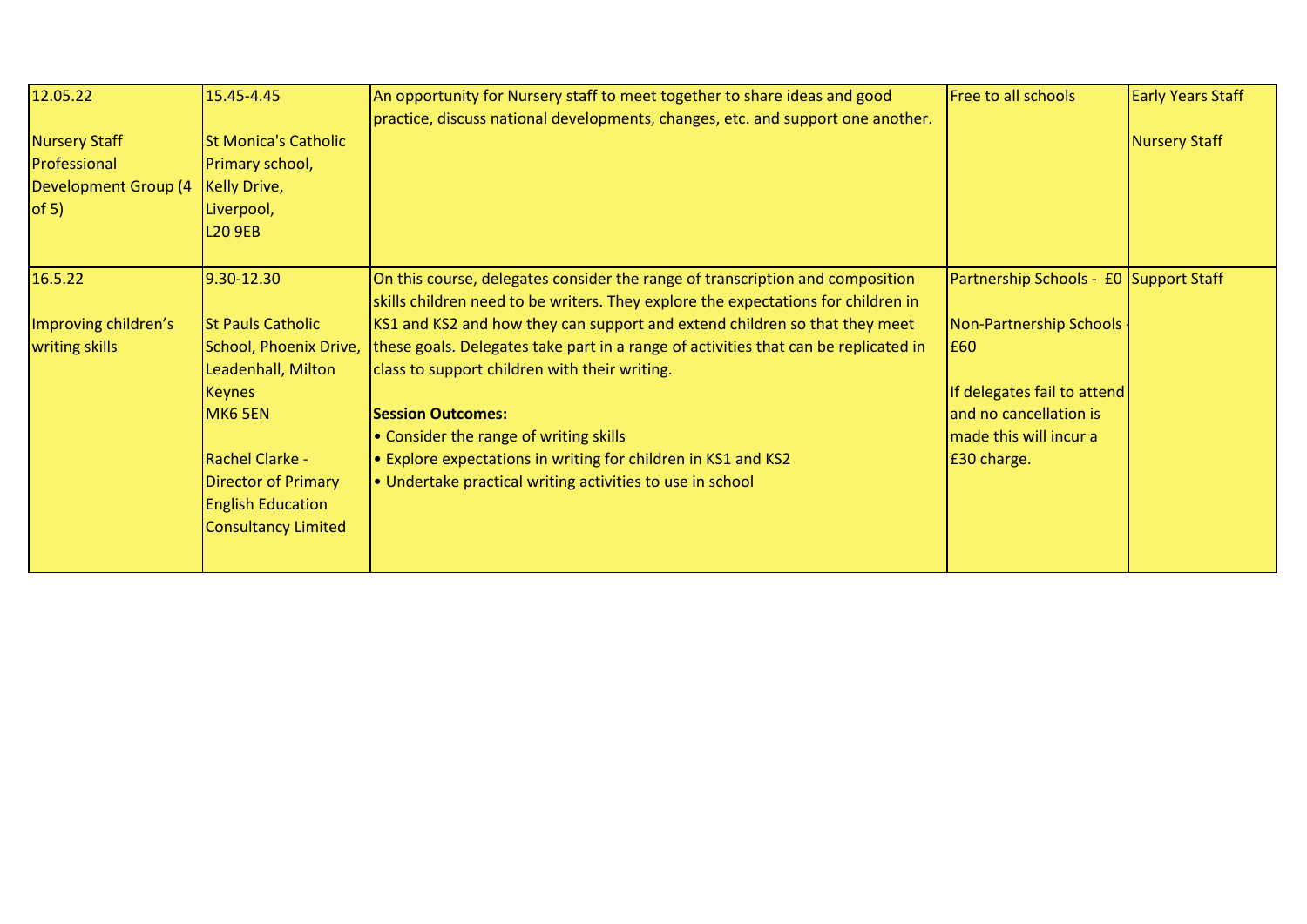| | | | | |
|---|---|---|---|---|
| 12.05.22<br><br>Nursery Staff Professional Development Group (4 of 5) | 15.45-4.45<br><br>St Monica's Catholic Primary school, Kelly Drive, Liverpool, L20 9EB | An opportunity for Nursery staff to meet together to share ideas and good practice, discuss national developments, changes, etc. and support one another. | Free to all schools | Early Years Staff<br><br>Nursery Staff |
| 16.5.22<br><br>Improving children's writing skills | 9.30-12.30<br><br>St Pauls Catholic School, Phoenix Drive, Leadenhall, Milton Keynes MK6 5EN<br><br>Rachel Clarke - Director of Primary English Education Consultancy Limited | On this course, delegates consider the range of transcription and composition skills children need to be writers. They explore the expectations for children in KS1 and KS2 and how they can support and extend children so that they meet these goals. Delegates take part in a range of activities that can be replicated in class to support children with their writing.<br><br>**Session Outcomes:**<br>• Consider the range of writing skills<br>• Explore expectations in writing for children in KS1 and KS2<br>• Undertake practical writing activities to use in school | Partnership Schools - £0<br><br>Non-Partnership Schools - £60<br><br>If delegates fail to attend and no cancellation is made this will incur a £30 charge. | Support Staff |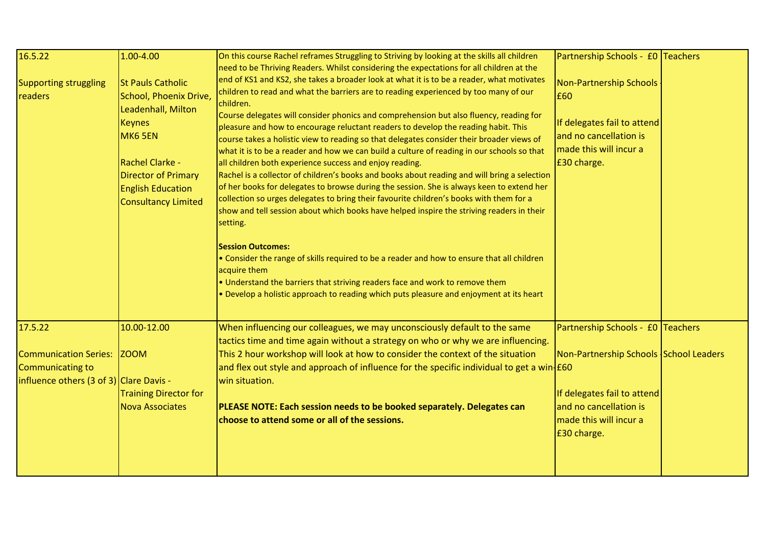| | | | | |
|---|---|---|---|---|
| 16.5.22<br><br>Supporting struggling readers | 1.00-4.00<br><br>St Pauls Catholic School, Phoenix Drive, Leadenhall, Milton Keynes<br>MK6 5EN<br><br>Rachel Clarke - Director of Primary English Education Consultancy Limited | On this course Rachel reframes Struggling to Striving by looking at the skills all children need to be Thriving Readers. Whilst considering the expectations for all children at the end of KS1 and KS2, she takes a broader look at what it is to be a reader, what motivates children to read and what the barriers are to reading experienced by too many of our children.<br>Course delegates will consider phonics and comprehension but also fluency, reading for pleasure and how to encourage reluctant readers to develop the reading habit. This course takes a holistic view to reading so that delegates consider their broader views of what it is to be a reader and how we can build a culture of reading in our schools so that all children both experience success and enjoy reading.<br>Rachel is a collector of children's books and books about reading and will bring a selection of her books for delegates to browse during the session. She is always keen to extend her collection so urges delegates to bring their favourite children's books with them for a show and tell session about which books have helped inspire the striving readers in their setting.<br><br>**Session Outcomes:**<br>• Consider the range of skills required to be a reader and how to ensure that all children acquire them<br>• Understand the barriers that striving readers face and work to remove them<br>• Develop a holistic approach to reading which puts pleasure and enjoyment at its heart | Partnership Schools - £0<br><br>Non-Partnership Schools - £60<br><br>If delegates fail to attend and no cancellation is made this will incur a £30 charge. | Teachers |
| 17.5.22<br><br>Communication Series: Communicating to influence others (3 of 3) | 10.00-12.00<br><br>ZOOM<br><br>Clare Davis - Training Director for Nova Associates | When influencing our colleagues, we may unconsciously default to the same tactics time and time again without a strategy on who or why we are influencing. This 2 hour workshop will look at how to consider the context of the situation and flex out style and approach of influence for the specific individual to get a win-win situation.<br><br>**PLEASE NOTE: Each session needs to be booked separately. Delegates can choose to attend some or all of the sessions.** | Partnership Schools - £0<br><br>Non-Partnership Schools - £60<br><br>If delegates fail to attend and no cancellation is made this will incur a £30 charge. | Teachers<br><br>School Leaders |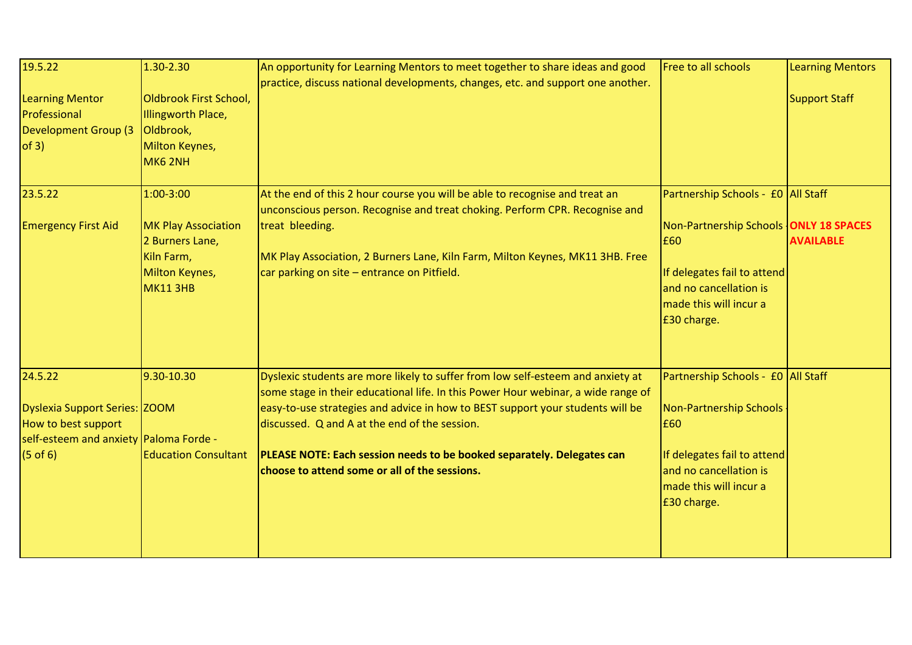| 19.5.22<br><br>Learning Mentor Professional Development Group (3 of 3) | 1.30-2.30<br><br>Oldbrook First School, Illingworth Place, Oldbrook, Milton Keynes, MK6 2NH | An opportunity for Learning Mentors to meet together to share ideas and good practice, discuss national developments, changes, etc. and support one another. | Free to all schools | Learning Mentors<br><br>Support Staff |
|---|---|---|---|---|
| 23.5.22<br><br>Emergency First Aid | 1:00-3:00<br><br>MK Play Association 2 Burners Lane, Kiln Farm, Milton Keynes, MK11 3HB | At the end of this 2 hour course you will be able to recognise and treat an unconscious person. Recognise and treat choking. Perform CPR. Recognise and treat bleeding.<br><br>MK Play Association, 2 Burners Lane, Kiln Farm, Milton Keynes, MK11 3HB. Free car parking on site – entrance on Pitfield. | Partnership Schools - £0<br><br>Non-Partnership Schools - £60<br><br>If delegates fail to attend and no cancellation is made this will incur a £30 charge. | All Staff<br><br>**ONLY 18 SPACES AVAILABLE** |
| 24.5.22<br><br>Dyslexia Support Series: How to best support self-esteem and anxiety (5 of 6) | 9.30-10.30<br><br>ZOOM<br><br>Paloma Forde - Education Consultant | Dyslexic students are more likely to suffer from low self-esteem and anxiety at some stage in their educational life. In this Power Hour webinar, a wide range of easy-to-use strategies and advice in how to BEST support your students will be discussed. Q and A at the end of the session.<br><br>**PLEASE NOTE: Each session needs to be booked separately. Delegates can choose to attend some or all of the sessions.** | Partnership Schools - £0<br><br>Non-Partnership Schools - £60<br><br>If delegates fail to attend and no cancellation is made this will incur a £30 charge. | All Staff |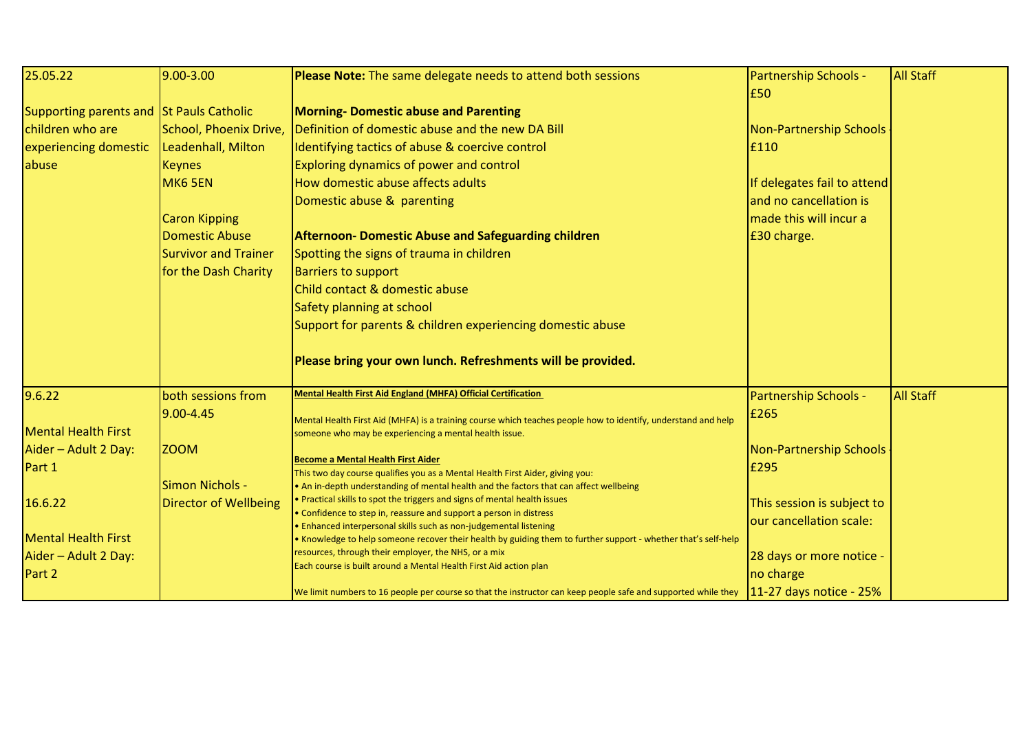| | | | | |
|---|---|---|---|---|
| 25.05.22<br><br>Supporting parents and children who are experiencing domestic abuse | 9.00-3.00<br><br>St Pauls Catholic School, Phoenix Drive, Leadenhall, Milton Keynes<br>MK6 5EN<br><br>Caron Kipping<br>Domestic Abuse Survivor and Trainer for the Dash Charity | **Please Note:** The same delegate needs to attend both sessions<br><br>**Morning- Domestic abuse and Parenting**<br>Definition of domestic abuse and the new DA Bill<br>Identifying tactics of abuse & coercive control<br>Exploring dynamics of power and control<br>How domestic abuse affects adults<br>Domestic abuse & parenting<br><br>**Afternoon- Domestic Abuse and Safeguarding children**<br>Spotting the signs of trauma in children<br>Barriers to support<br>Child contact & domestic abuse<br>Safety planning at school<br>Support for parents & children experiencing domestic abuse<br><br>**Please bring your own lunch. Refreshments will be provided.** | Partnership Schools - £50<br><br>Non-Partnership Schools - £110<br><br>If delegates fail to attend and no cancellation is made this will incur a £30 charge. | All Staff |
| 9.6.22<br><br>Mental Health First Aider – Adult 2 Day: Part 1<br><br>16.6.22<br><br>Mental Health First Aider – Adult 2 Day: Part 2 | both sessions from 9.00-4.45<br><br>ZOOM<br><br>Simon Nichols - Director of Wellbeing | **Mental Health First Aid England (MHFA) Official Certification**<br><br>Mental Health First Aid (MHFA) is a training course which teaches people how to identify, understand and help someone who may be experiencing a mental health issue.<br><br>**Become a Mental Health First Aider**<br>This two day course qualifies you as a Mental Health First Aider, giving you:<br>• An in-depth understanding of mental health and the factors that can affect wellbeing<br>• Practical skills to spot the triggers and signs of mental health issues<br>• Confidence to step in, reassure and support a person in distress<br>• Enhanced interpersonal skills such as non-judgemental listening<br>• Knowledge to help someone recover their health by guiding them to further support - whether that's self-help resources, through their employer, the NHS, or a mix<br>Each course is built around a Mental Health First Aid action plan<br><br>We limit numbers to 16 people per course so that the instructor can keep people safe and supported while they | Partnership Schools - £265<br><br>Non-Partnership Schools - £295<br><br>This session is subject to our cancellation scale:<br><br>28 days or more notice - no charge<br>11-27 days notice - 25% | All Staff |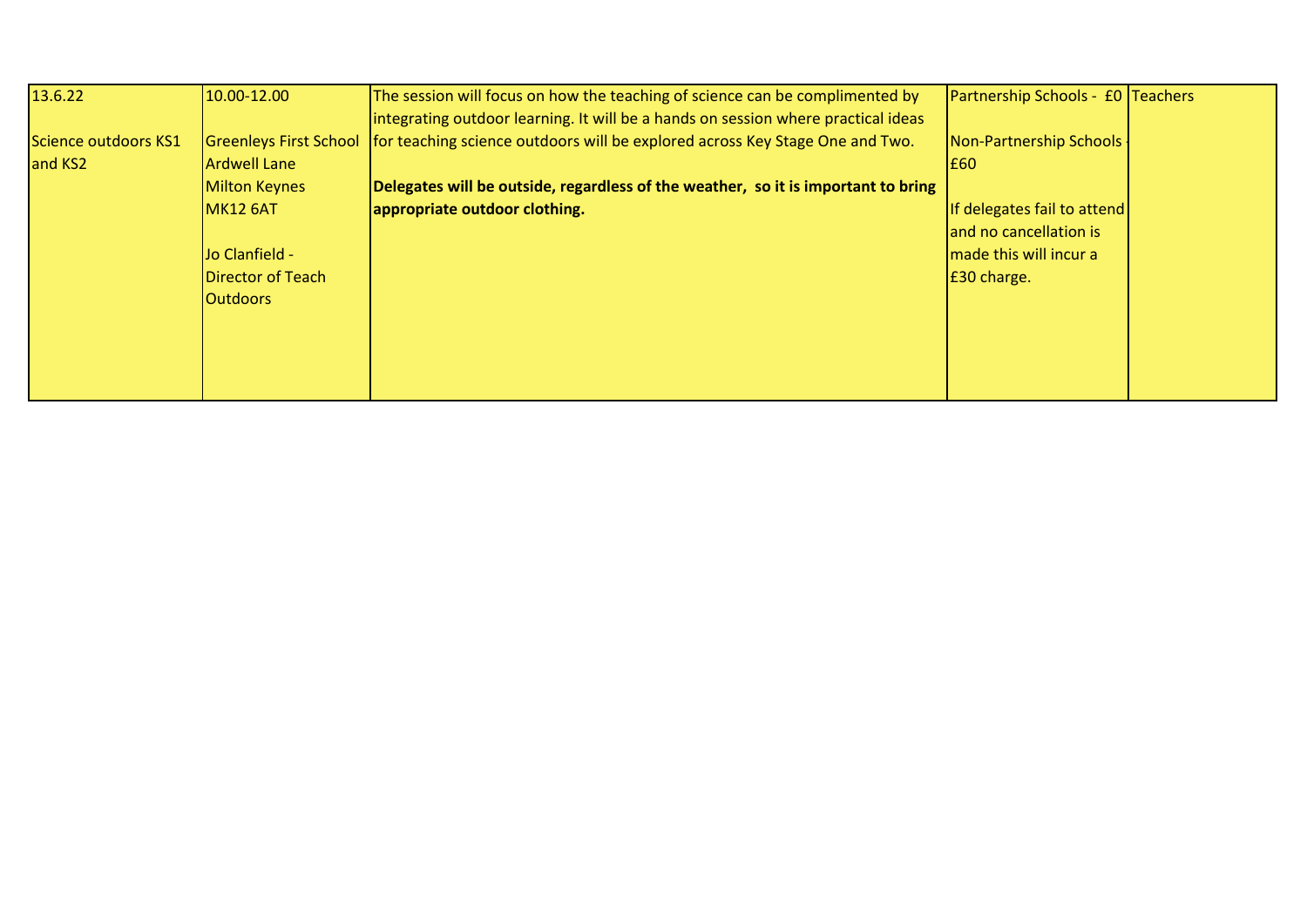| 13.6.22<br><br>Science outdoors KS1 and KS2 | 10.00-12.00<br><br>Greenleys First School<br>Ardwell Lane<br>Milton Keynes<br>MK12 6AT<br><br>Jo Clanfield -<br>Director of Teach Outdoors | The session will focus on how the teaching of science can be complimented by integrating outdoor learning. It will be a hands on session where practical ideas for teaching science outdoors will be explored across Key Stage One and Two.<br><br>**Delegates will be outside, regardless of the weather, so it is important to bring appropriate outdoor clothing.** | Partnership Schools - £0<br><br>Non-Partnership Schools - £60<br><br>If delegates fail to attend and no cancellation is made this will incur a £30 charge. | Teachers |
|---|---|---|---|---|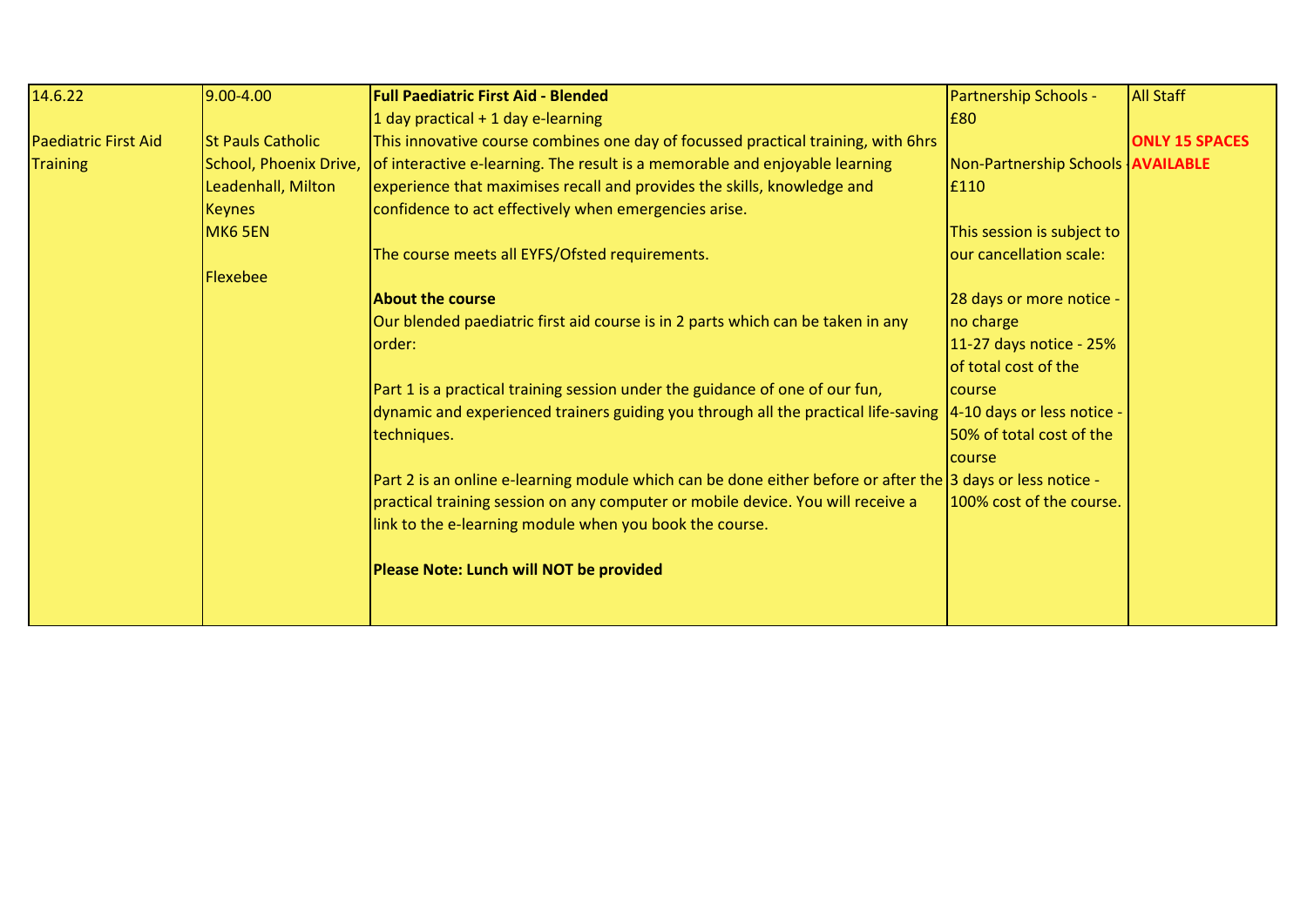| | | | | |
|---|---|---|---|---|
| 14.6.22<br><br>Paediatric First Aid Training | 9.00-4.00<br><br>St Pauls Catholic School, Phoenix Drive, Leadenhall, Milton Keynes<br>MK6 5EN<br><br>Flexebee | **Full Paediatric First Aid - Blended**<br>1 day practical + 1 day e-learning<br>This innovative course combines one day of focussed practical training, with 6hrs of interactive e-learning. The result is a memorable and enjoyable learning experience that maximises recall and provides the skills, knowledge and confidence to act effectively when emergencies arise.<br><br>The course meets all EYFS/Ofsted requirements.<br><br>**About the course**<br>Our blended paediatric first aid course is in 2 parts which can be taken in any order:<br><br>Part 1 is a practical training session under the guidance of one of our fun, dynamic and experienced trainers guiding you through all the practical life-saving techniques.<br><br>Part 2 is an online e-learning module which can be done either before or after the practical training session on any computer or mobile device. You will receive a link to the e-learning module when you book the course.<br><br>**Please Note: Lunch will NOT be provided** | Partnership Schools - £80<br><br>Non-Partnership Schools - £110<br><br>This session is subject to our cancellation scale:<br><br>28 days or more notice - no charge<br>11-27 days notice - 25% of total cost of the course<br>4-10 days or less notice - 50% of total cost of the course<br>3 days or less notice - 100% cost of the course. | All Staff<br><br>**ONLY 15 SPACES AVAILABLE** |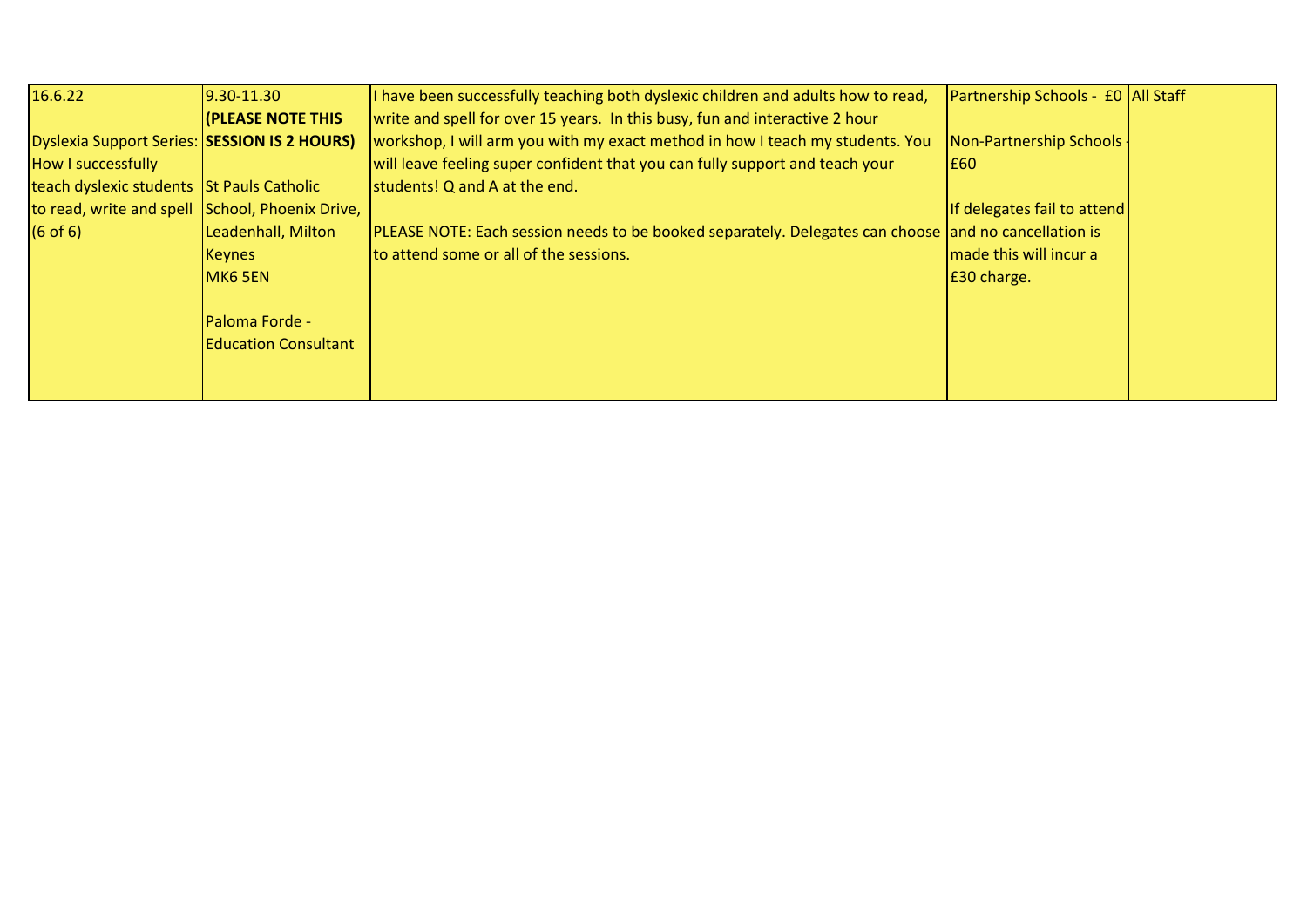| | | | | |
|---|---|---|---|---|
| 16.6.22<br><br>Dyslexia Support Series: How I successfully teach dyslexic students to read, write and spell (6 of 6) | 9.30-11.30<br>**(PLEASE NOTE THIS SESSION IS 2 HOURS)**<br><br>St Pauls Catholic School, Phoenix Drive, Leadenhall, Milton Keynes<br>MK6 5EN<br><br>Paloma Forde - Education Consultant | I have been successfully teaching both dyslexic children and adults how to read, write and spell for over 15 years. In this busy, fun and interactive 2 hour workshop, I will arm you with my exact method in how I teach my students. You will leave feeling super confident that you can fully support and teach your students! Q and A at the end.<br><br>PLEASE NOTE: Each session needs to be booked separately. Delegates can choose to attend some or all of the sessions. | Partnership Schools - £0<br><br>Non-Partnership Schools - £60<br><br>If delegates fail to attend and no cancellation is made this will incur a £30 charge. | All Staff |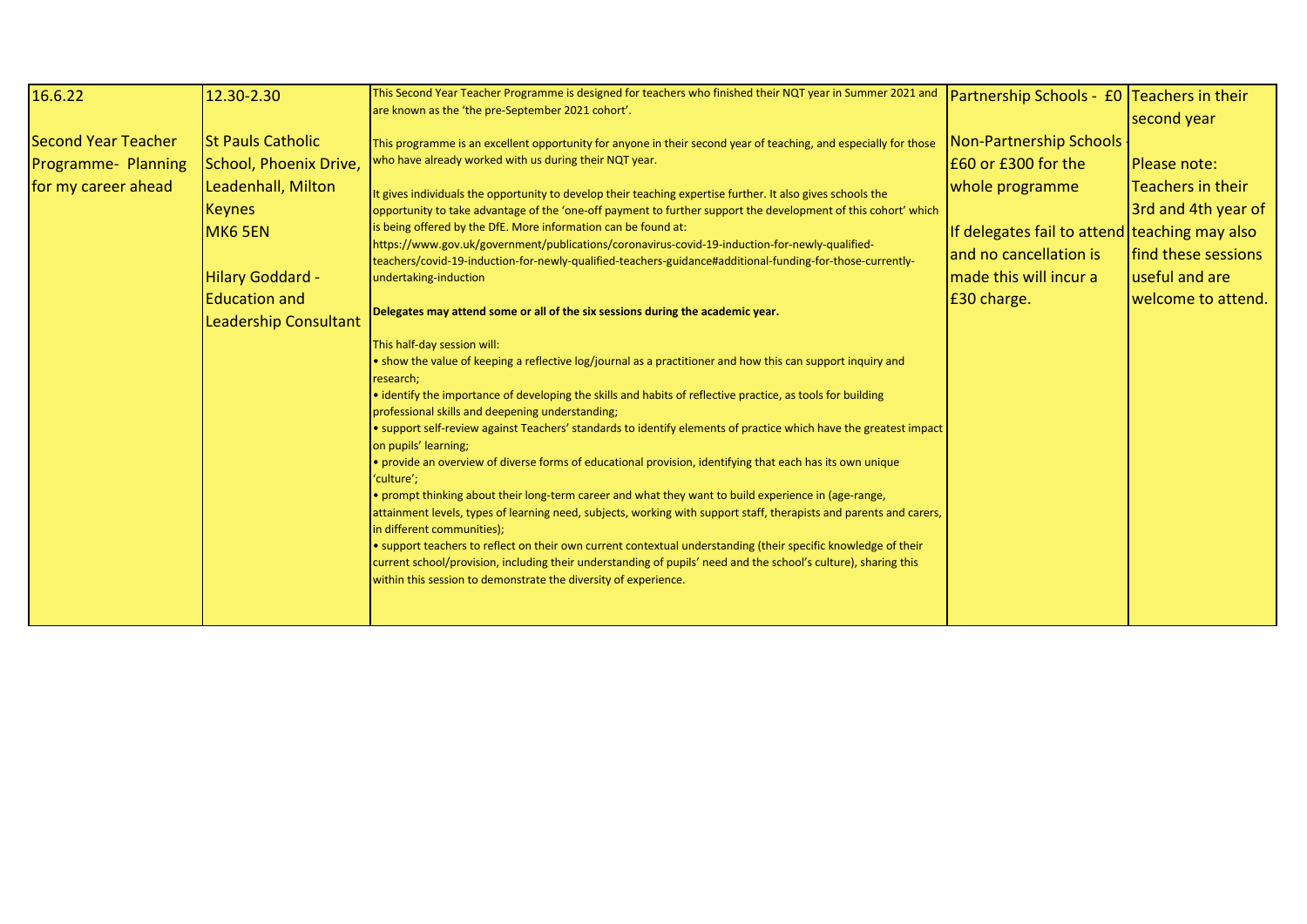| 16.6.22<br><br>Second Year Teacher Programme- Planning for my career ahead | 12.30-2.30<br><br>St Pauls Catholic School, Phoenix Drive, Leadenhall, Milton Keynes<br>MK6 5EN<br><br>Hilary Goddard - Education and Leadership Consultant | This Second Year Teacher Programme is designed for teachers who finished their NQT year in Summer 2021 and are known as the 'the pre-September 2021 cohort'.<br><br>This programme is an excellent opportunity for anyone in their second year of teaching, and especially for those who have already worked with us during their NQT year.<br><br>It gives individuals the opportunity to develop their teaching expertise further. It also gives schools the opportunity to take advantage of the 'one-off payment to further support the development of this cohort' which is being offered by the DfE. More information can be found at: https://www.gov.uk/government/publications/coronavirus-covid-19-induction-for-newly-qualified-teachers/covid-19-induction-for-newly-qualified-teachers-guidance#additional-funding-for-those-currently-undertaking-induction<br><br>**Delegates may attend some or all of the six sessions during the academic year.**<br><br>This half-day session will:<br>• show the value of keeping a reflective log/journal as a practitioner and how this can support inquiry and research;<br>• identify the importance of developing the skills and habits of reflective practice, as tools for building professional skills and deepening understanding;<br>• support self-review against Teachers' standards to identify elements of practice which have the greatest impact on pupils' learning;<br>• provide an overview of diverse forms of educational provision, identifying that each has its own unique 'culture';<br>• prompt thinking about their long-term career and what they want to build experience in (age-range, attainment levels, types of learning need, subjects, working with support staff, therapists and parents and carers, in different communities);<br>• support teachers to reflect on their own current contextual understanding (their specific knowledge of their current school/provision, including their understanding of pupils' need and the school's culture), sharing this within this session to demonstrate the diversity of experience. | Partnership Schools - £0<br><br>Non-Partnership Schools - £60 or £300 for the whole programme<br><br>If delegates fail to attend and no cancellation is made this will incur a £30 charge. | Teachers in their second year<br><br>Please note: Teachers in their 3rd and 4th year of teaching may also find these sessions useful and are welcome to attend. |
|---|---|---|---|---|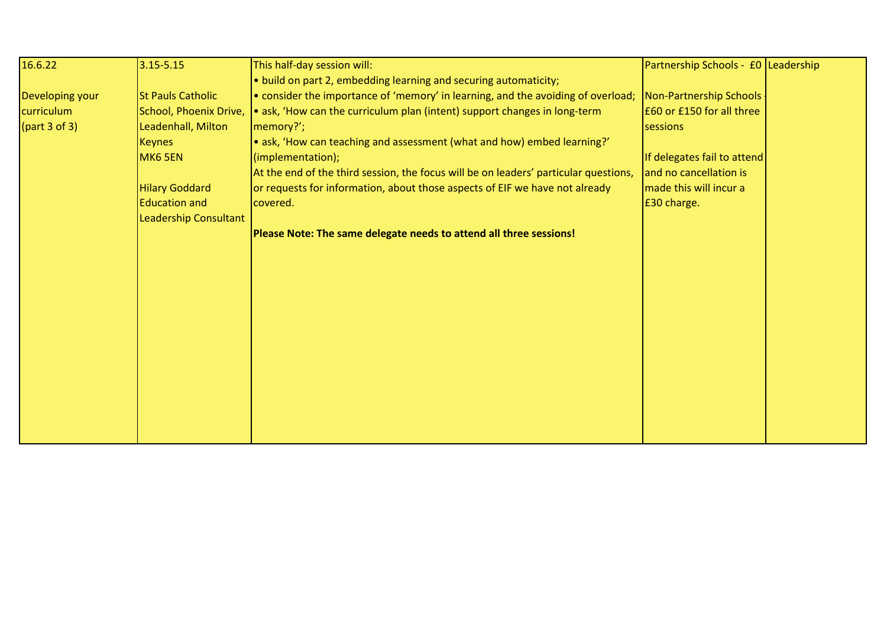| | | | | |
|---|---|---|---|---|
| 16.6.22<br><br>Developing your curriculum (part 3 of 3) | 3.15-5.15<br><br>St Pauls Catholic School, Phoenix Drive, Leadenhall, Milton Keynes MK6 5EN<br><br>Hilary Goddard Education and Leadership Consultant | This half-day session will:<br>• build on part 2, embedding learning and securing automaticity;<br>• consider the importance of 'memory' in learning, and the avoiding of overload;<br>• ask, 'How can the curriculum plan (intent) support changes in long-term memory?';<br>• ask, 'How can teaching and assessment (what and how) embed learning?' (implementation);<br>At the end of the third session, the focus will be on leaders' particular questions, or requests for information, about those aspects of EIF we have not already covered.<br><br>**Please Note: The same delegate needs to attend all three sessions!** | Partnership Schools - £0<br><br>Non-Partnership Schools - £60 or £150 for all three sessions<br><br>If delegates fail to attend and no cancellation is made this will incur a £30 charge. | Leadership |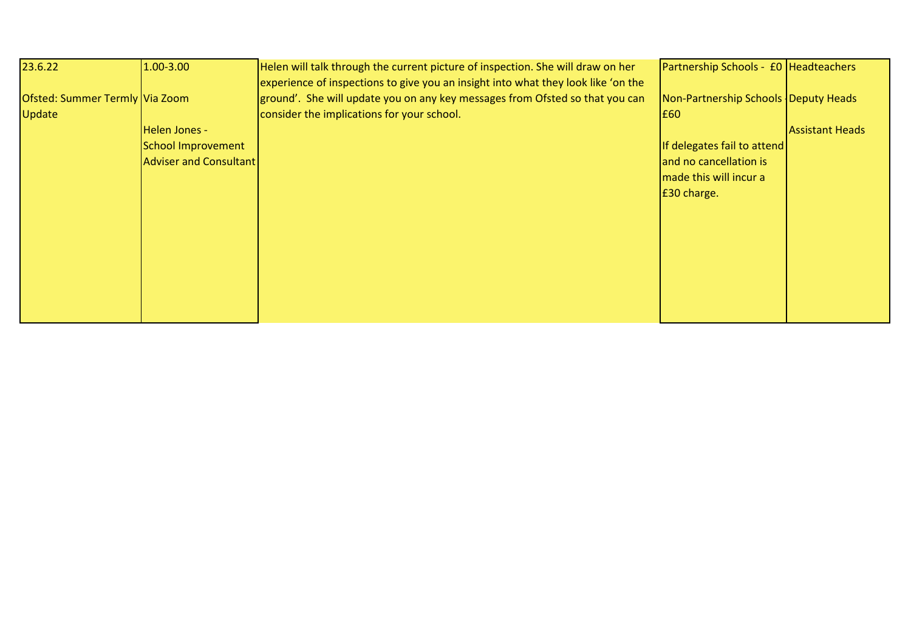| | | | | |
|---|---|---|---|---|
| 23.6.22<br><br>Ofsted: Summer Termly Update | 1.00-3.00<br><br>Via Zoom<br><br>Helen Jones - School Improvement Adviser and Consultant | Helen will talk through the current picture of inspection. She will draw on her experience of inspections to give you an insight into what they look like 'on the ground'. She will update you on any key messages from Ofsted so that you can consider the implications for your school. | Partnership Schools - £0<br><br>Non-Partnership Schools - £60<br><br>If delegates fail to attend and no cancellation is made this will incur a £30 charge. | Headteachers<br><br>Deputy Heads<br><br>Assistant Heads |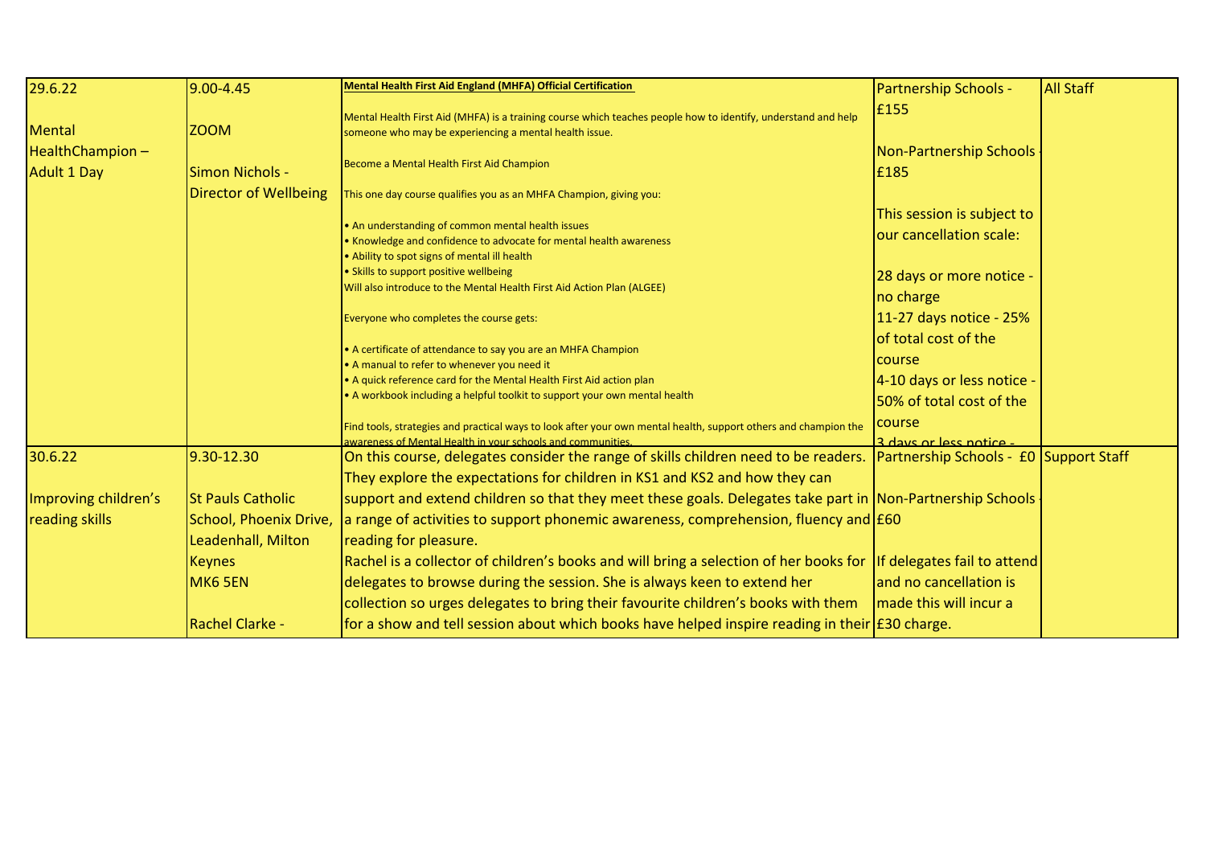| | | | | |
|---|---|---|---|---|
| 29.6.22<br><br>Mental HealthChampion – Adult 1 Day | 9.00-4.45<br><br>ZOOM<br><br>Simon Nichols - Director of Wellbeing | **Mental Health First Aid England (MHFA) Official Certification**<br><br>Mental Health First Aid (MHFA) is a training course which teaches people how to identify, understand and help someone who may be experiencing a mental health issue.<br><br>Become a Mental Health First Aid Champion<br><br>This one day course qualifies you as an MHFA Champion, giving you:<br><br>• An understanding of common mental health issues<br>• Knowledge and confidence to advocate for mental health awareness<br>• Ability to spot signs of mental ill health<br>• Skills to support positive wellbeing<br>Will also introduce to the Mental Health First Aid Action Plan (ALGEE)<br><br>Everyone who completes the course gets:<br><br>• A certificate of attendance to say you are an MHFA Champion<br>• A manual to refer to whenever you need it<br>• A quick reference card for the Mental Health First Aid action plan<br>• A workbook including a helpful toolkit to support your own mental health<br><br>Find tools, strategies and practical ways to look after your own mental health, support others and champion the awareness of Mental Health in your schools and communities. | Partnership Schools - £155<br><br>Non-Partnership Schools - £185<br><br>This session is subject to our cancellation scale:<br><br>28 days or more notice - no charge<br>11-27 days notice - 25% of total cost of the course<br>4-10 days or less notice - 50% of total cost of the course<br>3 days or less notice - | All Staff |
| 30.6.22<br><br>Improving children's reading skills | 9.30-12.30<br><br>St Pauls Catholic School, Phoenix Drive, Leadenhall, Milton Keynes<br>MK6 5EN<br><br>Rachel Clarke - | On this course, delegates consider the range of skills children need to be readers. They explore the expectations for children in KS1 and KS2 and how they can support and extend children so that they meet these goals. Delegates take part in a range of activities to support phonemic awareness, comprehension, fluency and reading for pleasure.<br>Rachel is a collector of children's books and will bring a selection of her books for delegates to browse during the session. She is always keen to extend her collection so urges delegates to bring their favourite children's books with them for a show and tell session about which books have helped inspire reading in their | Partnership Schools - £0<br>Non-Partnership Schools - £60<br>If delegates fail to attend and no cancellation is made this will incur a £30 charge. | Support Staff |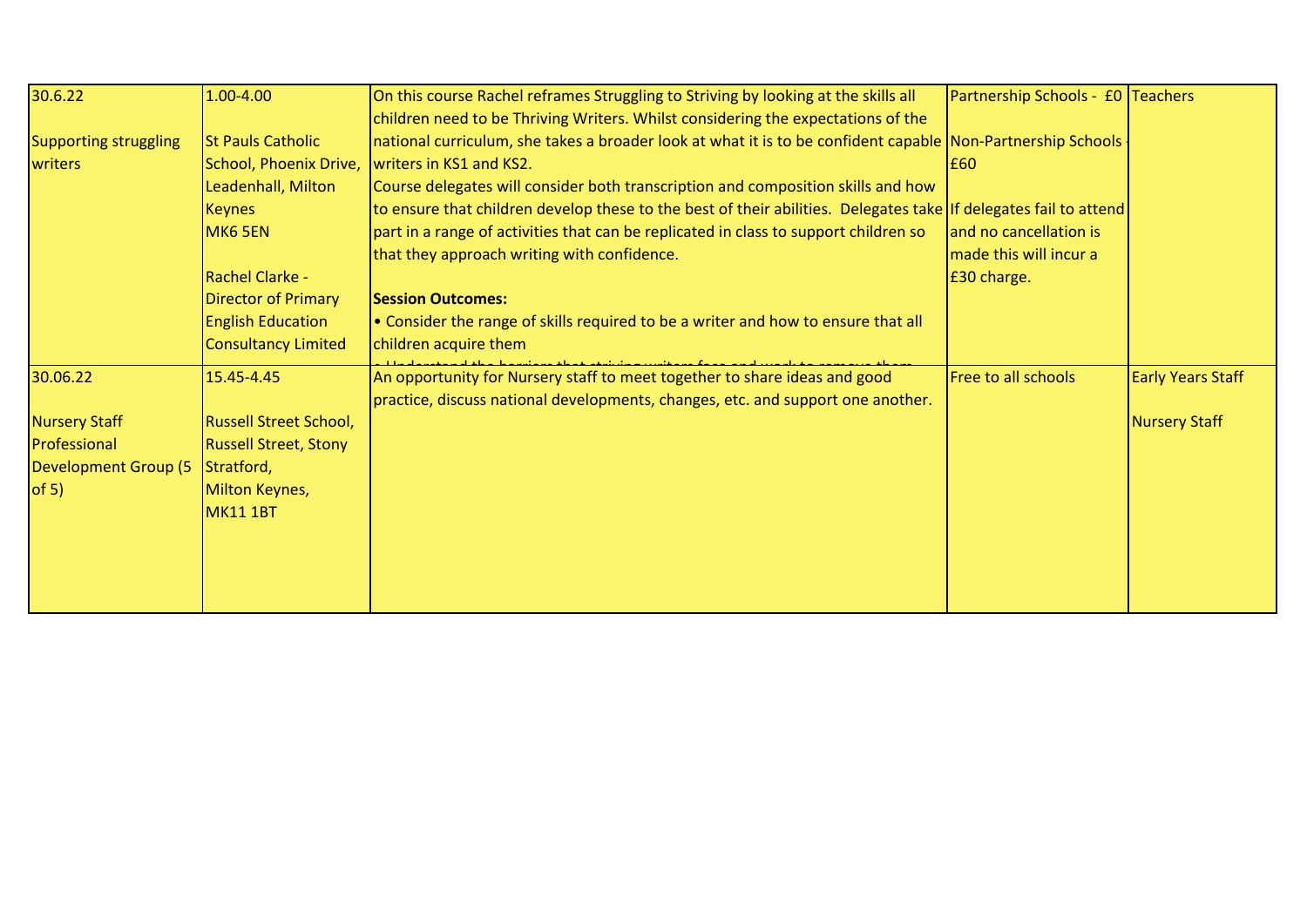| | | | | |
|---|---|---|---|---|
| 30.6.22<br><br>Supporting struggling writers | 1.00-4.00<br><br>St Pauls Catholic School, Phoenix Drive, Leadenhall, Milton Keynes<br>MK6 5EN<br><br>Rachel Clarke - Director of Primary English Education Consultancy Limited | On this course Rachel reframes Struggling to Striving by looking at the skills all children need to be Thriving Writers. Whilst considering the expectations of the national curriculum, she takes a broader look at what it is to be confident capable writers in KS1 and KS2.<br>Course delegates will consider both transcription and composition skills and how to ensure that children develop these to the best of their abilities. Delegates take part in a range of activities that can be replicated in class to support children so that they approach writing with confidence.<br><br>**Session Outcomes:**<br>• Consider the range of skills required to be a writer and how to ensure that all children acquire them<br>• Understand the barriers that striving writers face and work to remove them | Partnership Schools - £0<br><br>Non-Partnership Schools - £60<br><br>If delegates fail to attend and no cancellation is made this will incur a £30 charge. | Teachers |
| 30.06.22<br><br>Nursery Staff Professional Development Group (5 of 5) | 15.45-4.45<br><br>Russell Street School, Russell Street, Stony Stratford, Milton Keynes, MK11 1BT | An opportunity for Nursery staff to meet together to share ideas and good practice, discuss national developments, changes, etc. and support one another. | Free to all schools | Early Years Staff<br><br>Nursery Staff |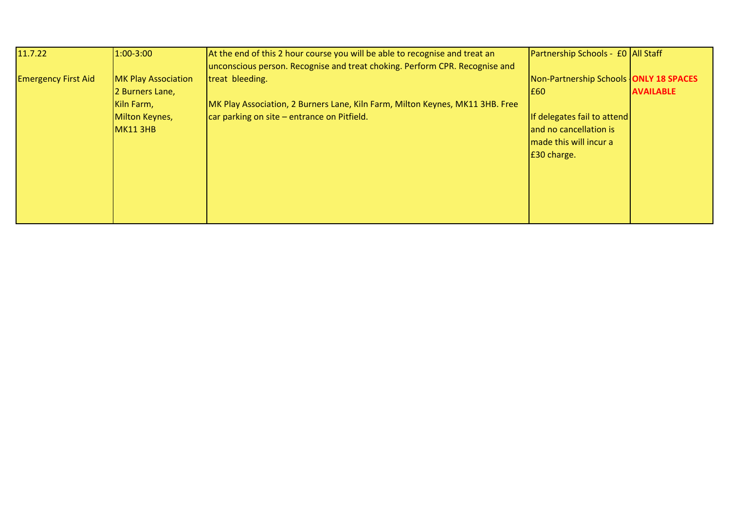| | | | | |
|---|---|---|---|---|
| 11.7.22<br><br>Emergency First Aid | 1:00-3:00<br><br>MK Play Association<br>2 Burners Lane,<br>Kiln Farm,<br>Milton Keynes,<br>MK11 3HB | At the end of this 2 hour course you will be able to recognise and treat an unconscious person. Recognise and treat choking. Perform CPR. Recognise and treat bleeding.<br><br>MK Play Association, 2 Burners Lane, Kiln Farm, Milton Keynes, MK11 3HB. Free car parking on site – entrance on Pitfield. | Partnership Schools - £0<br><br>Non-Partnership Schools - £60<br><br>If delegates fail to attend and no cancellation is made this will incur a £30 charge. | All Staff<br><br>**ONLY 18 SPACES AVAILABLE** |